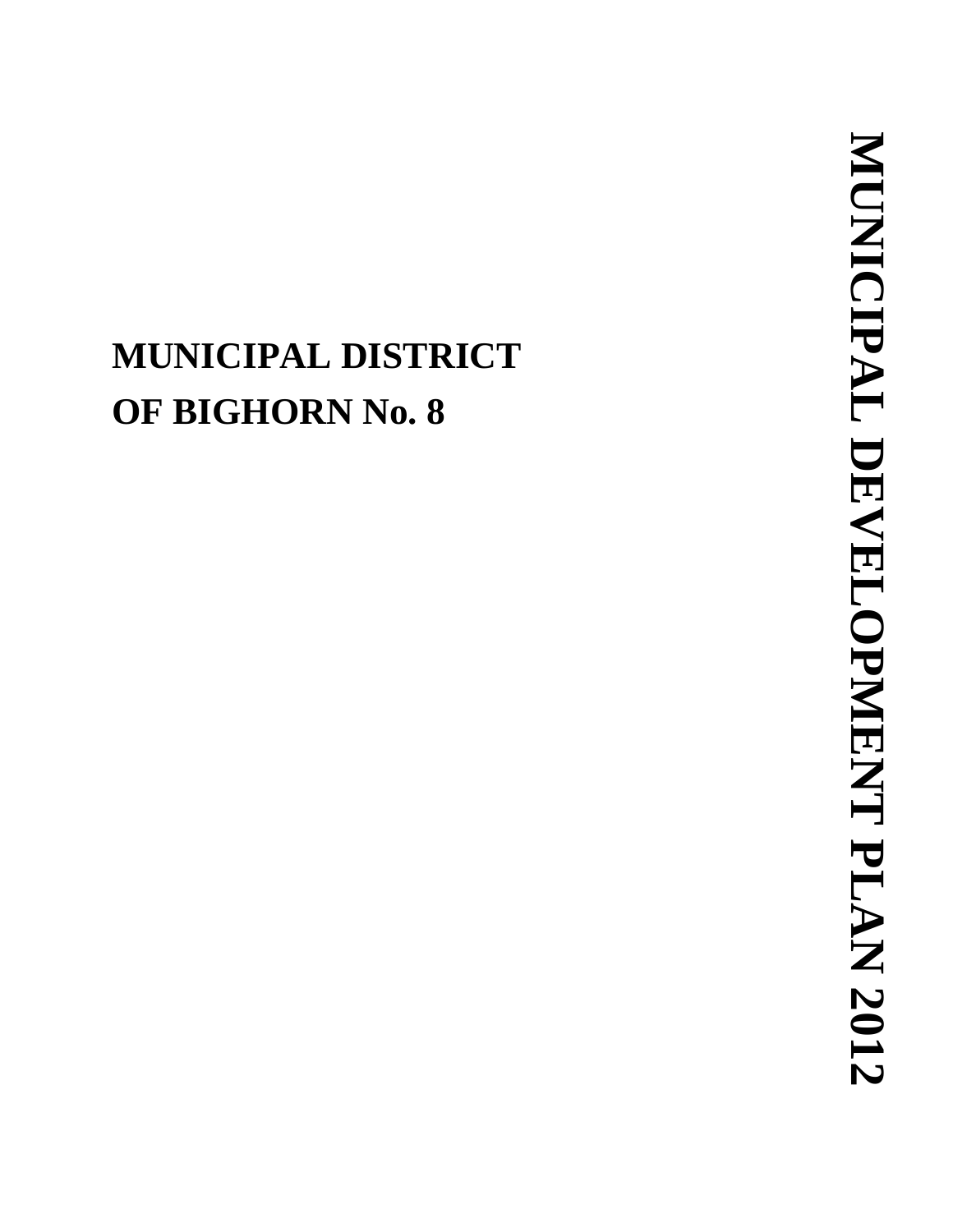# MUNICIPAL DISTRICT OF BIGHORN No. 8

# MUNICIPAL DEVELOPMENT PLAN 2012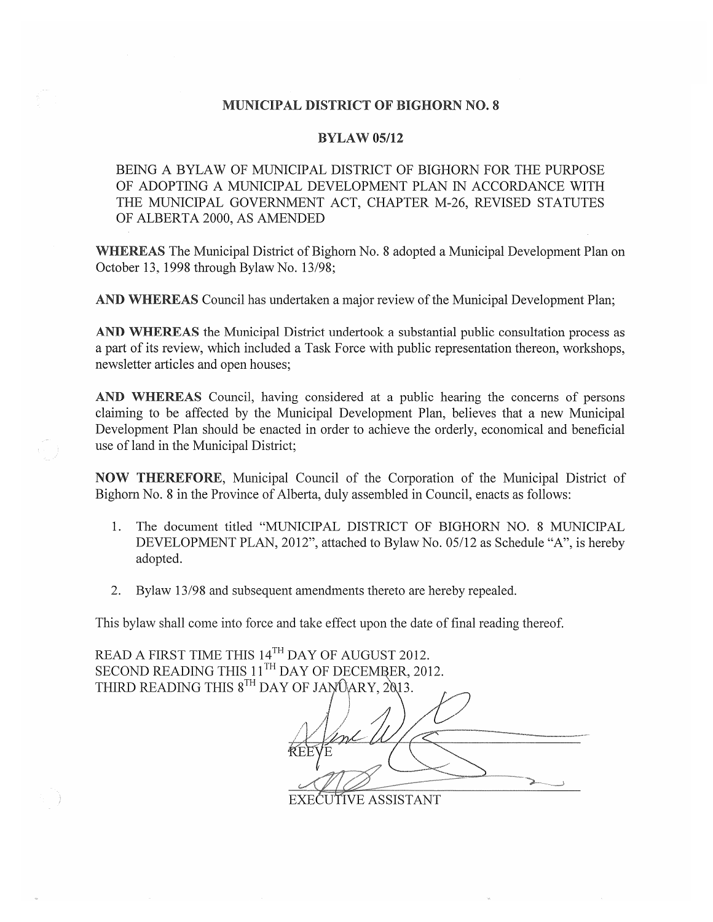# MUNICIPAL DISTRICT OF BIGHORN NO. 8

## BYLAW 05/12

BEING A BYLAW OF MUNICIPAL DISTRICT OF BIGHORN FOR THE PURPOSE OF ADOPTING A MUNICIPAL DEVELOPMENT PLAN IN ACCORDANCE WITH THE MUNICIPAL GOVERNMENT ACT, CHAPTER M-26, REVISED STATUTES OF ALBERTA 2000, AS AMENDED

**WHEREAS** The Municipal District of Bighorn No. 8 adopted a Municipal Development Plan on October 13, 1998 through Bylaw No. 13/98;

**AND WHEREAS** Council has undertaken a major review of the Municipal Development Plan;

**AND WHEREAS** the Municipal District undertook a substantial public consultation process as a part of its review, which included a Task Force with public representation thereon, workshops, newsletter articles and open houses;

**AND WHEREAS** Council, having considered at a public hearing the concerns of persons claiming to be affected by the Municipal Development Plan, believes that a new Municipal Development Plan should be enacted in order to achieve the orderly, economical and beneficial use of land in the Municipal District;

**NOW THEREFORE**, Municipal Council of the Corporation of the Municipal District of Bighorn No. 8 in the Province of Alberta, duly assembled in Council, enacts as follows:

1. The document titled "MUNICIPAL DISTRICT OF BIGHORN NO. 8 MUNICIPAL DEVELOPMENT PLAN, 2012", attached to Bylaw No. 05/12 as Schedule "A", is hereby adopted.
2. Bylaw 13/98 and subsequent amendments thereto are hereby repealed.

This bylaw shall come into force and take effect upon the date of final reading thereof.

READ A FIRST TIME THIS 14TH DAY OF AUGUST 2012.
SECOND READING THIS 11TH DAY OF DECEMBER, 2012.
THIRD READING THIS 8TH DAY OF JANUARY, 2013.

REEVE

EXECUTIVE ASSISTANT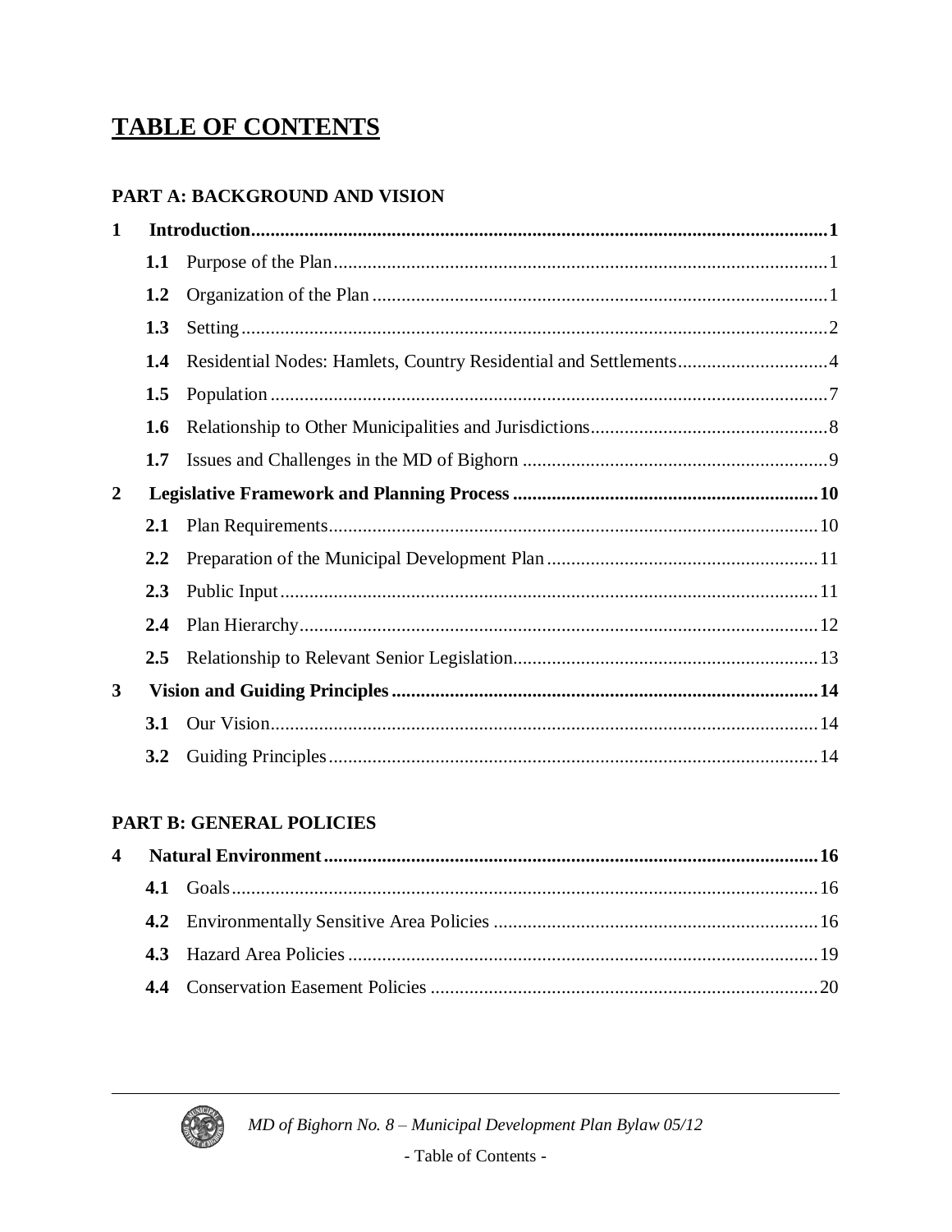# TABLE OF CONTENTS

## PART A: BACKGROUND AND VISION

**1 Introduction ... 1**

- **1.1** Purpose of the Plan ... 1
- **1.2** Organization of the Plan ... 1
- **1.3** Setting ... 2
- **1.4** Residential Nodes: Hamlets, Country Residential and Settlements ... 4
- **1.5** Population ... 7
- **1.6** Relationship to Other Municipalities and Jurisdictions ... 8
- **1.7** Issues and Challenges in the MD of Bighorn ... 9

**2 Legislative Framework and Planning Process ... 10**

- **2.1** Plan Requirements ... 10
- **2.2** Preparation of the Municipal Development Plan ... 11
- **2.3** Public Input ... 11
- **2.4** Plan Hierarchy ... 12
- **2.5** Relationship to Relevant Senior Legislation ... 13

**3 Vision and Guiding Principles ... 14**

- **3.1** Our Vision ... 14
- **3.2** Guiding Principles ... 14

## PART B: GENERAL POLICIES

**4 Natural Environment ... 16**

- **4.1** Goals ... 16
- **4.2** Environmentally Sensitive Area Policies ... 16
- **4.3** Hazard Area Policies ... 19
- **4.4** Conservation Easement Policies ... 20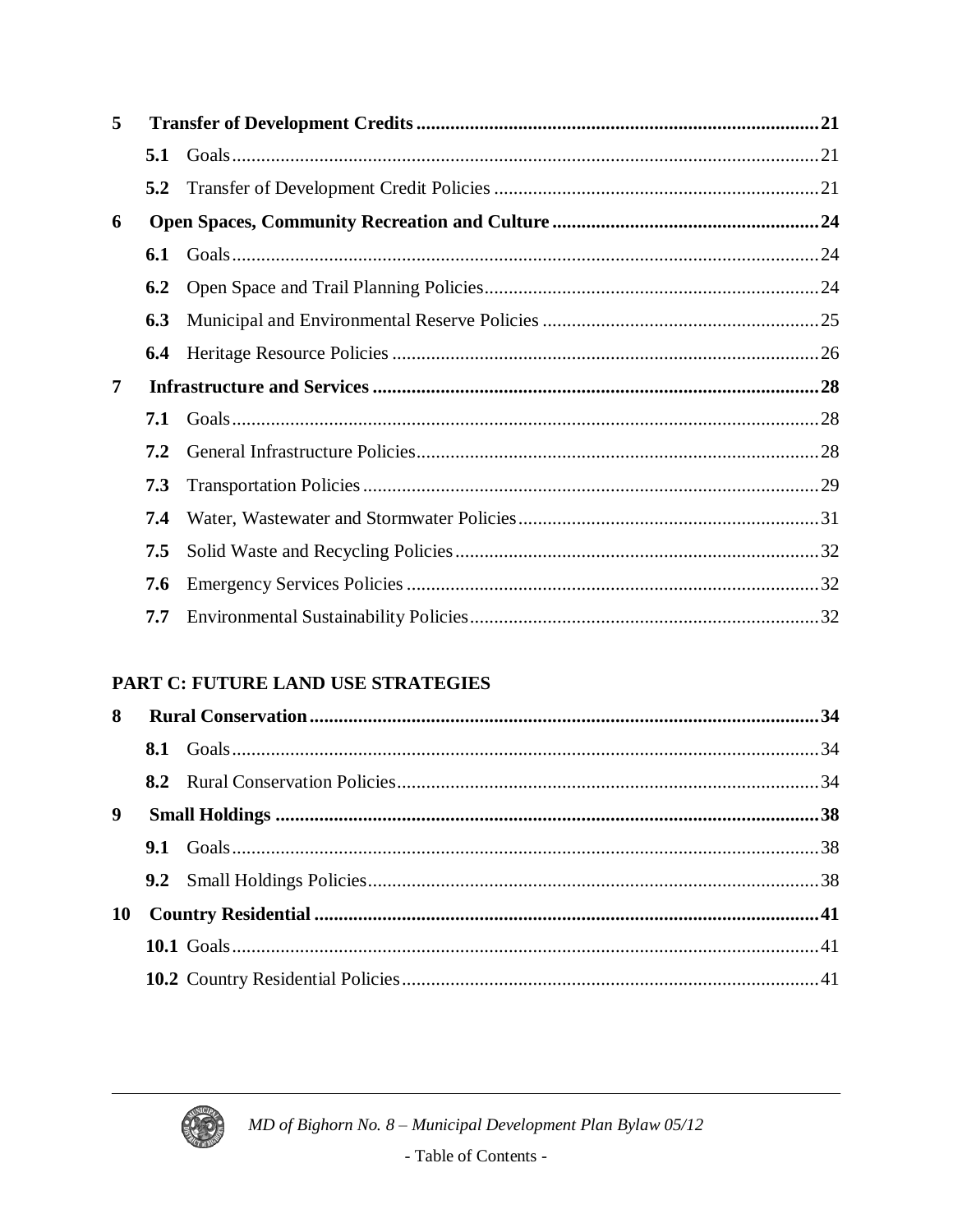| | | |
|---|---|---|
| **5** | **Transfer of Development Credits** | **21** |
| **5.1** | Goals | 21 |
| **5.2** | Transfer of Development Credit Policies | 21 |
| **6** | **Open Spaces, Community Recreation and Culture** | **24** |
| **6.1** | Goals | 24 |
| **6.2** | Open Space and Trail Planning Policies | 24 |
| **6.3** | Municipal and Environmental Reserve Policies | 25 |
| **6.4** | Heritage Resource Policies | 26 |
| **7** | **Infrastructure and Services** | **28** |
| **7.1** | Goals | 28 |
| **7.2** | General Infrastructure Policies | 28 |
| **7.3** | Transportation Policies | 29 |
| **7.4** | Water, Wastewater and Stormwater Policies | 31 |
| **7.5** | Solid Waste and Recycling Policies | 32 |
| **7.6** | Emergency Services Policies | 32 |
| **7.7** | Environmental Sustainability Policies | 32 |

**PART C: FUTURE LAND USE STRATEGIES**

| | | |
|---|---|---|
| **8** | **Rural Conservation** | **34** |
| **8.1** | Goals | 34 |
| **8.2** | Rural Conservation Policies | 34 |
| **9** | **Small Holdings** | **38** |
| **9.1** | Goals | 38 |
| **9.2** | Small Holdings Policies | 38 |
| **10** | **Country Residential** | **41** |
| **10.1** | Goals | 41 |
| **10.2** | Country Residential Policies | 41 |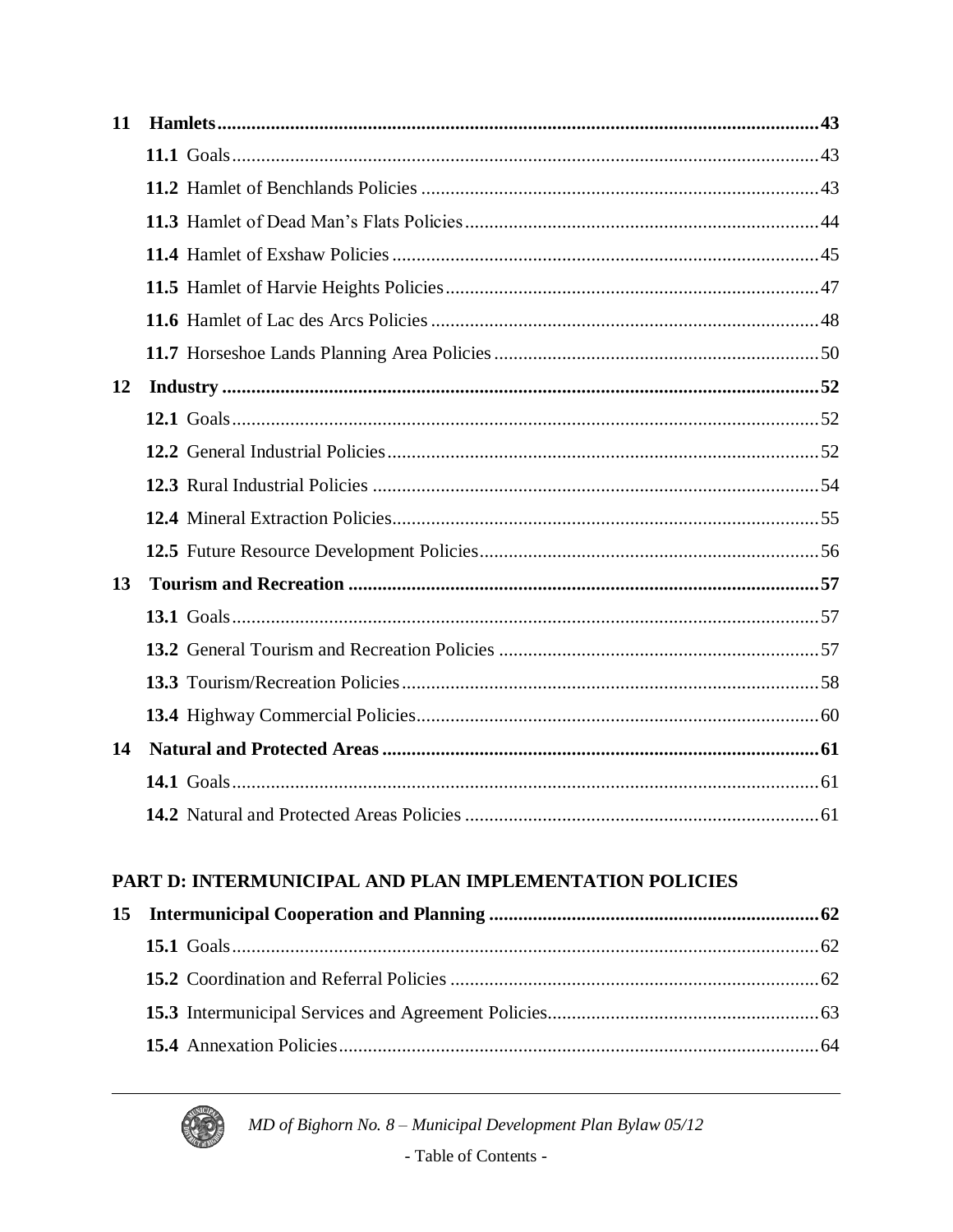**11 Hamlets** .......... **43**

- **11.1** Goals .......... 43
- **11.2** Hamlet of Benchlands Policies .......... 43
- **11.3** Hamlet of Dead Man's Flats Policies .......... 44
- **11.4** Hamlet of Exshaw Policies .......... 45
- **11.5** Hamlet of Harvie Heights Policies .......... 47
- **11.6** Hamlet of Lac des Arcs Policies .......... 48
- **11.7** Horseshoe Lands Planning Area Policies .......... 50

**12 Industry** .......... **52**

- **12.1** Goals .......... 52
- **12.2** General Industrial Policies .......... 52
- **12.3** Rural Industrial Policies .......... 54
- **12.4** Mineral Extraction Policies .......... 55
- **12.5** Future Resource Development Policies .......... 56

**13 Tourism and Recreation** .......... **57**

- **13.1** Goals .......... 57
- **13.2** General Tourism and Recreation Policies .......... 57
- **13.3** Tourism/Recreation Policies .......... 58
- **13.4** Highway Commercial Policies .......... 60

**14 Natural and Protected Areas** .......... **61**

- **14.1** Goals .......... 61
- **14.2** Natural and Protected Areas Policies .......... 61

## PART D: INTERMUNICIPAL AND PLAN IMPLEMENTATION POLICIES

**15 Intermunicipal Cooperation and Planning** .......... **62**

- **15.1** Goals .......... 62
- **15.2** Coordination and Referral Policies .......... 62
- **15.3** Intermunicipal Services and Agreement Policies .......... 63
- **15.4** Annexation Policies .......... 64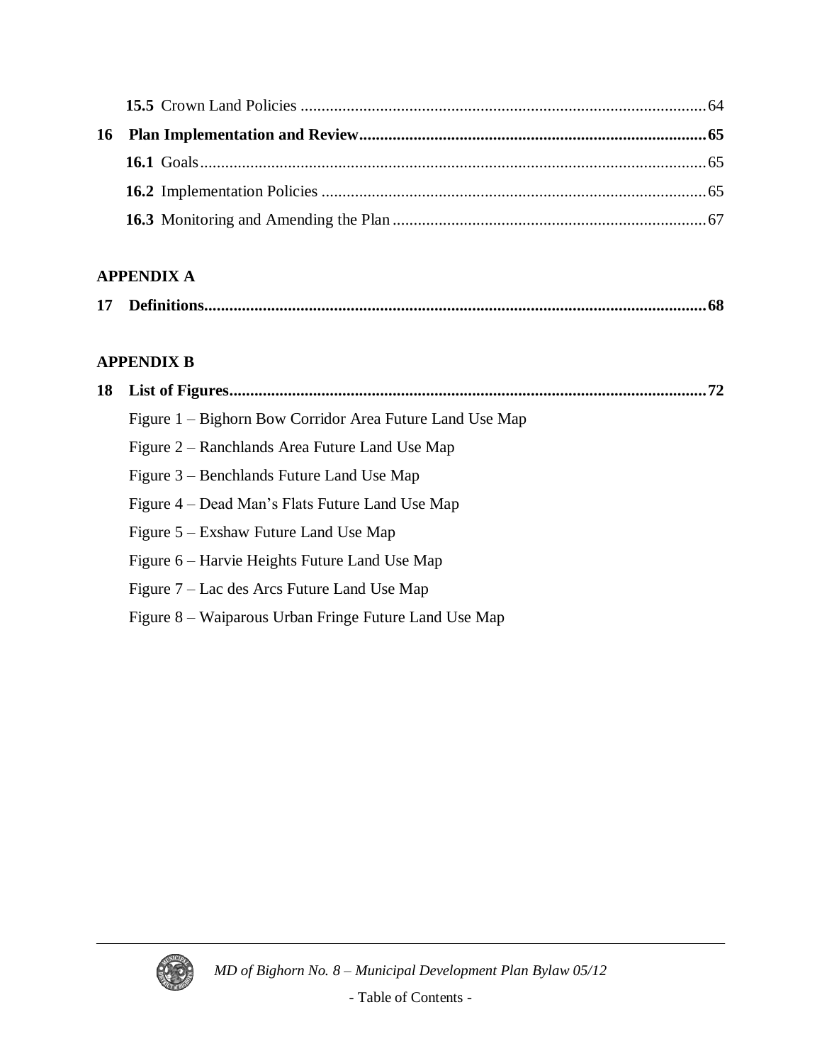**15.5** Crown Land Policies ........................................................................................ 64

**16 Plan Implementation and Review** ............................................................................ **65**

**16.1** Goals ....................................................................................................................... 65

**16.2** Implementation Policies ......................................................................................... 65

**16.3** Monitoring and Amending the Plan ........................................................................ 67

**APPENDIX A**

**17 Definitions** ................................................................................................................ **68**

**APPENDIX B**

**18 List of Figures** .......................................................................................................... **72**

Figure 1 – Bighorn Bow Corridor Area Future Land Use Map

Figure 2 – Ranchlands Area Future Land Use Map

Figure 3 – Benchlands Future Land Use Map

Figure 4 – Dead Man's Flats Future Land Use Map

Figure 5 – Exshaw Future Land Use Map

Figure 6 – Harvie Heights Future Land Use Map

Figure 7 – Lac des Arcs Future Land Use Map

Figure 8 – Waiparous Urban Fringe Future Land Use Map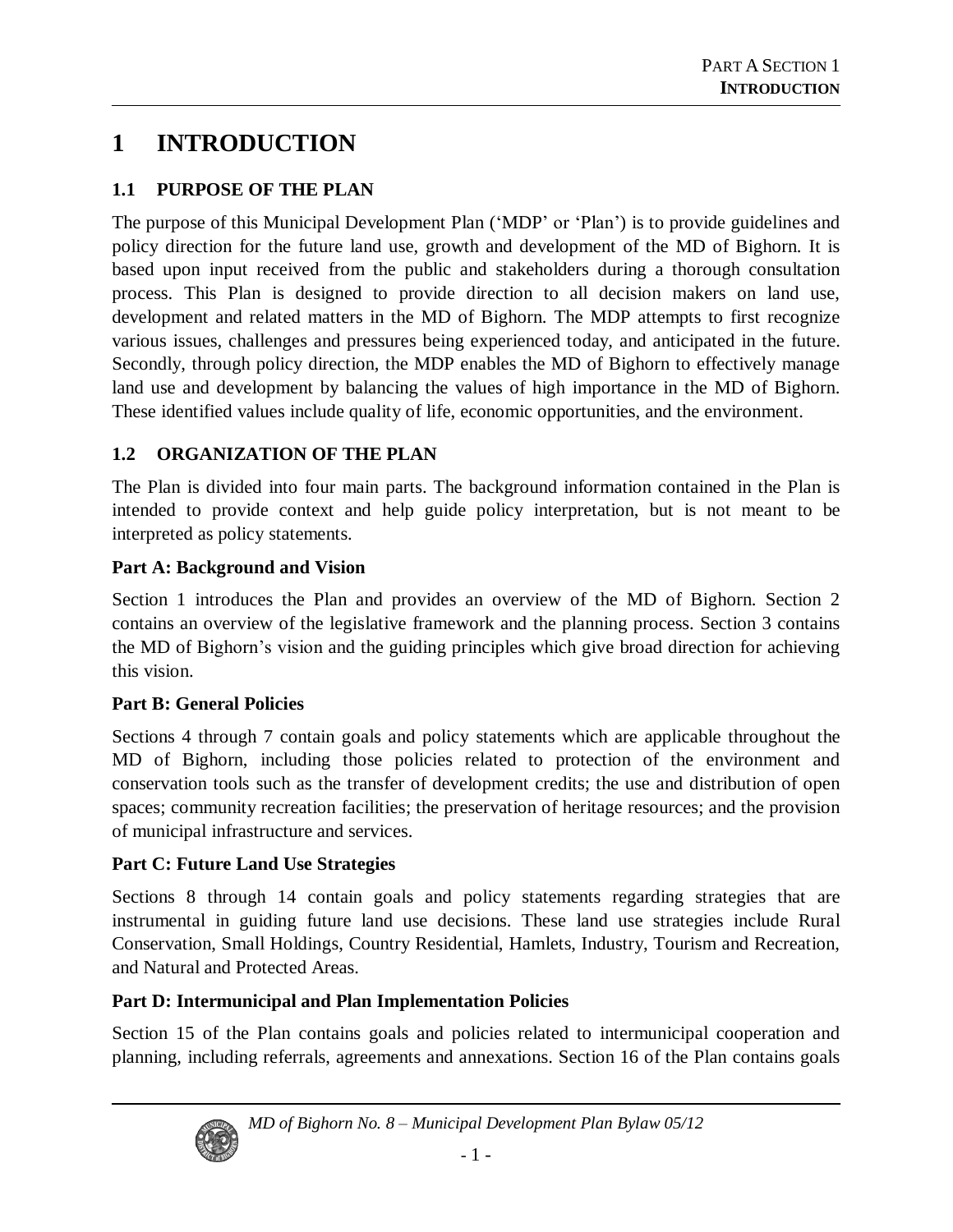# 1 INTRODUCTION

## 1.1 PURPOSE OF THE PLAN

The purpose of this Municipal Development Plan ('MDP' or 'Plan') is to provide guidelines and policy direction for the future land use, growth and development of the MD of Bighorn. It is based upon input received from the public and stakeholders during a thorough consultation process. This Plan is designed to provide direction to all decision makers on land use, development and related matters in the MD of Bighorn. The MDP attempts to first recognize various issues, challenges and pressures being experienced today, and anticipated in the future. Secondly, through policy direction, the MDP enables the MD of Bighorn to effectively manage land use and development by balancing the values of high importance in the MD of Bighorn. These identified values include quality of life, economic opportunities, and the environment.

## 1.2 ORGANIZATION OF THE PLAN

The Plan is divided into four main parts. The background information contained in the Plan is intended to provide context and help guide policy interpretation, but is not meant to be interpreted as policy statements.

**Part A: Background and Vision**

Section 1 introduces the Plan and provides an overview of the MD of Bighorn. Section 2 contains an overview of the legislative framework and the planning process. Section 3 contains the MD of Bighorn's vision and the guiding principles which give broad direction for achieving this vision.

**Part B: General Policies**

Sections 4 through 7 contain goals and policy statements which are applicable throughout the MD of Bighorn, including those policies related to protection of the environment and conservation tools such as the transfer of development credits; the use and distribution of open spaces; community recreation facilities; the preservation of heritage resources; and the provision of municipal infrastructure and services.

**Part C: Future Land Use Strategies**

Sections 8 through 14 contain goals and policy statements regarding strategies that are instrumental in guiding future land use decisions. These land use strategies include Rural Conservation, Small Holdings, Country Residential, Hamlets, Industry, Tourism and Recreation, and Natural and Protected Areas.

**Part D: Intermunicipal and Plan Implementation Policies**

Section 15 of the Plan contains goals and policies related to intermunicipal cooperation and planning, including referrals, agreements and annexations. Section 16 of the Plan contains goals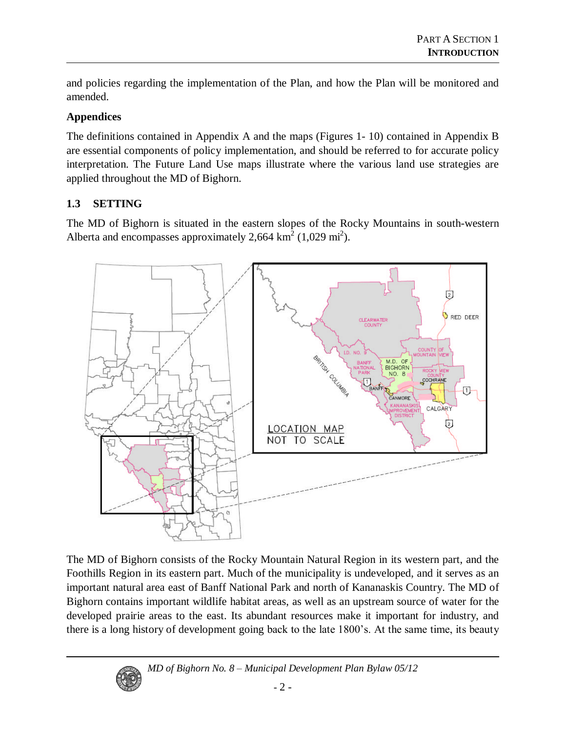and policies regarding the implementation of the Plan, and how the Plan will be monitored and amended.

**Appendices**

The definitions contained in Appendix A and the maps (Figures 1- 10) contained in Appendix B are essential components of policy implementation, and should be referred to for accurate policy interpretation. The Future Land Use maps illustrate where the various land use strategies are applied throughout the MD of Bighorn.

## 1.3 SETTING

The MD of Bighorn is situated in the eastern slopes of the Rocky Mountains in south-western Alberta and encompasses approximately 2,664 $km^2$ (1,029 $mi^2$).

The MD of Bighorn consists of the Rocky Mountain Natural Region in its western part, and the Foothills Region in its eastern part. Much of the municipality is undeveloped, and it serves as an important natural area east of Banff National Park and north of Kananaskis Country. The MD of Bighorn contains important wildlife habitat areas, as well as an upstream source of water for the developed prairie areas to the east. Its abundant resources make it important for industry, and there is a long history of development going back to the late 1800's. At the same time, its beauty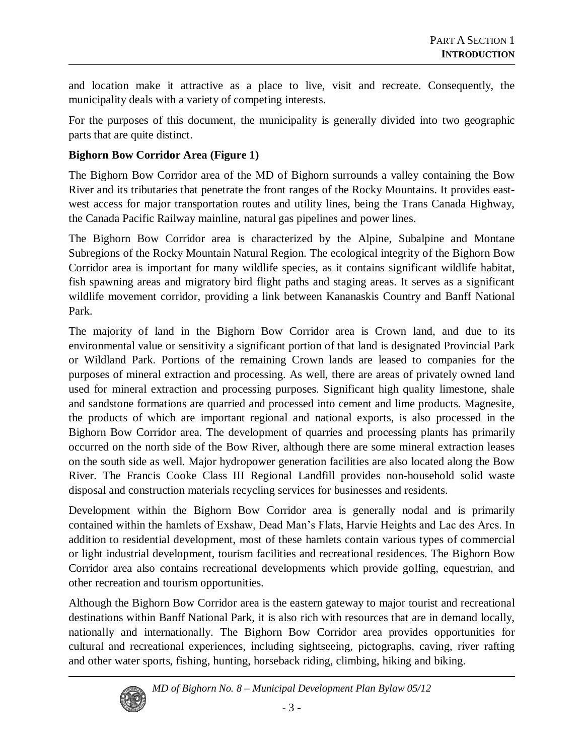and location make it attractive as a place to live, visit and recreate. Consequently, the municipality deals with a variety of competing interests.

For the purposes of this document, the municipality is generally divided into two geographic parts that are quite distinct.

**Bighorn Bow Corridor Area (Figure 1)**

The Bighorn Bow Corridor area of the MD of Bighorn surrounds a valley containing the Bow River and its tributaries that penetrate the front ranges of the Rocky Mountains. It provides east-west access for major transportation routes and utility lines, being the Trans Canada Highway, the Canada Pacific Railway mainline, natural gas pipelines and power lines.

The Bighorn Bow Corridor area is characterized by the Alpine, Subalpine and Montane Subregions of the Rocky Mountain Natural Region. The ecological integrity of the Bighorn Bow Corridor area is important for many wildlife species, as it contains significant wildlife habitat, fish spawning areas and migratory bird flight paths and staging areas. It serves as a significant wildlife movement corridor, providing a link between Kananaskis Country and Banff National Park.

The majority of land in the Bighorn Bow Corridor area is Crown land, and due to its environmental value or sensitivity a significant portion of that land is designated Provincial Park or Wildland Park. Portions of the remaining Crown lands are leased to companies for the purposes of mineral extraction and processing. As well, there are areas of privately owned land used for mineral extraction and processing purposes. Significant high quality limestone, shale and sandstone formations are quarried and processed into cement and lime products. Magnesite, the products of which are important regional and national exports, is also processed in the Bighorn Bow Corridor area. The development of quarries and processing plants has primarily occurred on the north side of the Bow River, although there are some mineral extraction leases on the south side as well. Major hydropower generation facilities are also located along the Bow River. The Francis Cooke Class III Regional Landfill provides non-household solid waste disposal and construction materials recycling services for businesses and residents.

Development within the Bighorn Bow Corridor area is generally nodal and is primarily contained within the hamlets of Exshaw, Dead Man's Flats, Harvie Heights and Lac des Arcs. In addition to residential development, most of these hamlets contain various types of commercial or light industrial development, tourism facilities and recreational residences. The Bighorn Bow Corridor area also contains recreational developments which provide golfing, equestrian, and other recreation and tourism opportunities.

Although the Bighorn Bow Corridor area is the eastern gateway to major tourist and recreational destinations within Banff National Park, it is also rich with resources that are in demand locally, nationally and internationally. The Bighorn Bow Corridor area provides opportunities for cultural and recreational experiences, including sightseeing, pictographs, caving, river rafting and other water sports, fishing, hunting, horseback riding, climbing, hiking and biking.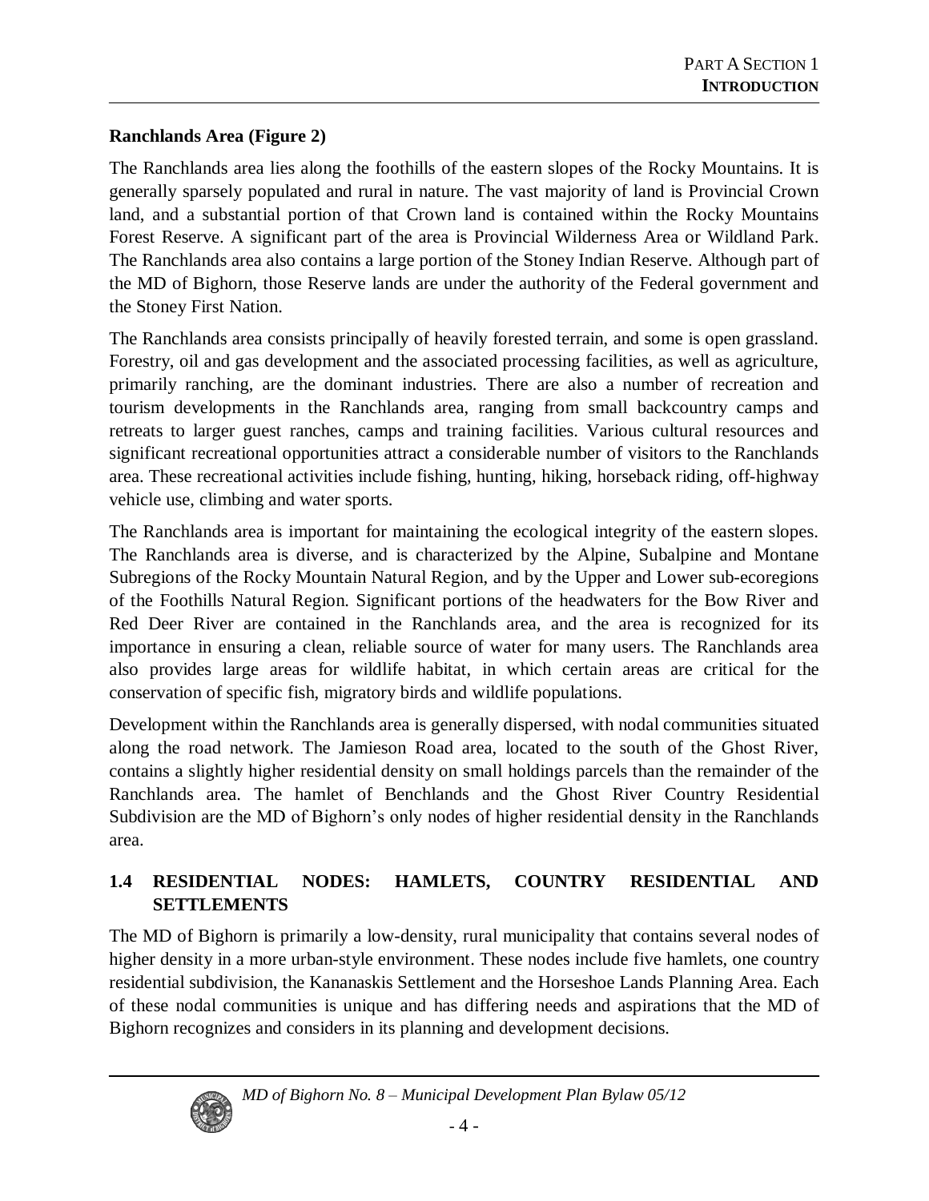**Ranchlands Area (Figure 2)**

The Ranchlands area lies along the foothills of the eastern slopes of the Rocky Mountains. It is generally sparsely populated and rural in nature. The vast majority of land is Provincial Crown land, and a substantial portion of that Crown land is contained within the Rocky Mountains Forest Reserve. A significant part of the area is Provincial Wilderness Area or Wildland Park. The Ranchlands area also contains a large portion of the Stoney Indian Reserve. Although part of the MD of Bighorn, those Reserve lands are under the authority of the Federal government and the Stoney First Nation.

The Ranchlands area consists principally of heavily forested terrain, and some is open grassland. Forestry, oil and gas development and the associated processing facilities, as well as agriculture, primarily ranching, are the dominant industries. There are also a number of recreation and tourism developments in the Ranchlands area, ranging from small backcountry camps and retreats to larger guest ranches, camps and training facilities. Various cultural resources and significant recreational opportunities attract a considerable number of visitors to the Ranchlands area. These recreational activities include fishing, hunting, hiking, horseback riding, off-highway vehicle use, climbing and water sports.

The Ranchlands area is important for maintaining the ecological integrity of the eastern slopes. The Ranchlands area is diverse, and is characterized by the Alpine, Subalpine and Montane Subregions of the Rocky Mountain Natural Region, and by the Upper and Lower sub-ecoregions of the Foothills Natural Region. Significant portions of the headwaters for the Bow River and Red Deer River are contained in the Ranchlands area, and the area is recognized for its importance in ensuring a clean, reliable source of water for many users. The Ranchlands area also provides large areas for wildlife habitat, in which certain areas are critical for the conservation of specific fish, migratory birds and wildlife populations.

Development within the Ranchlands area is generally dispersed, with nodal communities situated along the road network. The Jamieson Road area, located to the south of the Ghost River, contains a slightly higher residential density on small holdings parcels than the remainder of the Ranchlands area. The hamlet of Benchlands and the Ghost River Country Residential Subdivision are the MD of Bighorn's only nodes of higher residential density in the Ranchlands area.

## 1.4 RESIDENTIAL NODES: HAMLETS, COUNTRY RESIDENTIAL AND SETTLEMENTS

The MD of Bighorn is primarily a low-density, rural municipality that contains several nodes of higher density in a more urban-style environment. These nodes include five hamlets, one country residential subdivision, the Kananaskis Settlement and the Horseshoe Lands Planning Area. Each of these nodal communities is unique and has differing needs and aspirations that the MD of Bighorn recognizes and considers in its planning and development decisions.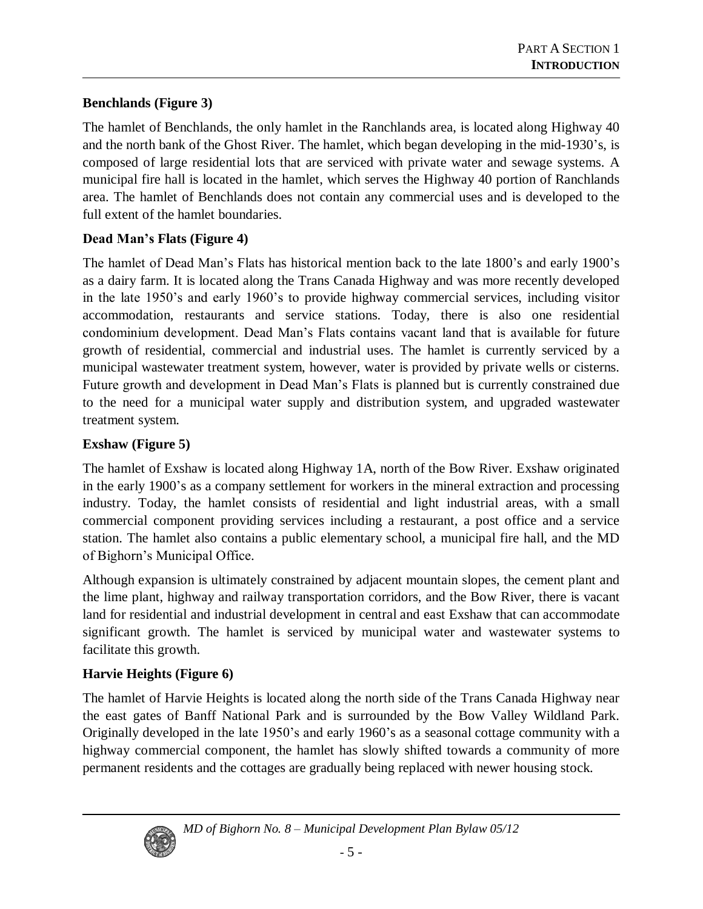**Benchlands (Figure 3)**

The hamlet of Benchlands, the only hamlet in the Ranchlands area, is located along Highway 40 and the north bank of the Ghost River. The hamlet, which began developing in the mid-1930's, is composed of large residential lots that are serviced with private water and sewage systems. A municipal fire hall is located in the hamlet, which serves the Highway 40 portion of Ranchlands area. The hamlet of Benchlands does not contain any commercial uses and is developed to the full extent of the hamlet boundaries.

**Dead Man's Flats (Figure 4)**

The hamlet of Dead Man's Flats has historical mention back to the late 1800's and early 1900's as a dairy farm. It is located along the Trans Canada Highway and was more recently developed in the late 1950's and early 1960's to provide highway commercial services, including visitor accommodation, restaurants and service stations. Today, there is also one residential condominium development. Dead Man's Flats contains vacant land that is available for future growth of residential, commercial and industrial uses. The hamlet is currently serviced by a municipal wastewater treatment system, however, water is provided by private wells or cisterns. Future growth and development in Dead Man's Flats is planned but is currently constrained due to the need for a municipal water supply and distribution system, and upgraded wastewater treatment system.

**Exshaw (Figure 5)**

The hamlet of Exshaw is located along Highway 1A, north of the Bow River. Exshaw originated in the early 1900's as a company settlement for workers in the mineral extraction and processing industry. Today, the hamlet consists of residential and light industrial areas, with a small commercial component providing services including a restaurant, a post office and a service station. The hamlet also contains a public elementary school, a municipal fire hall, and the MD of Bighorn's Municipal Office.

Although expansion is ultimately constrained by adjacent mountain slopes, the cement plant and the lime plant, highway and railway transportation corridors, and the Bow River, there is vacant land for residential and industrial development in central and east Exshaw that can accommodate significant growth. The hamlet is serviced by municipal water and wastewater systems to facilitate this growth.

**Harvie Heights (Figure 6)**

The hamlet of Harvie Heights is located along the north side of the Trans Canada Highway near the east gates of Banff National Park and is surrounded by the Bow Valley Wildland Park. Originally developed in the late 1950's and early 1960's as a seasonal cottage community with a highway commercial component, the hamlet has slowly shifted towards a community of more permanent residents and the cottages are gradually being replaced with newer housing stock.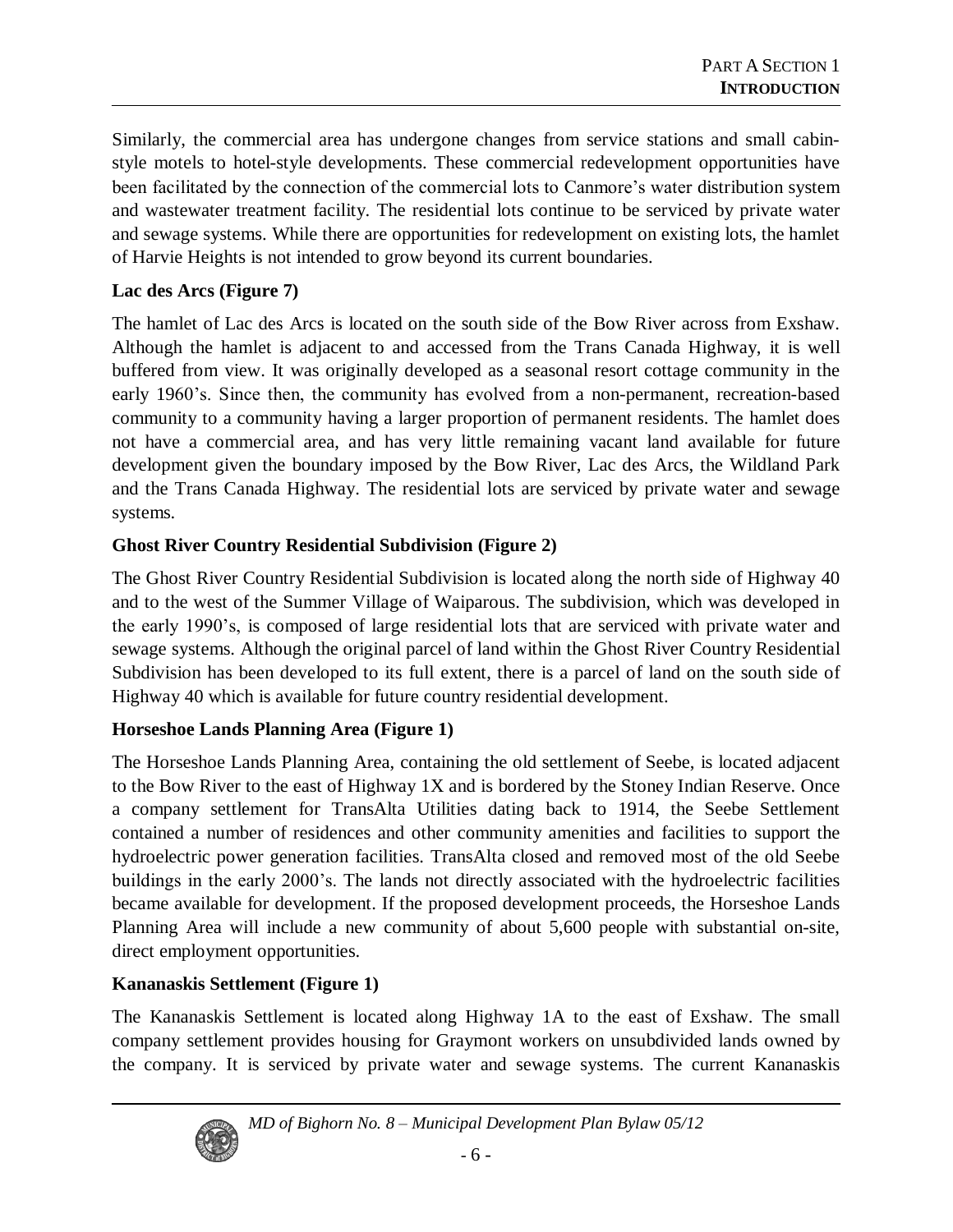Similarly, the commercial area has undergone changes from service stations and small cabin-style motels to hotel-style developments. These commercial redevelopment opportunities have been facilitated by the connection of the commercial lots to Canmore's water distribution system and wastewater treatment facility. The residential lots continue to be serviced by private water and sewage systems. While there are opportunities for redevelopment on existing lots, the hamlet of Harvie Heights is not intended to grow beyond its current boundaries.

**Lac des Arcs (Figure 7)**

The hamlet of Lac des Arcs is located on the south side of the Bow River across from Exshaw. Although the hamlet is adjacent to and accessed from the Trans Canada Highway, it is well buffered from view. It was originally developed as a seasonal resort cottage community in the early 1960's. Since then, the community has evolved from a non-permanent, recreation-based community to a community having a larger proportion of permanent residents. The hamlet does not have a commercial area, and has very little remaining vacant land available for future development given the boundary imposed by the Bow River, Lac des Arcs, the Wildland Park and the Trans Canada Highway. The residential lots are serviced by private water and sewage systems.

**Ghost River Country Residential Subdivision (Figure 2)**

The Ghost River Country Residential Subdivision is located along the north side of Highway 40 and to the west of the Summer Village of Waiparous. The subdivision, which was developed in the early 1990's, is composed of large residential lots that are serviced with private water and sewage systems. Although the original parcel of land within the Ghost River Country Residential Subdivision has been developed to its full extent, there is a parcel of land on the south side of Highway 40 which is available for future country residential development.

**Horseshoe Lands Planning Area (Figure 1)**

The Horseshoe Lands Planning Area, containing the old settlement of Seebe, is located adjacent to the Bow River to the east of Highway 1X and is bordered by the Stoney Indian Reserve. Once a company settlement for TransAlta Utilities dating back to 1914, the Seebe Settlement contained a number of residences and other community amenities and facilities to support the hydroelectric power generation facilities. TransAlta closed and removed most of the old Seebe buildings in the early 2000's. The lands not directly associated with the hydroelectric facilities became available for development. If the proposed development proceeds, the Horseshoe Lands Planning Area will include a new community of about 5,600 people with substantial on-site, direct employment opportunities.

**Kananaskis Settlement (Figure 1)**

The Kananaskis Settlement is located along Highway 1A to the east of Exshaw. The small company settlement provides housing for Graymont workers on unsubdivided lands owned by the company. It is serviced by private water and sewage systems. The current Kananaskis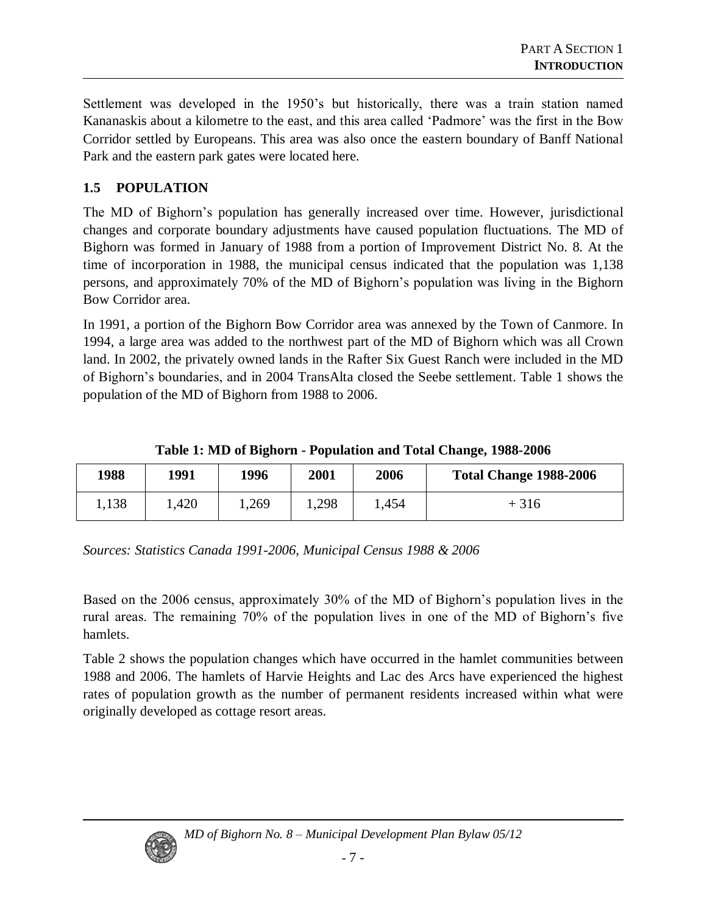Settlement was developed in the 1950's but historically, there was a train station named Kananaskis about a kilometre to the east, and this area called 'Padmore' was the first in the Bow Corridor settled by Europeans. This area was also once the eastern boundary of Banff National Park and the eastern park gates were located here.

## 1.5 POPULATION

The MD of Bighorn's population has generally increased over time. However, jurisdictional changes and corporate boundary adjustments have caused population fluctuations. The MD of Bighorn was formed in January of 1988 from a portion of Improvement District No. 8. At the time of incorporation in 1988, the municipal census indicated that the population was 1,138 persons, and approximately 70% of the MD of Bighorn's population was living in the Bighorn Bow Corridor area.

In 1991, a portion of the Bighorn Bow Corridor area was annexed by the Town of Canmore. In 1994, a large area was added to the northwest part of the MD of Bighorn which was all Crown land. In 2002, the privately owned lands in the Rafter Six Guest Ranch were included in the MD of Bighorn's boundaries, and in 2004 TransAlta closed the Seebe settlement. Table 1 shows the population of the MD of Bighorn from 1988 to 2006.

**Table 1: MD of Bighorn - Population and Total Change, 1988-2006**

| 1988 | 1991 | 1996 | 2001 | 2006 | Total Change 1988-2006 |
|---|---|---|---|---|---|
| 1,138 | 1,420 | 1,269 | 1,298 | 1,454 | + 316 |

*Sources: Statistics Canada 1991-2006, Municipal Census 1988 & 2006*

Based on the 2006 census, approximately 30% of the MD of Bighorn's population lives in the rural areas. The remaining 70% of the population lives in one of the MD of Bighorn's five hamlets.

Table 2 shows the population changes which have occurred in the hamlet communities between 1988 and 2006. The hamlets of Harvie Heights and Lac des Arcs have experienced the highest rates of population growth as the number of permanent residents increased within what were originally developed as cottage resort areas.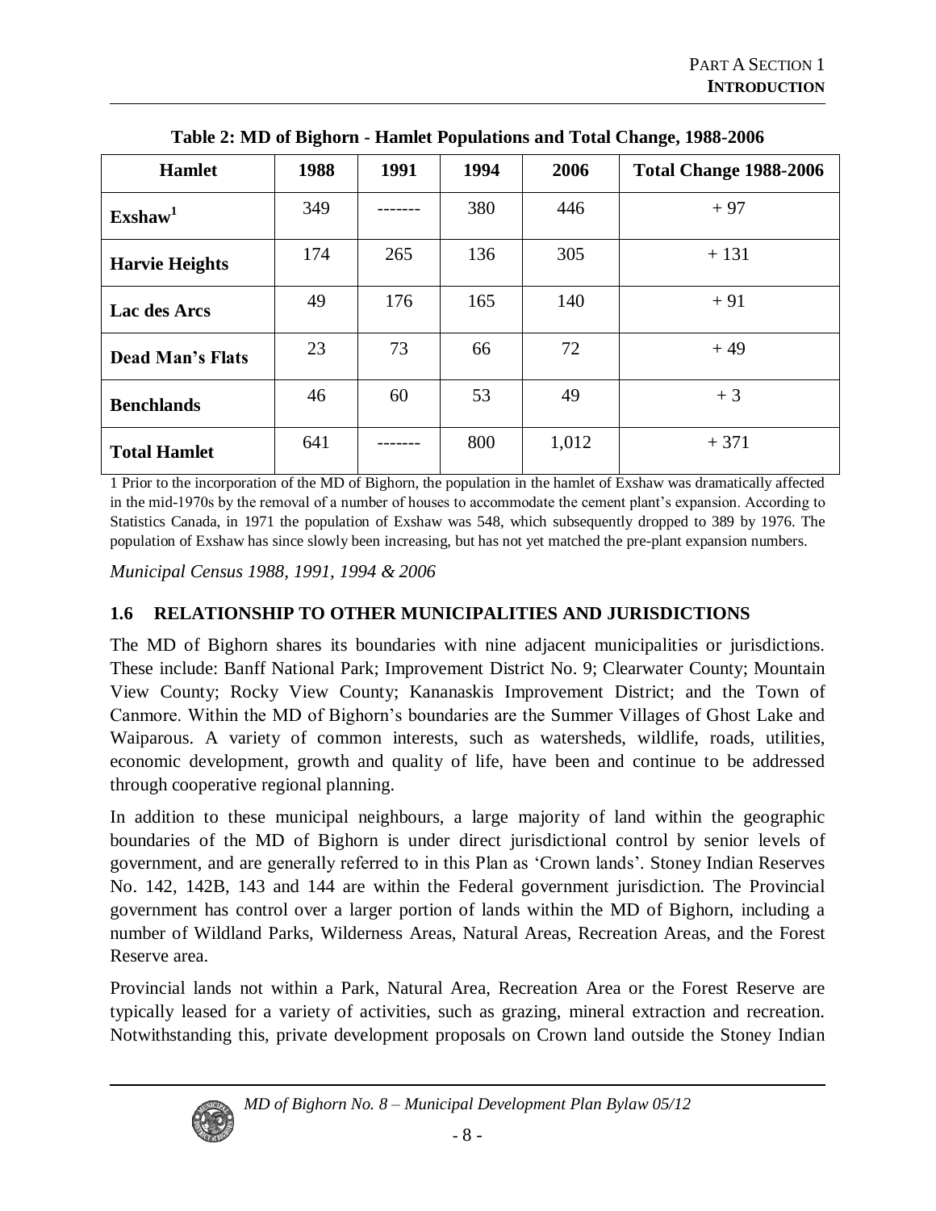**Table 2: MD of Bighorn - Hamlet Populations and Total Change, 1988-2006**

| Hamlet | 1988 | 1991 | 1994 | 2006 | Total Change 1988-2006 |
|---|---|---|---|---|---|
| **Exshaw**[1] | 349 | ------- | 380 | 446 | + 97 |
| **Harvie Heights** | 174 | 265 | 136 | 305 | + 131 |
| **Lac des Arcs** | 49 | 176 | 165 | 140 | + 91 |
| **Dead Man's Flats** | 23 | 73 | 66 | 72 | + 49 |
| **Benchlands** | 46 | 60 | 53 | 49 | + 3 |
| **Total Hamlet** | 641 | ------- | 800 | 1,012 | + 371 |

1 Prior to the incorporation of the MD of Bighorn, the population in the hamlet of Exshaw was dramatically affected in the mid-1970s by the removal of a number of houses to accommodate the cement plant's expansion. According to Statistics Canada, in 1971 the population of Exshaw was 548, which subsequently dropped to 389 by 1976. The population of Exshaw has since slowly been increasing, but has not yet matched the pre-plant expansion numbers.

*Municipal Census 1988, 1991, 1994 & 2006*

## 1.6 RELATIONSHIP TO OTHER MUNICIPALITIES AND JURISDICTIONS

The MD of Bighorn shares its boundaries with nine adjacent municipalities or jurisdictions. These include: Banff National Park; Improvement District No. 9; Clearwater County; Mountain View County; Rocky View County; Kananaskis Improvement District; and the Town of Canmore. Within the MD of Bighorn's boundaries are the Summer Villages of Ghost Lake and Waiparous. A variety of common interests, such as watersheds, wildlife, roads, utilities, economic development, growth and quality of life, have been and continue to be addressed through cooperative regional planning.

In addition to these municipal neighbours, a large majority of land within the geographic boundaries of the MD of Bighorn is under direct jurisdictional control by senior levels of government, and are generally referred to in this Plan as 'Crown lands'. Stoney Indian Reserves No. 142, 142B, 143 and 144 are within the Federal government jurisdiction. The Provincial government has control over a larger portion of lands within the MD of Bighorn, including a number of Wildland Parks, Wilderness Areas, Natural Areas, Recreation Areas, and the Forest Reserve area.

Provincial lands not within a Park, Natural Area, Recreation Area or the Forest Reserve are typically leased for a variety of activities, such as grazing, mineral extraction and recreation. Notwithstanding this, private development proposals on Crown land outside the Stoney Indian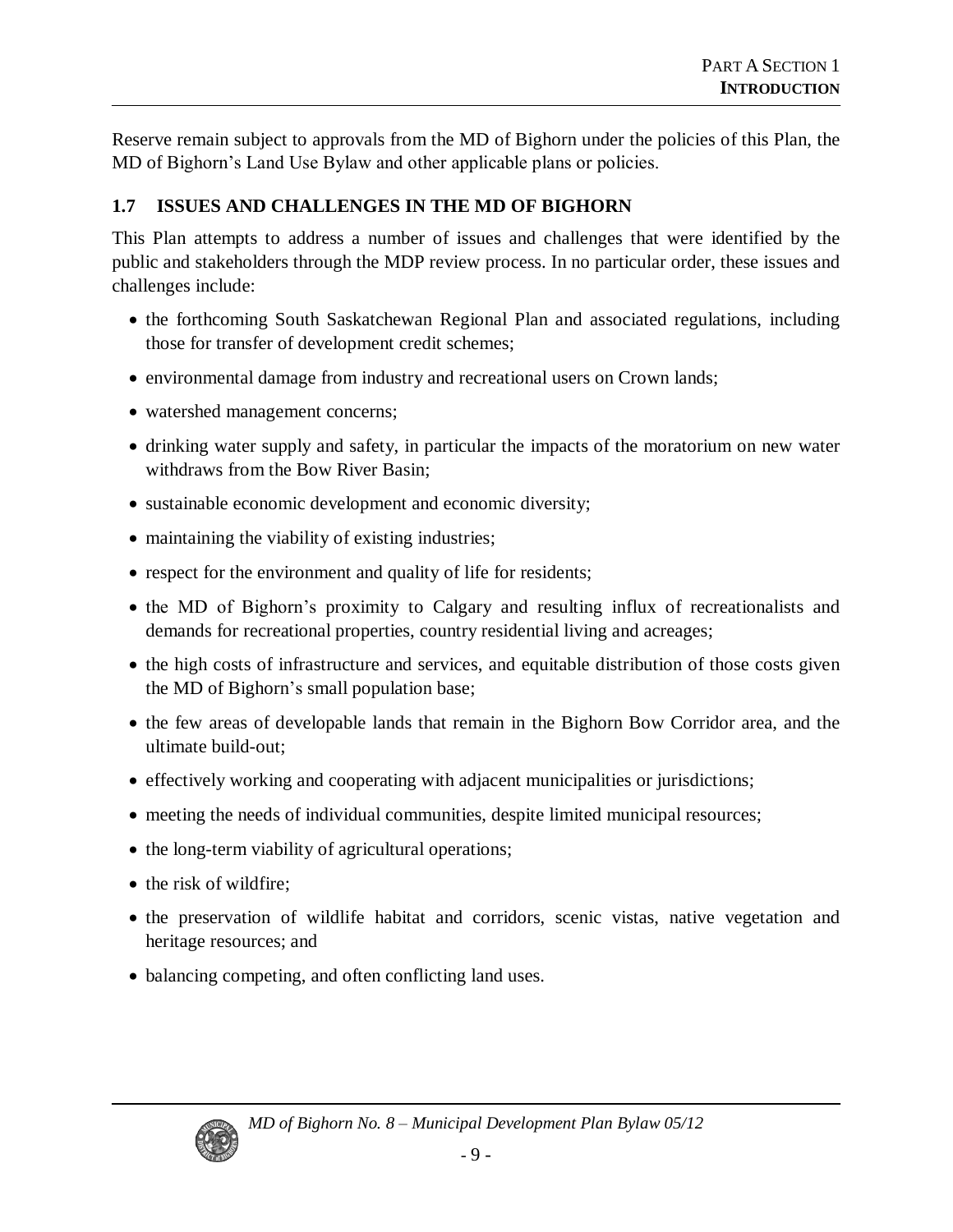Reserve remain subject to approvals from the MD of Bighorn under the policies of this Plan, the MD of Bighorn's Land Use Bylaw and other applicable plans or policies.

## 1.7 ISSUES AND CHALLENGES IN THE MD OF BIGHORN

This Plan attempts to address a number of issues and challenges that were identified by the public and stakeholders through the MDP review process. In no particular order, these issues and challenges include:

- the forthcoming South Saskatchewan Regional Plan and associated regulations, including those for transfer of development credit schemes;
- environmental damage from industry and recreational users on Crown lands;
- watershed management concerns;
- drinking water supply and safety, in particular the impacts of the moratorium on new water withdraws from the Bow River Basin;
- sustainable economic development and economic diversity;
- maintaining the viability of existing industries;
- respect for the environment and quality of life for residents;
- the MD of Bighorn's proximity to Calgary and resulting influx of recreationalists and demands for recreational properties, country residential living and acreages;
- the high costs of infrastructure and services, and equitable distribution of those costs given the MD of Bighorn's small population base;
- the few areas of developable lands that remain in the Bighorn Bow Corridor area, and the ultimate build-out;
- effectively working and cooperating with adjacent municipalities or jurisdictions;
- meeting the needs of individual communities, despite limited municipal resources;
- the long-term viability of agricultural operations;
- the risk of wildfire;
- the preservation of wildlife habitat and corridors, scenic vistas, native vegetation and heritage resources; and
- balancing competing, and often conflicting land uses.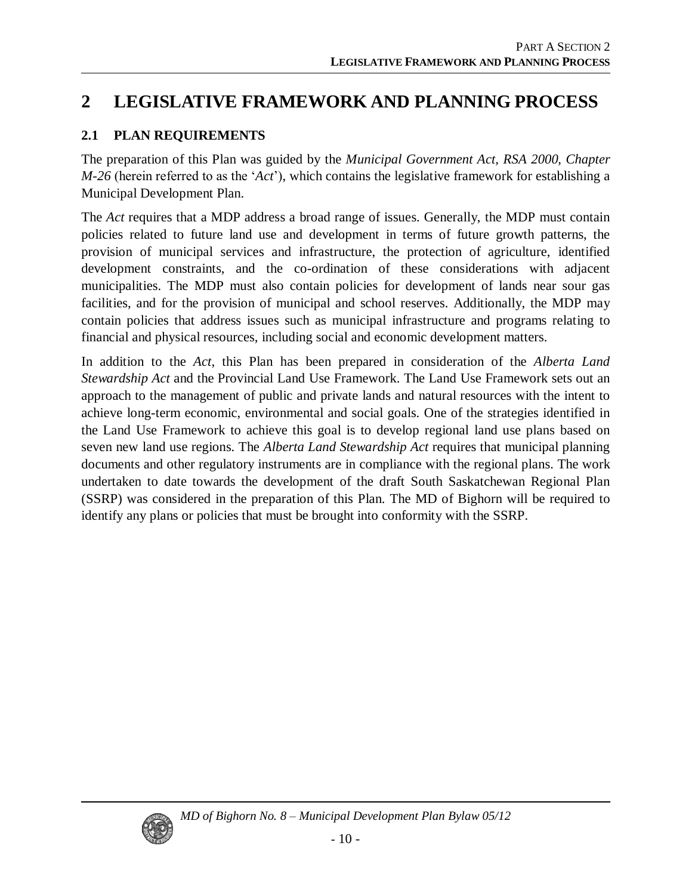# 2 LEGISLATIVE FRAMEWORK AND PLANNING PROCESS

## 2.1 PLAN REQUIREMENTS

The preparation of this Plan was guided by the *Municipal Government Act, RSA 2000, Chapter M-26* (herein referred to as the '*Act*'), which contains the legislative framework for establishing a Municipal Development Plan.

The *Act* requires that a MDP address a broad range of issues. Generally, the MDP must contain policies related to future land use and development in terms of future growth patterns, the provision of municipal services and infrastructure, the protection of agriculture, identified development constraints, and the co-ordination of these considerations with adjacent municipalities. The MDP must also contain policies for development of lands near sour gas facilities, and for the provision of municipal and school reserves. Additionally, the MDP may contain policies that address issues such as municipal infrastructure and programs relating to financial and physical resources, including social and economic development matters.

In addition to the *Act*, this Plan has been prepared in consideration of the *Alberta Land Stewardship Act* and the Provincial Land Use Framework. The Land Use Framework sets out an approach to the management of public and private lands and natural resources with the intent to achieve long-term economic, environmental and social goals. One of the strategies identified in the Land Use Framework to achieve this goal is to develop regional land use plans based on seven new land use regions. The *Alberta Land Stewardship Act* requires that municipal planning documents and other regulatory instruments are in compliance with the regional plans. The work undertaken to date towards the development of the draft South Saskatchewan Regional Plan (SSRP) was considered in the preparation of this Plan. The MD of Bighorn will be required to identify any plans or policies that must be brought into conformity with the SSRP.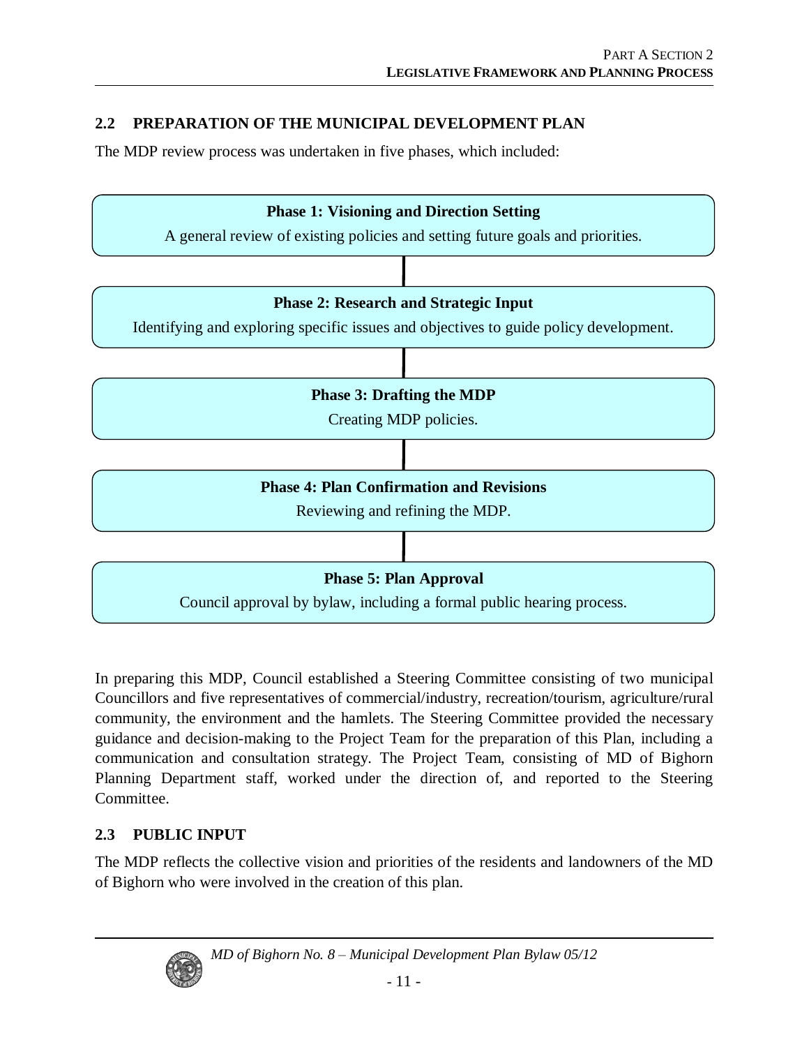## 2.2 PREPARATION OF THE MUNICIPAL DEVELOPMENT PLAN

The MDP review process was undertaken in five phases, which included:

**Phase 1: Visioning and Direction Setting**

A general review of existing policies and setting future goals and priorities.

**Phase 2: Research and Strategic Input**

Identifying and exploring specific issues and objectives to guide policy development.

**Phase 3: Drafting the MDP**

Creating MDP policies.

**Phase 4: Plan Confirmation and Revisions**

Reviewing and refining the MDP.

**Phase 5: Plan Approval**

Council approval by bylaw, including a formal public hearing process.

In preparing this MDP, Council established a Steering Committee consisting of two municipal Councillors and five representatives of commercial/industry, recreation/tourism, agriculture/rural community, the environment and the hamlets. The Steering Committee provided the necessary guidance and decision-making to the Project Team for the preparation of this Plan, including a communication and consultation strategy. The Project Team, consisting of MD of Bighorn Planning Department staff, worked under the direction of, and reported to the Steering Committee.

## 2.3 PUBLIC INPUT

The MDP reflects the collective vision and priorities of the residents and landowners of the MD of Bighorn who were involved in the creation of this plan.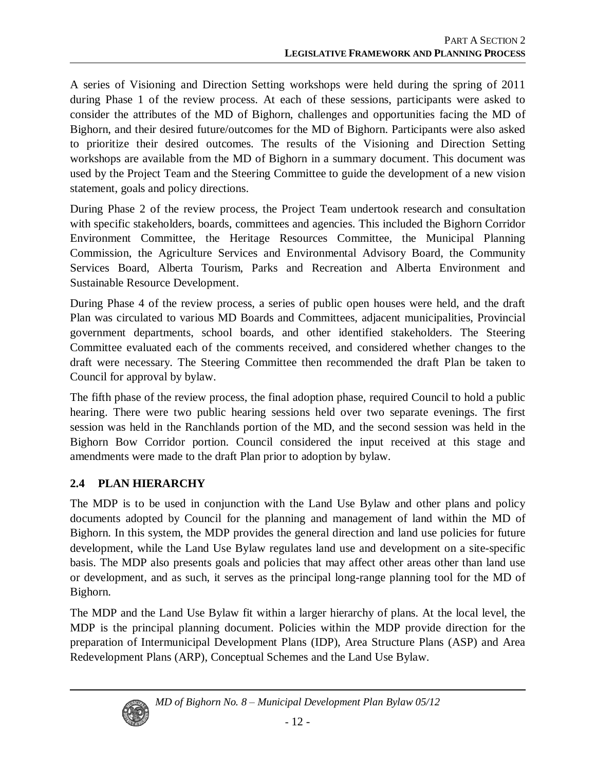A series of Visioning and Direction Setting workshops were held during the spring of 2011 during Phase 1 of the review process. At each of these sessions, participants were asked to consider the attributes of the MD of Bighorn, challenges and opportunities facing the MD of Bighorn, and their desired future/outcomes for the MD of Bighorn. Participants were also asked to prioritize their desired outcomes. The results of the Visioning and Direction Setting workshops are available from the MD of Bighorn in a summary document. This document was used by the Project Team and the Steering Committee to guide the development of a new vision statement, goals and policy directions.

During Phase 2 of the review process, the Project Team undertook research and consultation with specific stakeholders, boards, committees and agencies. This included the Bighorn Corridor Environment Committee, the Heritage Resources Committee, the Municipal Planning Commission, the Agriculture Services and Environmental Advisory Board, the Community Services Board, Alberta Tourism, Parks and Recreation and Alberta Environment and Sustainable Resource Development.

During Phase 4 of the review process, a series of public open houses were held, and the draft Plan was circulated to various MD Boards and Committees, adjacent municipalities, Provincial government departments, school boards, and other identified stakeholders. The Steering Committee evaluated each of the comments received, and considered whether changes to the draft were necessary. The Steering Committee then recommended the draft Plan be taken to Council for approval by bylaw.

The fifth phase of the review process, the final adoption phase, required Council to hold a public hearing. There were two public hearing sessions held over two separate evenings. The first session was held in the Ranchlands portion of the MD, and the second session was held in the Bighorn Bow Corridor portion. Council considered the input received at this stage and amendments were made to the draft Plan prior to adoption by bylaw.

## 2.4 PLAN HIERARCHY

The MDP is to be used in conjunction with the Land Use Bylaw and other plans and policy documents adopted by Council for the planning and management of land within the MD of Bighorn. In this system, the MDP provides the general direction and land use policies for future development, while the Land Use Bylaw regulates land use and development on a site-specific basis. The MDP also presents goals and policies that may affect other areas other than land use or development, and as such, it serves as the principal long-range planning tool for the MD of Bighorn.

The MDP and the Land Use Bylaw fit within a larger hierarchy of plans. At the local level, the MDP is the principal planning document. Policies within the MDP provide direction for the preparation of Intermunicipal Development Plans (IDP), Area Structure Plans (ASP) and Area Redevelopment Plans (ARP), Conceptual Schemes and the Land Use Bylaw.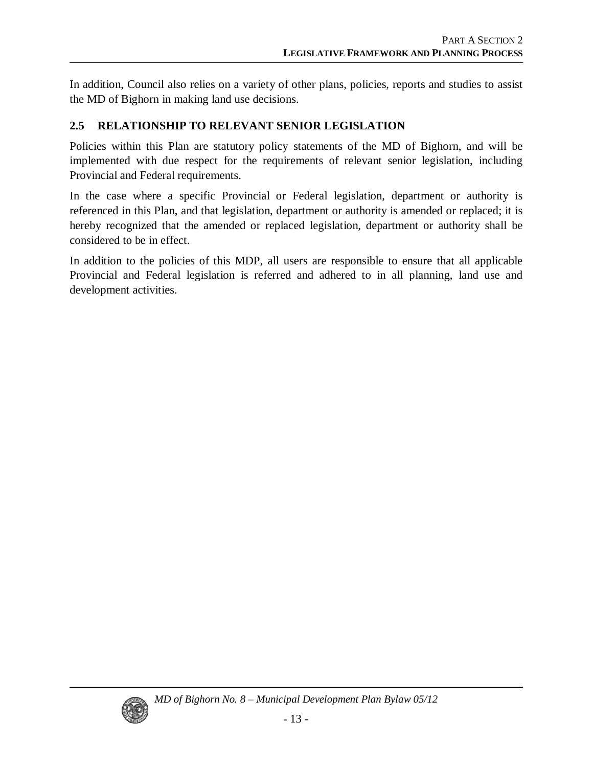In addition, Council also relies on a variety of other plans, policies, reports and studies to assist the MD of Bighorn in making land use decisions.

## 2.5 RELATIONSHIP TO RELEVANT SENIOR LEGISLATION

Policies within this Plan are statutory policy statements of the MD of Bighorn, and will be implemented with due respect for the requirements of relevant senior legislation, including Provincial and Federal requirements.

In the case where a specific Provincial or Federal legislation, department or authority is referenced in this Plan, and that legislation, department or authority is amended or replaced; it is hereby recognized that the amended or replaced legislation, department or authority shall be considered to be in effect.

In addition to the policies of this MDP, all users are responsible to ensure that all applicable Provincial and Federal legislation is referred and adhered to in all planning, land use and development activities.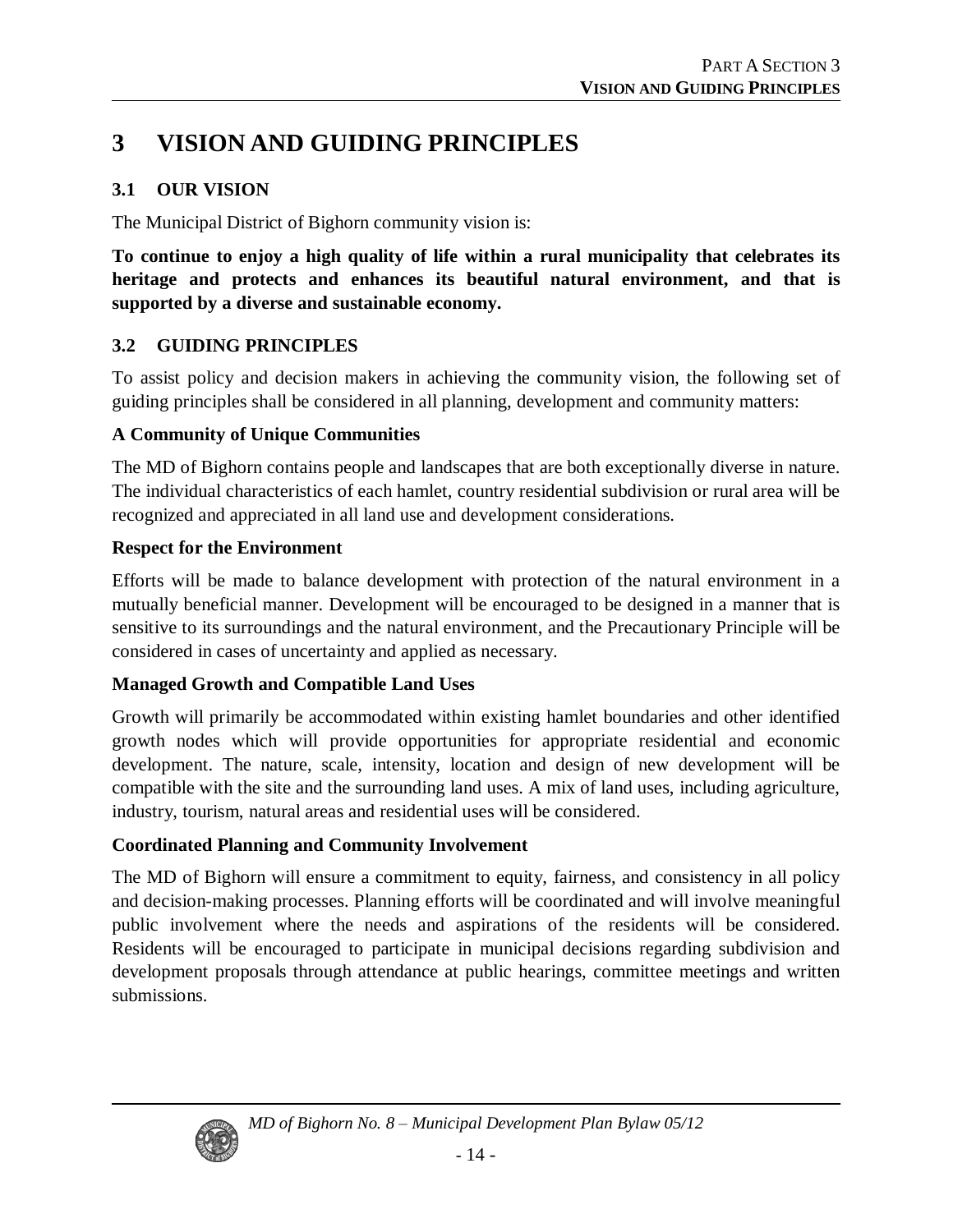# 3 VISION AND GUIDING PRINCIPLES

## 3.1 OUR VISION

The Municipal District of Bighorn community vision is:

**To continue to enjoy a high quality of life within a rural municipality that celebrates its heritage and protects and enhances its beautiful natural environment, and that is supported by a diverse and sustainable economy.**

## 3.2 GUIDING PRINCIPLES

To assist policy and decision makers in achieving the community vision, the following set of guiding principles shall be considered in all planning, development and community matters:

### A Community of Unique Communities

The MD of Bighorn contains people and landscapes that are both exceptionally diverse in nature. The individual characteristics of each hamlet, country residential subdivision or rural area will be recognized and appreciated in all land use and development considerations.

### Respect for the Environment

Efforts will be made to balance development with protection of the natural environment in a mutually beneficial manner. Development will be encouraged to be designed in a manner that is sensitive to its surroundings and the natural environment, and the Precautionary Principle will be considered in cases of uncertainty and applied as necessary.

### Managed Growth and Compatible Land Uses

Growth will primarily be accommodated within existing hamlet boundaries and other identified growth nodes which will provide opportunities for appropriate residential and economic development. The nature, scale, intensity, location and design of new development will be compatible with the site and the surrounding land uses. A mix of land uses, including agriculture, industry, tourism, natural areas and residential uses will be considered.

### Coordinated Planning and Community Involvement

The MD of Bighorn will ensure a commitment to equity, fairness, and consistency in all policy and decision-making processes. Planning efforts will be coordinated and will involve meaningful public involvement where the needs and aspirations of the residents will be considered. Residents will be encouraged to participate in municipal decisions regarding subdivision and development proposals through attendance at public hearings, committee meetings and written submissions.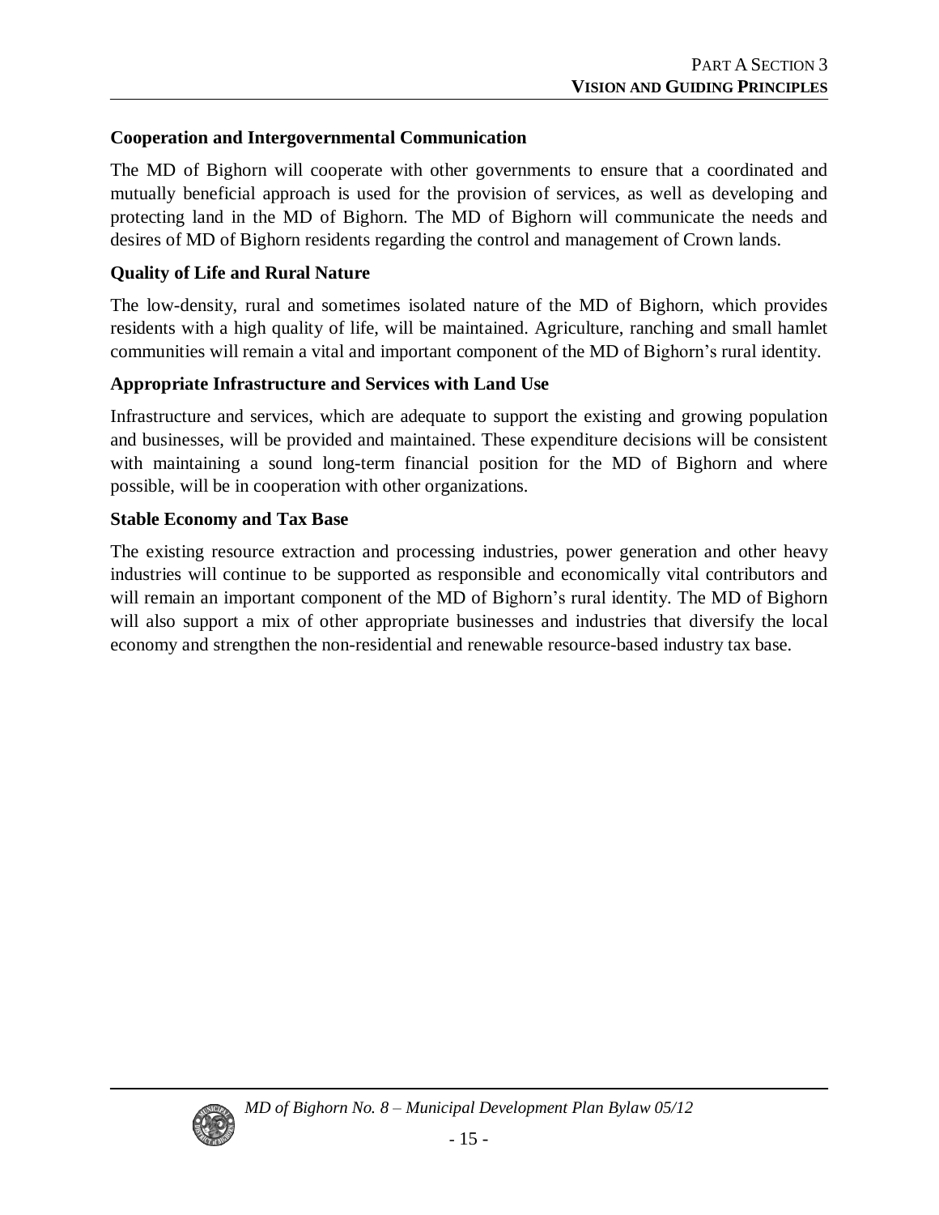**Cooperation and Intergovernmental Communication**

The MD of Bighorn will cooperate with other governments to ensure that a coordinated and mutually beneficial approach is used for the provision of services, as well as developing and protecting land in the MD of Bighorn. The MD of Bighorn will communicate the needs and desires of MD of Bighorn residents regarding the control and management of Crown lands.

**Quality of Life and Rural Nature**

The low-density, rural and sometimes isolated nature of the MD of Bighorn, which provides residents with a high quality of life, will be maintained. Agriculture, ranching and small hamlet communities will remain a vital and important component of the MD of Bighorn's rural identity.

**Appropriate Infrastructure and Services with Land Use**

Infrastructure and services, which are adequate to support the existing and growing population and businesses, will be provided and maintained. These expenditure decisions will be consistent with maintaining a sound long-term financial position for the MD of Bighorn and where possible, will be in cooperation with other organizations.

**Stable Economy and Tax Base**

The existing resource extraction and processing industries, power generation and other heavy industries will continue to be supported as responsible and economically vital contributors and will remain an important component of the MD of Bighorn's rural identity. The MD of Bighorn will also support a mix of other appropriate businesses and industries that diversify the local economy and strengthen the non-residential and renewable resource-based industry tax base.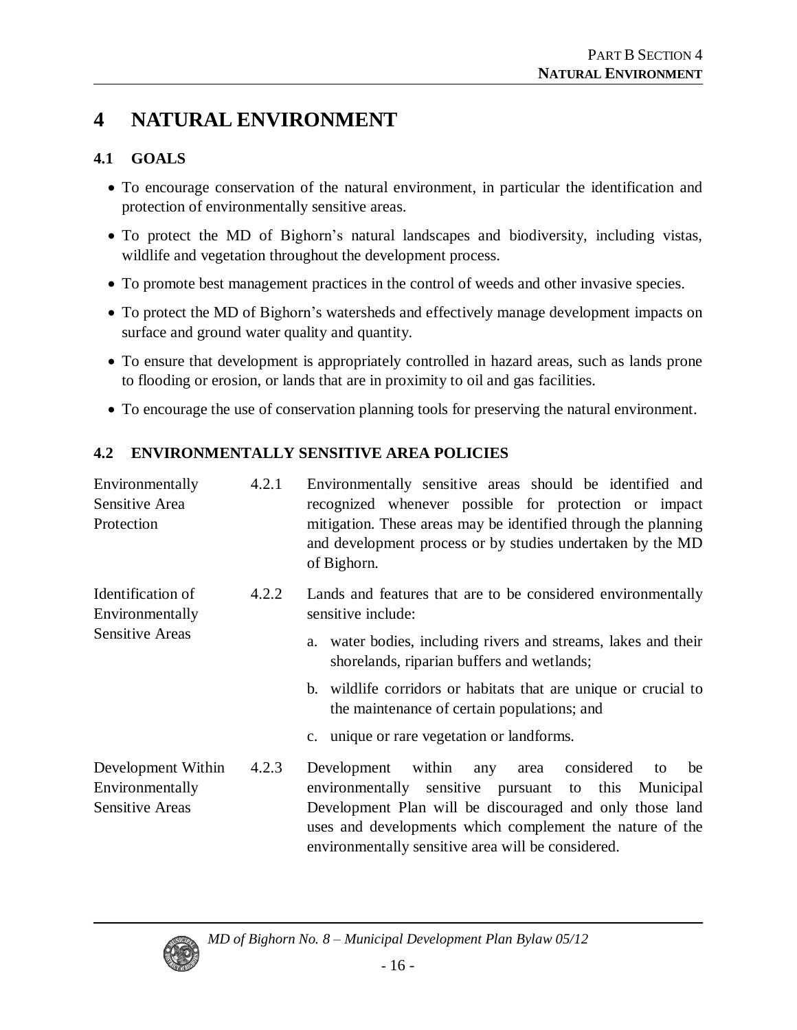# 4 NATURAL ENVIRONMENT

## 4.1 GOALS

- To encourage conservation of the natural environment, in particular the identification and protection of environmentally sensitive areas.
- To protect the MD of Bighorn's natural landscapes and biodiversity, including vistas, wildlife and vegetation throughout the development process.
- To promote best management practices in the control of weeds and other invasive species.
- To protect the MD of Bighorn's watersheds and effectively manage development impacts on surface and ground water quality and quantity.
- To ensure that development is appropriately controlled in hazard areas, such as lands prone to flooding or erosion, or lands that are in proximity to oil and gas facilities.
- To encourage the use of conservation planning tools for preserving the natural environment.

## 4.2 ENVIRONMENTALLY SENSITIVE AREA POLICIES

**Environmentally Sensitive Area Protection**

4.2.1 Environmentally sensitive areas should be identified and recognized whenever possible for protection or impact mitigation. These areas may be identified through the planning and development process or by studies undertaken by the MD of Bighorn.

**Identification of Environmentally Sensitive Areas**

4.2.2 Lands and features that are to be considered environmentally sensitive include:

a. water bodies, including rivers and streams, lakes and their shorelands, riparian buffers and wetlands;

b. wildlife corridors or habitats that are unique or crucial to the maintenance of certain populations; and

c. unique or rare vegetation or landforms.

**Development Within Environmentally Sensitive Areas**

4.2.3 Development within any area considered to be environmentally sensitive pursuant to this Municipal Development Plan will be discouraged and only those land uses and developments which complement the nature of the environmentally sensitive area will be considered.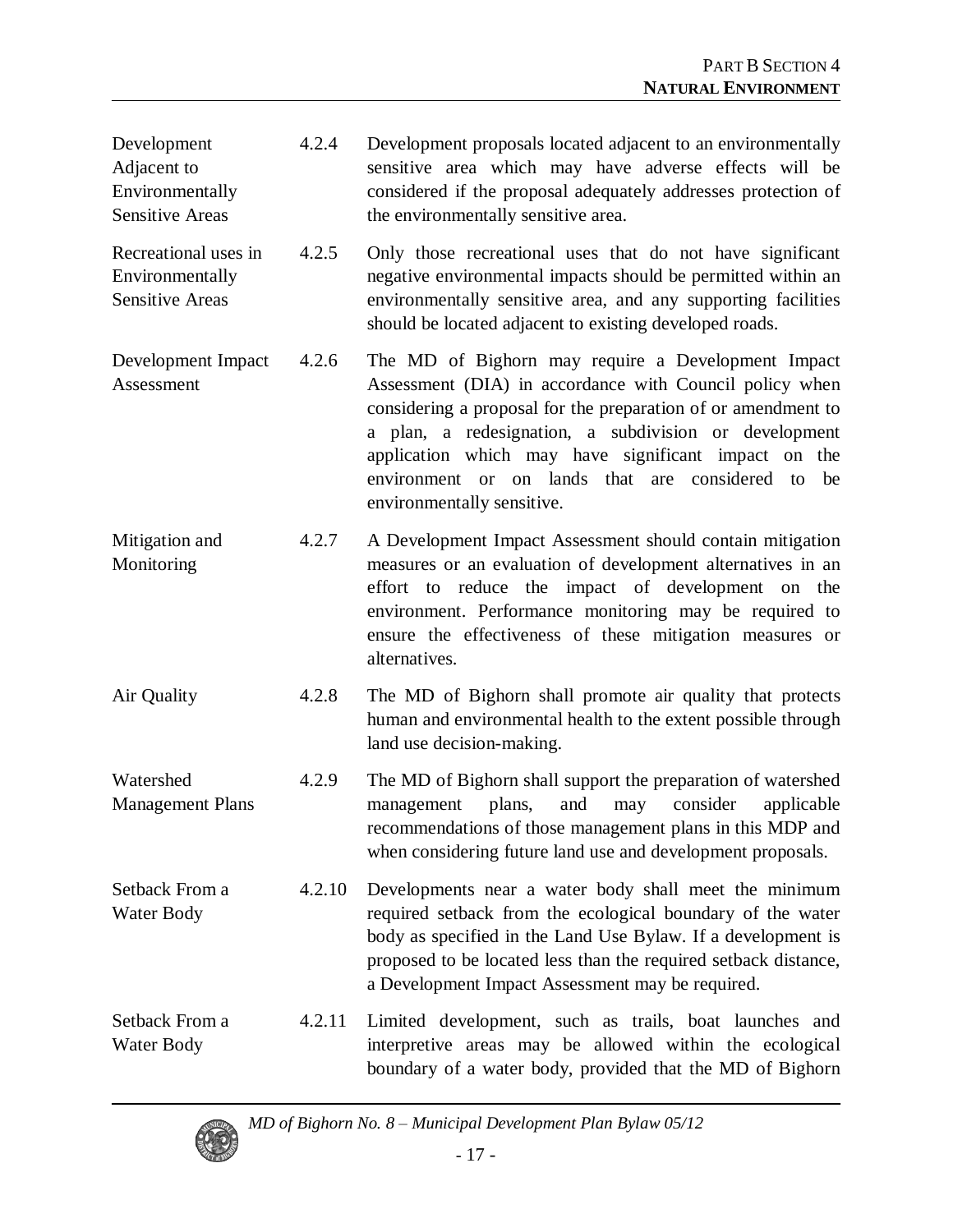| | | |
|---|---|---|
| Development Adjacent to Environmentally Sensitive Areas | 4.2.4 | Development proposals located adjacent to an environmentally sensitive area which may have adverse effects will be considered if the proposal adequately addresses protection of the environmentally sensitive area. |
| Recreational uses in Environmentally Sensitive Areas | 4.2.5 | Only those recreational uses that do not have significant negative environmental impacts should be permitted within an environmentally sensitive area, and any supporting facilities should be located adjacent to existing developed roads. |
| Development Impact Assessment | 4.2.6 | The MD of Bighorn may require a Development Impact Assessment (DIA) in accordance with Council policy when considering a proposal for the preparation of or amendment to a plan, a redesignation, a subdivision or development application which may have significant impact on the environment or on lands that are considered to be environmentally sensitive. |
| Mitigation and Monitoring | 4.2.7 | A Development Impact Assessment should contain mitigation measures or an evaluation of development alternatives in an effort to reduce the impact of development on the environment. Performance monitoring may be required to ensure the effectiveness of these mitigation measures or alternatives. |
| Air Quality | 4.2.8 | The MD of Bighorn shall promote air quality that protects human and environmental health to the extent possible through land use decision-making. |
| Watershed Management Plans | 4.2.9 | The MD of Bighorn shall support the preparation of watershed management plans, and may consider applicable recommendations of those management plans in this MDP and when considering future land use and development proposals. |
| Setback From a Water Body | 4.2.10 | Developments near a water body shall meet the minimum required setback from the ecological boundary of the water body as specified in the Land Use Bylaw. If a development is proposed to be located less than the required setback distance, a Development Impact Assessment may be required. |
| Setback From a Water Body | 4.2.11 | Limited development, such as trails, boat launches and interpretive areas may be allowed within the ecological boundary of a water body, provided that the MD of Bighorn |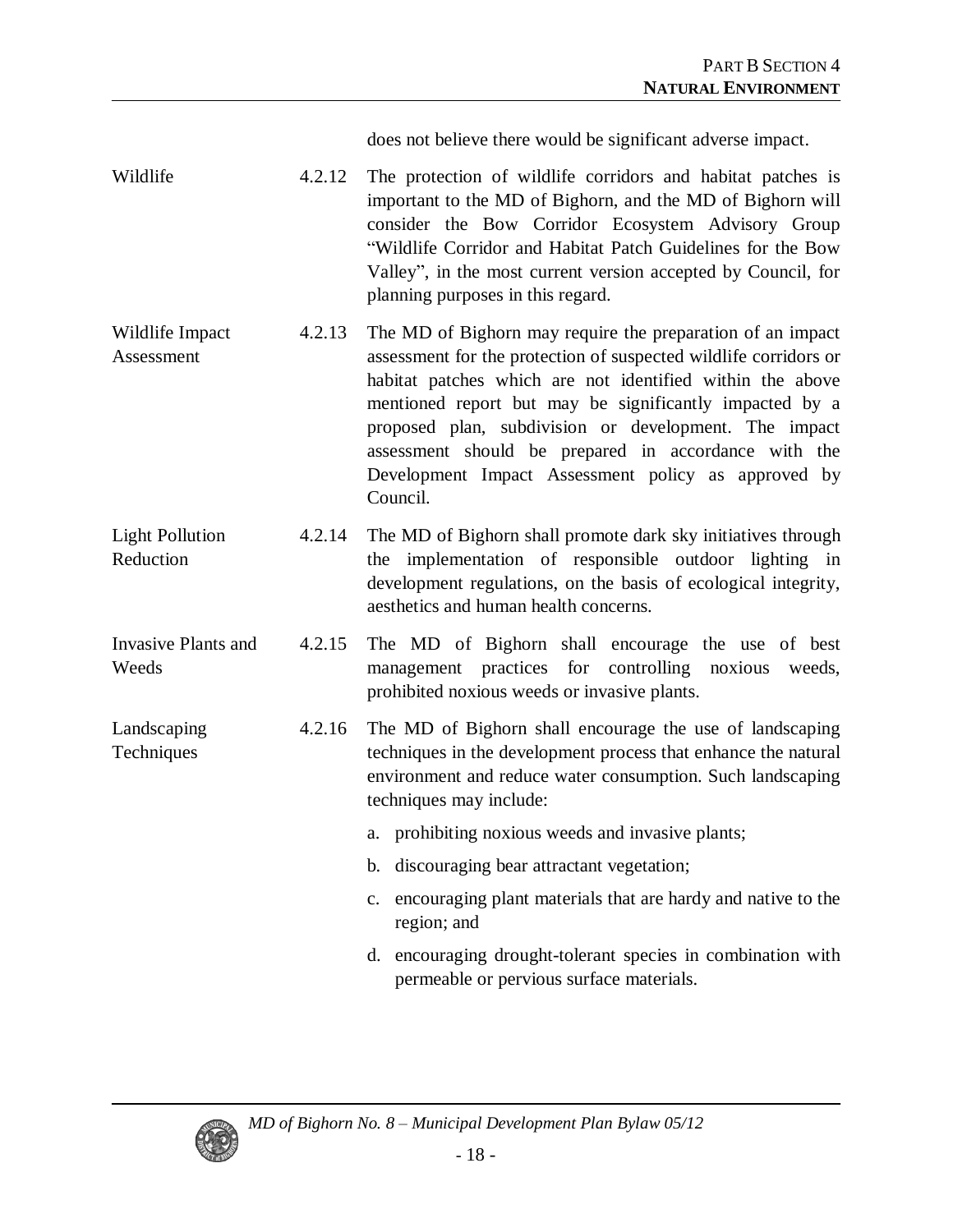does not believe there would be significant adverse impact.

**Wildlife**

4.2.12 The protection of wildlife corridors and habitat patches is important to the MD of Bighorn, and the MD of Bighorn will consider the Bow Corridor Ecosystem Advisory Group "Wildlife Corridor and Habitat Patch Guidelines for the Bow Valley", in the most current version accepted by Council, for planning purposes in this regard.

**Wildlife Impact Assessment**

4.2.13 The MD of Bighorn may require the preparation of an impact assessment for the protection of suspected wildlife corridors or habitat patches which are not identified within the above mentioned report but may be significantly impacted by a proposed plan, subdivision or development. The impact assessment should be prepared in accordance with the Development Impact Assessment policy as approved by Council.

**Light Pollution Reduction**

4.2.14 The MD of Bighorn shall promote dark sky initiatives through the implementation of responsible outdoor lighting in development regulations, on the basis of ecological integrity, aesthetics and human health concerns.

**Invasive Plants and Weeds**

4.2.15 The MD of Bighorn shall encourage the use of best management practices for controlling noxious weeds, prohibited noxious weeds or invasive plants.

**Landscaping Techniques**

4.2.16 The MD of Bighorn shall encourage the use of landscaping techniques in the development process that enhance the natural environment and reduce water consumption. Such landscaping techniques may include:

a. prohibiting noxious weeds and invasive plants;

b. discouraging bear attractant vegetation;

c. encouraging plant materials that are hardy and native to the region; and

d. encouraging drought-tolerant species in combination with permeable or pervious surface materials.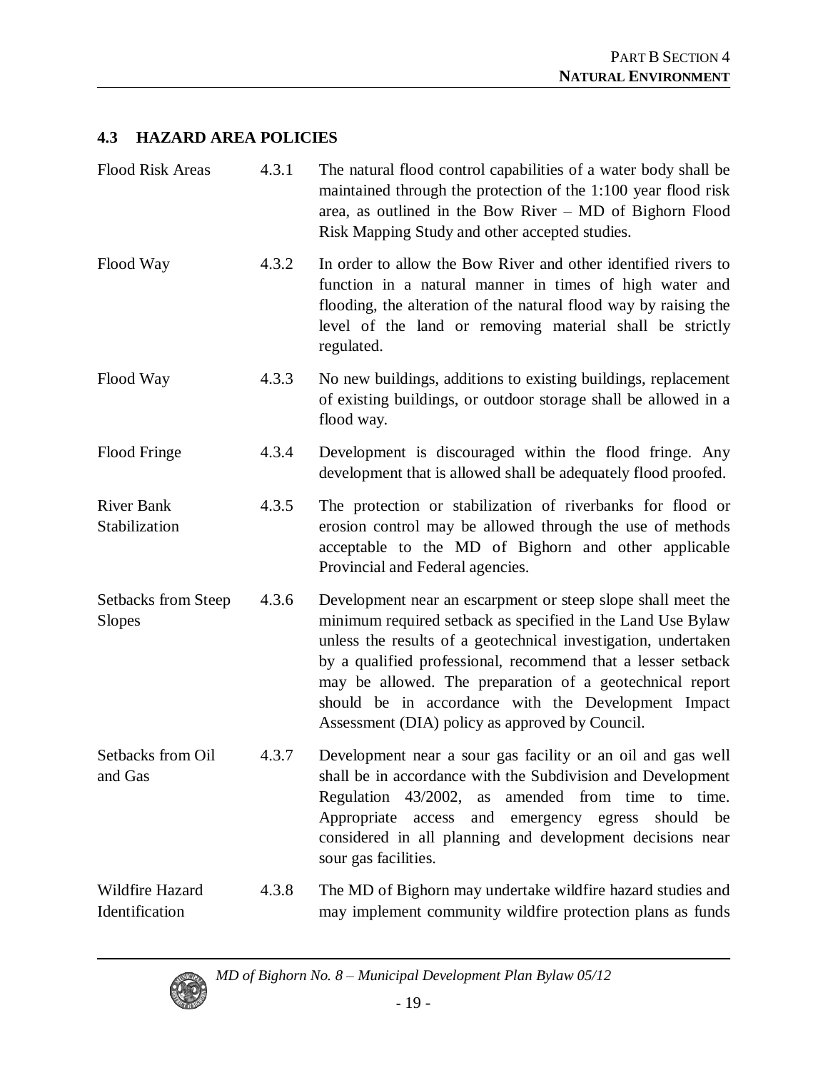## 4.3 HAZARD AREA POLICIES

| | | |
|---|---|---|
| Flood Risk Areas | 4.3.1 | The natural flood control capabilities of a water body shall be maintained through the protection of the 1:100 year flood risk area, as outlined in the Bow River – MD of Bighorn Flood Risk Mapping Study and other accepted studies. |
| Flood Way | 4.3.2 | In order to allow the Bow River and other identified rivers to function in a natural manner in times of high water and flooding, the alteration of the natural flood way by raising the level of the land or removing material shall be strictly regulated. |
| Flood Way | 4.3.3 | No new buildings, additions to existing buildings, replacement of existing buildings, or outdoor storage shall be allowed in a flood way. |
| Flood Fringe | 4.3.4 | Development is discouraged within the flood fringe. Any development that is allowed shall be adequately flood proofed. |
| River Bank Stabilization | 4.3.5 | The protection or stabilization of riverbanks for flood or erosion control may be allowed through the use of methods acceptable to the MD of Bighorn and other applicable Provincial and Federal agencies. |
| Setbacks from Steep Slopes | 4.3.6 | Development near an escarpment or steep slope shall meet the minimum required setback as specified in the Land Use Bylaw unless the results of a geotechnical investigation, undertaken by a qualified professional, recommend that a lesser setback may be allowed. The preparation of a geotechnical report should be in accordance with the Development Impact Assessment (DIA) policy as approved by Council. |
| Setbacks from Oil and Gas | 4.3.7 | Development near a sour gas facility or an oil and gas well shall be in accordance with the Subdivision and Development Regulation 43/2002, as amended from time to time. Appropriate access and emergency egress should be considered in all planning and development decisions near sour gas facilities. |
| Wildfire Hazard Identification | 4.3.8 | The MD of Bighorn may undertake wildfire hazard studies and may implement community wildfire protection plans as funds |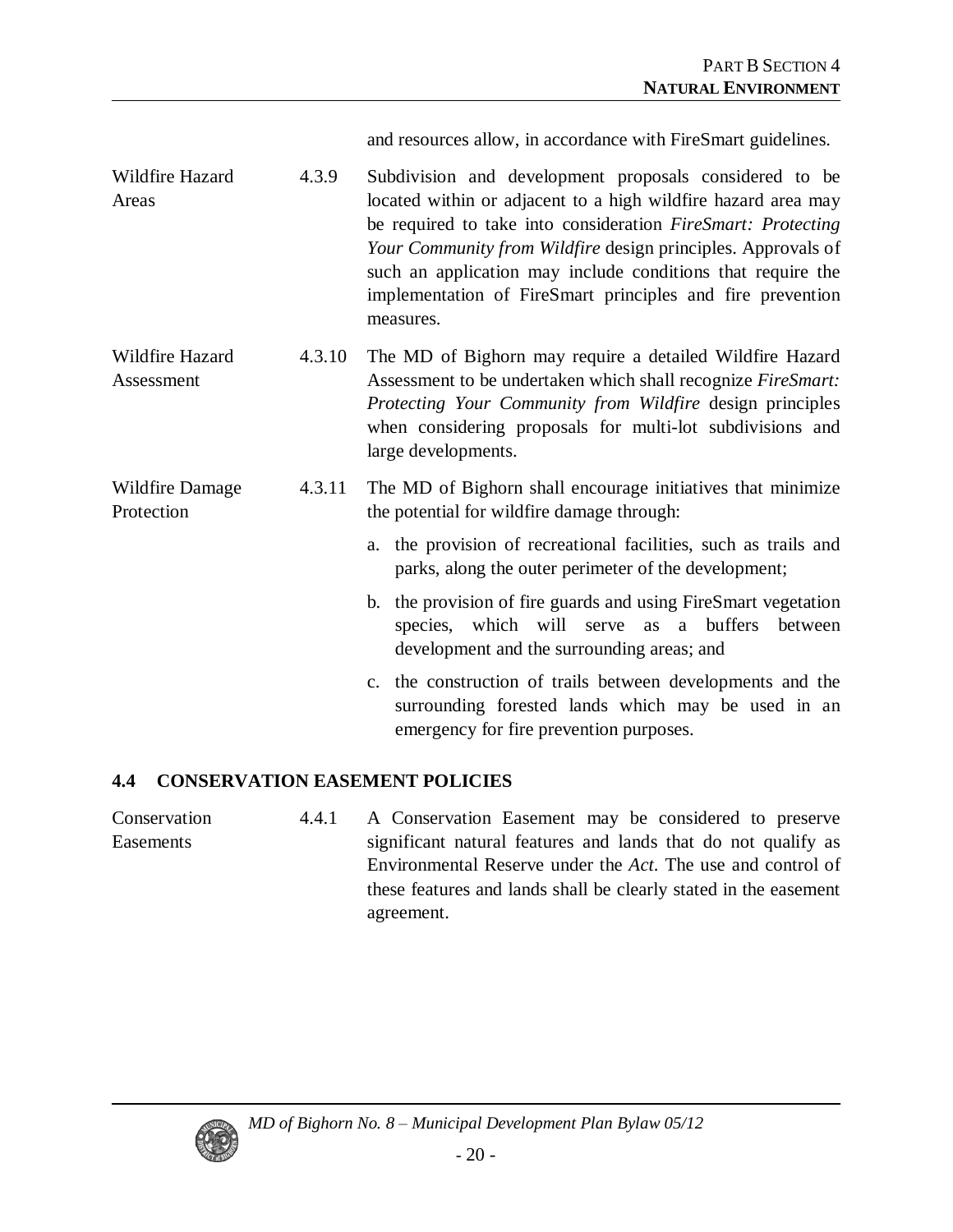and resources allow, in accordance with FireSmart guidelines.

Wildfire Hazard Areas

4.3.9 Subdivision and development proposals considered to be located within or adjacent to a high wildfire hazard area may be required to take into consideration *FireSmart: Protecting Your Community from Wildfire* design principles. Approvals of such an application may include conditions that require the implementation of FireSmart principles and fire prevention measures.

Wildfire Hazard Assessment

4.3.10 The MD of Bighorn may require a detailed Wildfire Hazard Assessment to be undertaken which shall recognize *FireSmart: Protecting Your Community from Wildfire* design principles when considering proposals for multi-lot subdivisions and large developments.

Wildfire Damage Protection

4.3.11 The MD of Bighorn shall encourage initiatives that minimize the potential for wildfire damage through:

a. the provision of recreational facilities, such as trails and parks, along the outer perimeter of the development;

b. the provision of fire guards and using FireSmart vegetation species, which will serve as a buffers between development and the surrounding areas; and

c. the construction of trails between developments and the surrounding forested lands which may be used in an emergency for fire prevention purposes.

## 4.4 CONSERVATION EASEMENT POLICIES

Conservation Easements

4.4.1 A Conservation Easement may be considered to preserve significant natural features and lands that do not qualify as Environmental Reserve under the *Act*. The use and control of these features and lands shall be clearly stated in the easement agreement.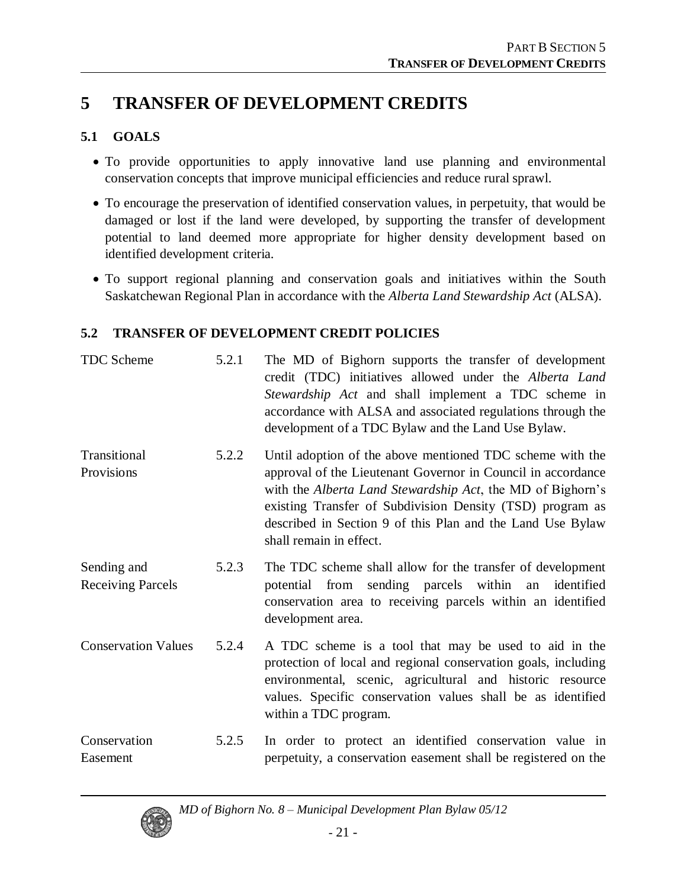# 5 TRANSFER OF DEVELOPMENT CREDITS

## 5.1 GOALS

- To provide opportunities to apply innovative land use planning and environmental conservation concepts that improve municipal efficiencies and reduce rural sprawl.
- To encourage the preservation of identified conservation values, in perpetuity, that would be damaged or lost if the land were developed, by supporting the transfer of development potential to land deemed more appropriate for higher density development based on identified development criteria.
- To support regional planning and conservation goals and initiatives within the South Saskatchewan Regional Plan in accordance with the *Alberta Land Stewardship Act* (ALSA).

## 5.2 TRANSFER OF DEVELOPMENT CREDIT POLICIES

| | | |
|---|---|---|
| TDC Scheme | 5.2.1 | The MD of Bighorn supports the transfer of development credit (TDC) initiatives allowed under the *Alberta Land Stewardship Act* and shall implement a TDC scheme in accordance with ALSA and associated regulations through the development of a TDC Bylaw and the Land Use Bylaw. |
| Transitional Provisions | 5.2.2 | Until adoption of the above mentioned TDC scheme with the approval of the Lieutenant Governor in Council in accordance with the *Alberta Land Stewardship Act*, the MD of Bighorn's existing Transfer of Subdivision Density (TSD) program as described in Section 9 of this Plan and the Land Use Bylaw shall remain in effect. |
| Sending and Receiving Parcels | 5.2.3 | The TDC scheme shall allow for the transfer of development potential from sending parcels within an identified conservation area to receiving parcels within an identified development area. |
| Conservation Values | 5.2.4 | A TDC scheme is a tool that may be used to aid in the protection of local and regional conservation goals, including environmental, scenic, agricultural and historic resource values. Specific conservation values shall be as identified within a TDC program. |
| Conservation Easement | 5.2.5 | In order to protect an identified conservation value in perpetuity, a conservation easement shall be registered on the |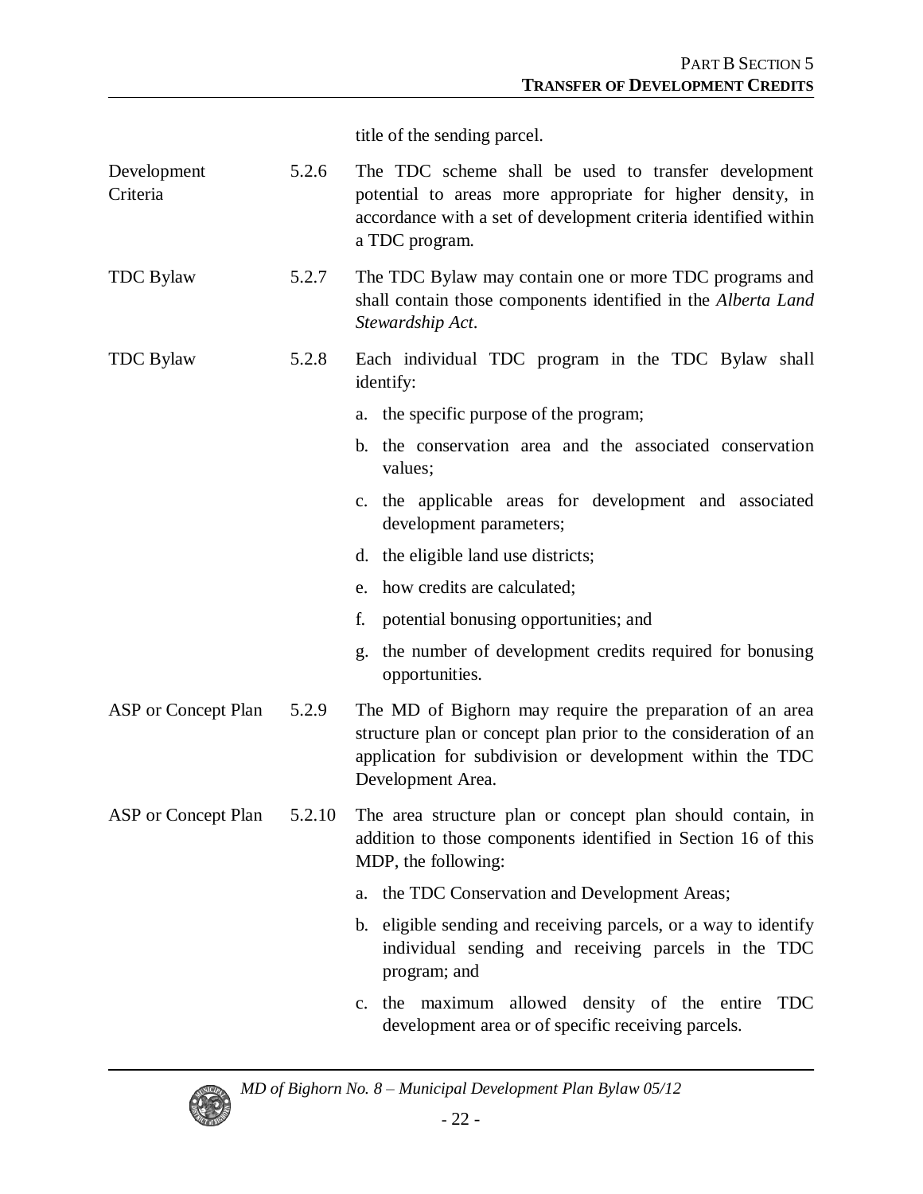title of the sending parcel.

Development Criteria

5.2.6 The TDC scheme shall be used to transfer development potential to areas more appropriate for higher density, in accordance with a set of development criteria identified within a TDC program.

TDC Bylaw

5.2.7 The TDC Bylaw may contain one or more TDC programs and shall contain those components identified in the *Alberta Land Stewardship Act*.

TDC Bylaw

5.2.8 Each individual TDC program in the TDC Bylaw shall identify:

a. the specific purpose of the program;

b. the conservation area and the associated conservation values;

c. the applicable areas for development and associated development parameters;

d. the eligible land use districts;

e. how credits are calculated;

f. potential bonusing opportunities; and

g. the number of development credits required for bonusing opportunities.

ASP or Concept Plan

5.2.9 The MD of Bighorn may require the preparation of an area structure plan or concept plan prior to the consideration of an application for subdivision or development within the TDC Development Area.

ASP or Concept Plan

5.2.10 The area structure plan or concept plan should contain, in addition to those components identified in Section 16 of this MDP, the following:

a. the TDC Conservation and Development Areas;

b. eligible sending and receiving parcels, or a way to identify individual sending and receiving parcels in the TDC program; and

c. the maximum allowed density of the entire TDC development area or of specific receiving parcels.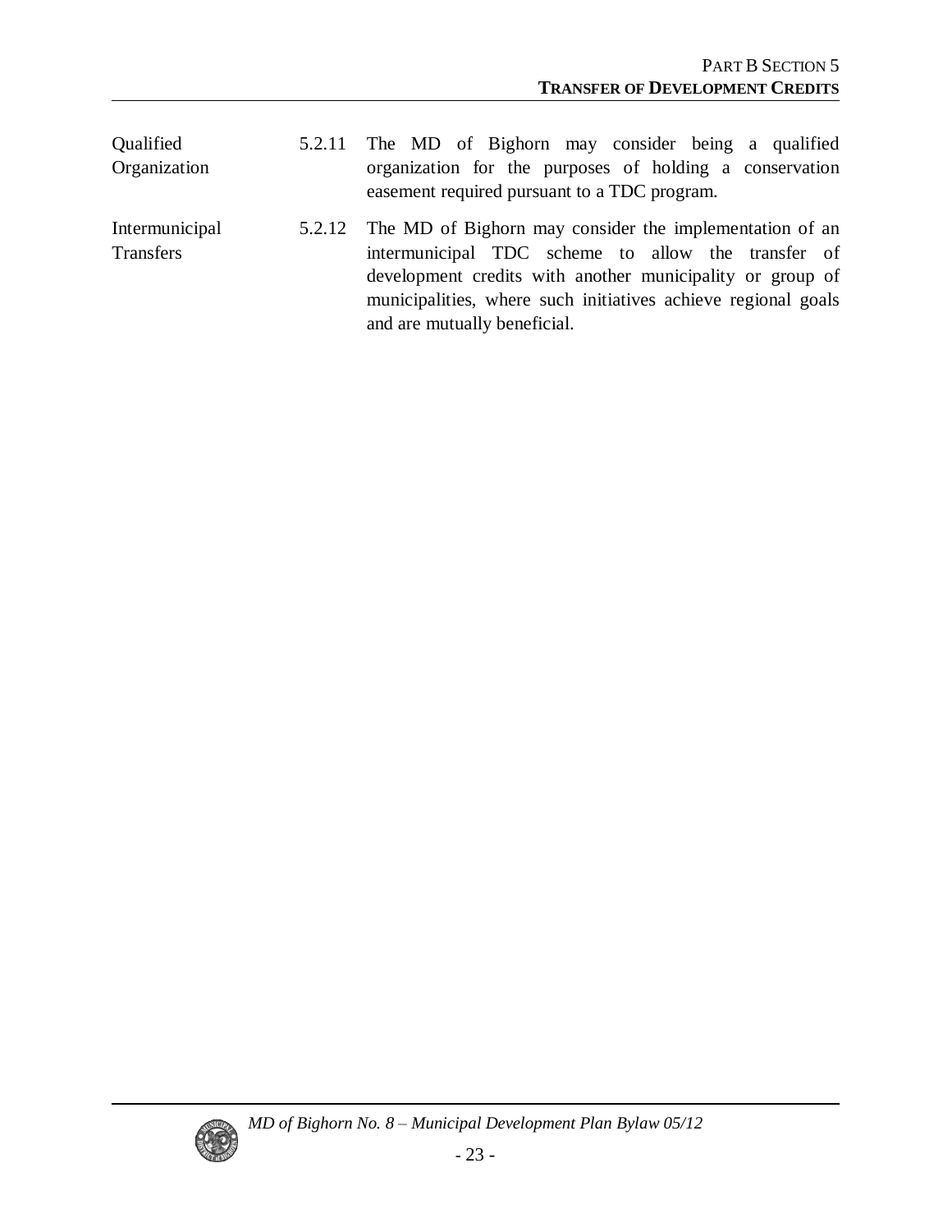| | | |
|---|---|---|
| Qualified Organization | 5.2.11 | The MD of Bighorn may consider being a qualified organization for the purposes of holding a conservation easement required pursuant to a TDC program. |
| Intermunicipal Transfers | 5.2.12 | The MD of Bighorn may consider the implementation of an intermunicipal TDC scheme to allow the transfer of development credits with another municipality or group of municipalities, where such initiatives achieve regional goals and are mutually beneficial. |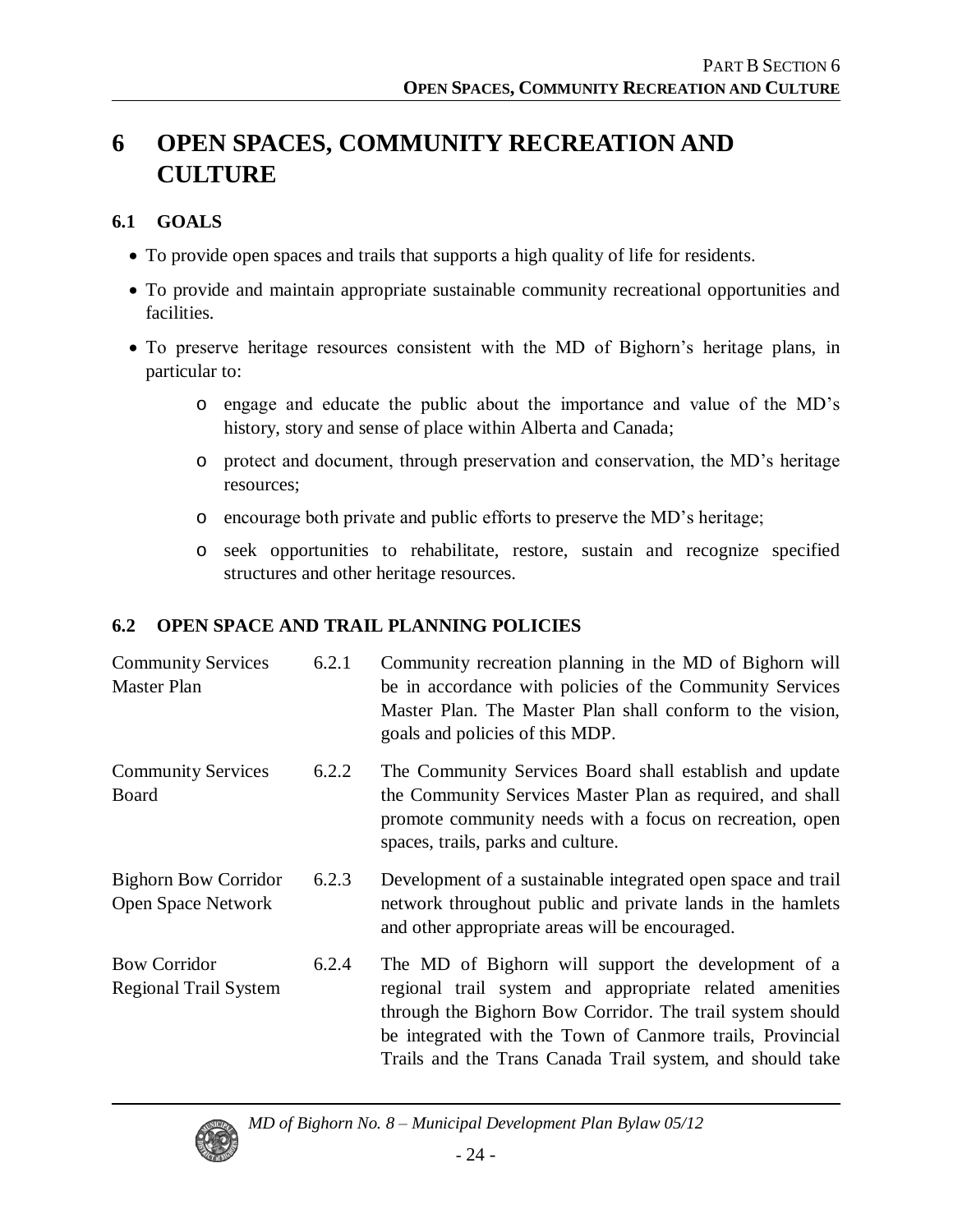# 6 OPEN SPACES, COMMUNITY RECREATION AND CULTURE

## 6.1 GOALS

- To provide open spaces and trails that supports a high quality of life for residents.
- To provide and maintain appropriate sustainable community recreational opportunities and facilities.
- To preserve heritage resources consistent with the MD of Bighorn's heritage plans, in particular to:
  - engage and educate the public about the importance and value of the MD's history, story and sense of place within Alberta and Canada;
  - protect and document, through preservation and conservation, the MD's heritage resources;
  - encourage both private and public efforts to preserve the MD's heritage;
  - seek opportunities to rehabilitate, restore, sustain and recognize specified structures and other heritage resources.

## 6.2 OPEN SPACE AND TRAIL PLANNING POLICIES

| | | |
|---|---|---|
| Community Services Master Plan | 6.2.1 | Community recreation planning in the MD of Bighorn will be in accordance with policies of the Community Services Master Plan. The Master Plan shall conform to the vision, goals and policies of this MDP. |
| Community Services Board | 6.2.2 | The Community Services Board shall establish and update the Community Services Master Plan as required, and shall promote community needs with a focus on recreation, open spaces, trails, parks and culture. |
| Bighorn Bow Corridor Open Space Network | 6.2.3 | Development of a sustainable integrated open space and trail network throughout public and private lands in the hamlets and other appropriate areas will be encouraged. |
| Bow Corridor Regional Trail System | 6.2.4 | The MD of Bighorn will support the development of a regional trail system and appropriate related amenities through the Bighorn Bow Corridor. The trail system should be integrated with the Town of Canmore trails, Provincial Trails and the Trans Canada Trail system, and should take |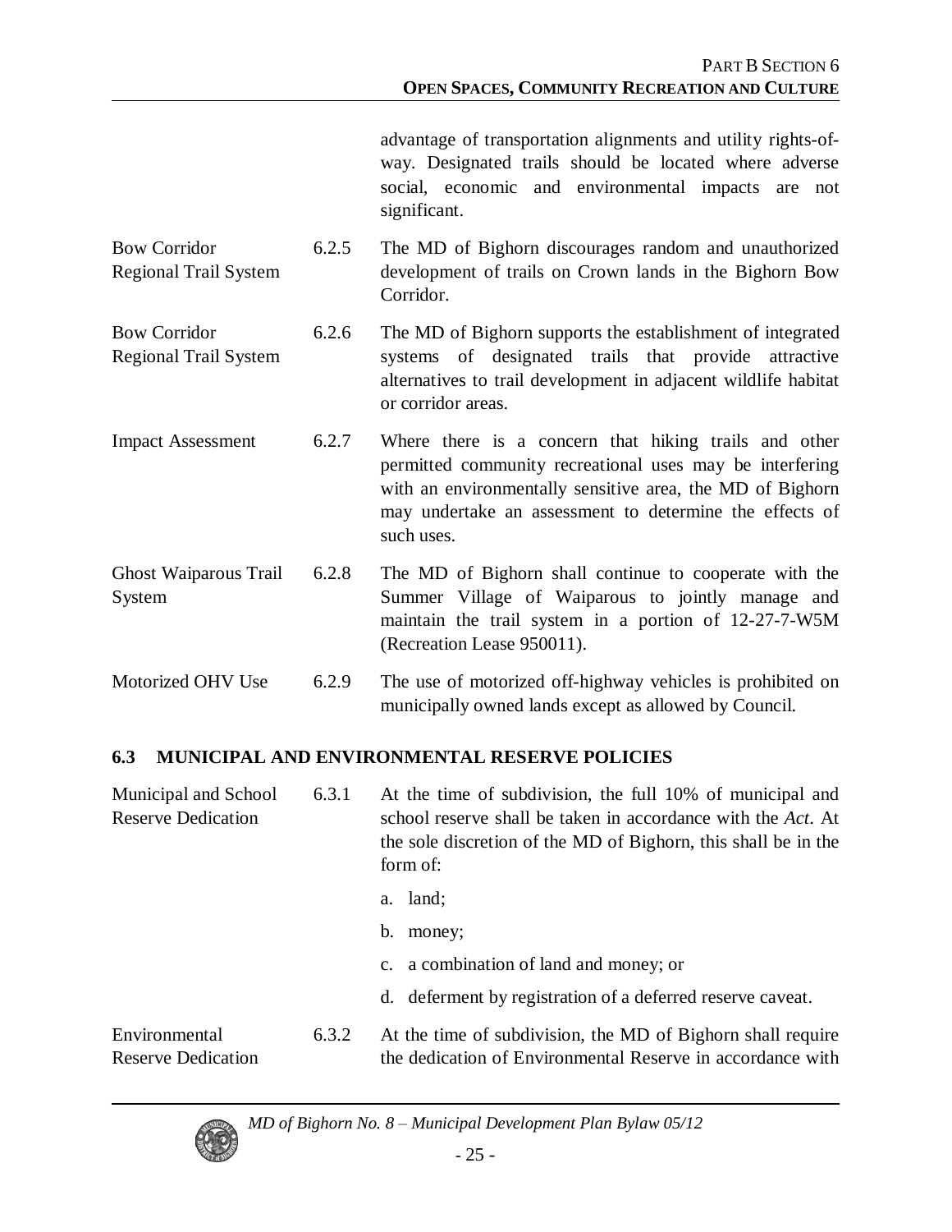advantage of transportation alignments and utility rights-of-way. Designated trails should be located where adverse social, economic and environmental impacts are not significant.

| | | |
|---|---|---|
| Bow Corridor Regional Trail System | 6.2.5 | The MD of Bighorn discourages random and unauthorized development of trails on Crown lands in the Bighorn Bow Corridor. |
| Bow Corridor Regional Trail System | 6.2.6 | The MD of Bighorn supports the establishment of integrated systems of designated trails that provide attractive alternatives to trail development in adjacent wildlife habitat or corridor areas. |
| Impact Assessment | 6.2.7 | Where there is a concern that hiking trails and other permitted community recreational uses may be interfering with an environmentally sensitive area, the MD of Bighorn may undertake an assessment to determine the effects of such uses. |
| Ghost Waiparous Trail System | 6.2.8 | The MD of Bighorn shall continue to cooperate with the Summer Village of Waiparous to jointly manage and maintain the trail system in a portion of 12-27-7-W5M (Recreation Lease 950011). |
| Motorized OHV Use | 6.2.9 | The use of motorized off-highway vehicles is prohibited on municipally owned lands except as allowed by Council. |

## 6.3 MUNICIPAL AND ENVIRONMENTAL RESERVE POLICIES

**Municipal and School Reserve Dedication** — 6.3.1 At the time of subdivision, the full 10% of municipal and school reserve shall be taken in accordance with the *Act*. At the sole discretion of the MD of Bighorn, this shall be in the form of:

a. land;

b. money;

c. a combination of land and money; or

d. deferment by registration of a deferred reserve caveat.

**Environmental Reserve Dedication** — 6.3.2 At the time of subdivision, the MD of Bighorn shall require the dedication of Environmental Reserve in accordance with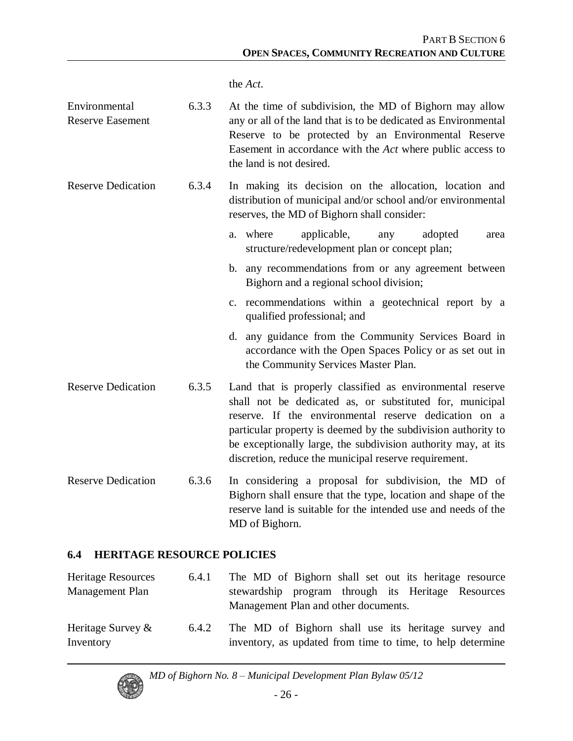the *Act*.

| | | |
|---|---|---|
| Environmental Reserve Easement | 6.3.3 | At the time of subdivision, the MD of Bighorn may allow any or all of the land that is to be dedicated as Environmental Reserve to be protected by an Environmental Reserve Easement in accordance with the *Act* where public access to the land is not desired. |
| Reserve Dedication | 6.3.4 | In making its decision on the allocation, location and distribution of municipal and/or school and/or environmental reserves, the MD of Bighorn shall consider:<br>a. where applicable, any adopted area structure/redevelopment plan or concept plan;<br>b. any recommendations from or any agreement between Bighorn and a regional school division;<br>c. recommendations within a geotechnical report by a qualified professional; and<br>d. any guidance from the Community Services Board in accordance with the Open Spaces Policy or as set out in the Community Services Master Plan. |
| Reserve Dedication | 6.3.5 | Land that is properly classified as environmental reserve shall not be dedicated as, or substituted for, municipal reserve. If the environmental reserve dedication on a particular property is deemed by the subdivision authority to be exceptionally large, the subdivision authority may, at its discretion, reduce the municipal reserve requirement. |
| Reserve Dedication | 6.3.6 | In considering a proposal for subdivision, the MD of Bighorn shall ensure that the type, location and shape of the reserve land is suitable for the intended use and needs of the MD of Bighorn. |

## 6.4 HERITAGE RESOURCE POLICIES

| | | |
|---|---|---|
| Heritage Resources Management Plan | 6.4.1 | The MD of Bighorn shall set out its heritage resource stewardship program through its Heritage Resources Management Plan and other documents. |
| Heritage Survey & Inventory | 6.4.2 | The MD of Bighorn shall use its heritage survey and inventory, as updated from time to time, to help determine |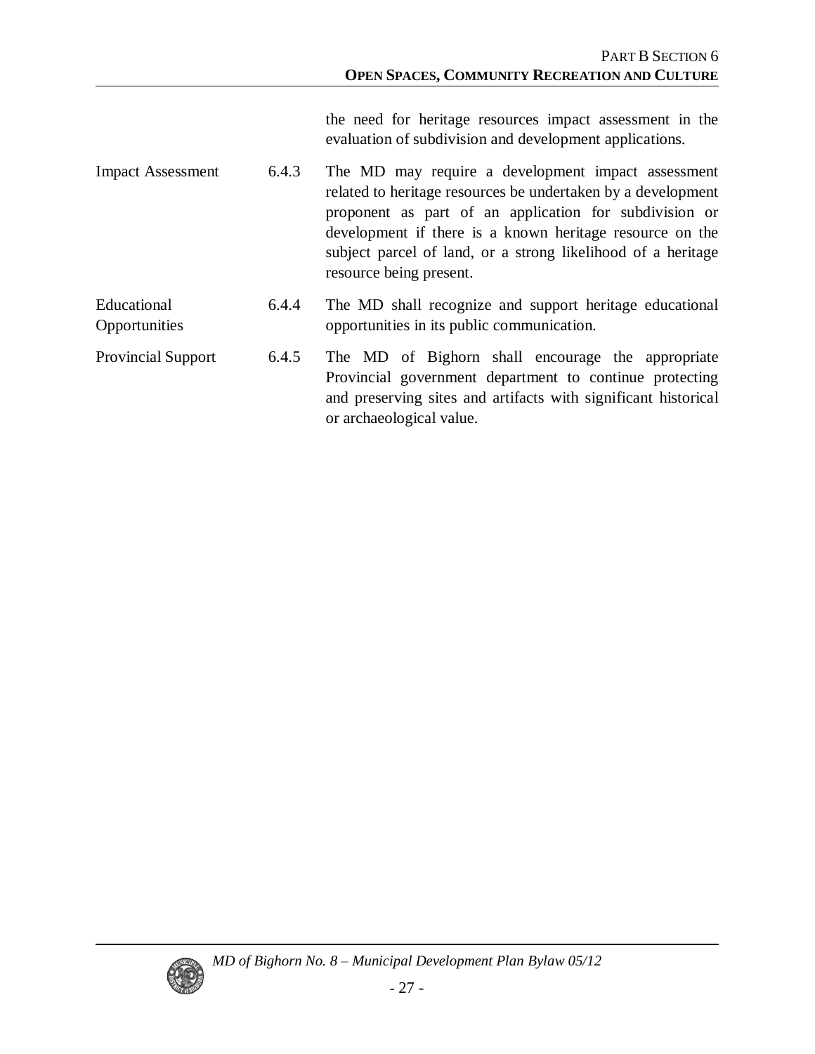the need for heritage resources impact assessment in the evaluation of subdivision and development applications.

| | | |
|---|---|---|
| Impact Assessment | 6.4.3 | The MD may require a development impact assessment related to heritage resources be undertaken by a development proponent as part of an application for subdivision or development if there is a known heritage resource on the subject parcel of land, or a strong likelihood of a heritage resource being present. |
| Educational Opportunities | 6.4.4 | The MD shall recognize and support heritage educational opportunities in its public communication. |
| Provincial Support | 6.4.5 | The MD of Bighorn shall encourage the appropriate Provincial government department to continue protecting and preserving sites and artifacts with significant historical or archaeological value. |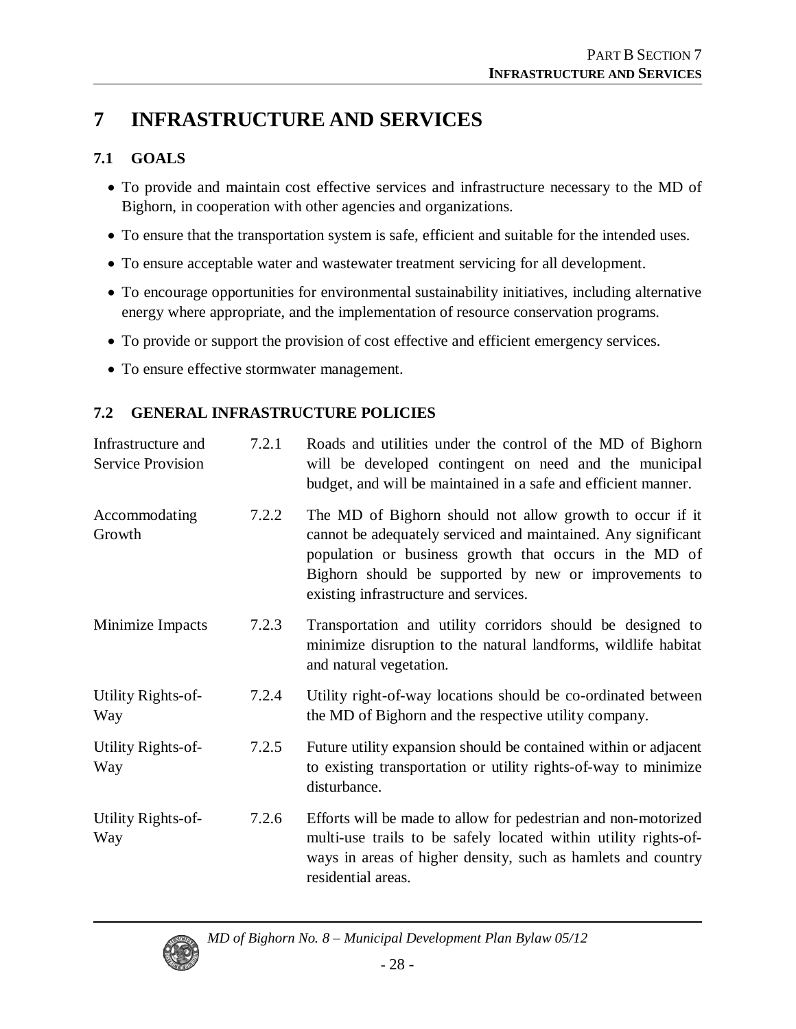# 7 INFRASTRUCTURE AND SERVICES

## 7.1 GOALS

- To provide and maintain cost effective services and infrastructure necessary to the MD of Bighorn, in cooperation with other agencies and organizations.
- To ensure that the transportation system is safe, efficient and suitable for the intended uses.
- To ensure acceptable water and wastewater treatment servicing for all development.
- To encourage opportunities for environmental sustainability initiatives, including alternative energy where appropriate, and the implementation of resource conservation programs.
- To provide or support the provision of cost effective and efficient emergency services.
- To ensure effective stormwater management.

## 7.2 GENERAL INFRASTRUCTURE POLICIES

| | | |
|---|---|---|
| Infrastructure and Service Provision | 7.2.1 | Roads and utilities under the control of the MD of Bighorn will be developed contingent on need and the municipal budget, and will be maintained in a safe and efficient manner. |
| Accommodating Growth | 7.2.2 | The MD of Bighorn should not allow growth to occur if it cannot be adequately serviced and maintained. Any significant population or business growth that occurs in the MD of Bighorn should be supported by new or improvements to existing infrastructure and services. |
| Minimize Impacts | 7.2.3 | Transportation and utility corridors should be designed to minimize disruption to the natural landforms, wildlife habitat and natural vegetation. |
| Utility Rights-of-Way | 7.2.4 | Utility right-of-way locations should be co-ordinated between the MD of Bighorn and the respective utility company. |
| Utility Rights-of-Way | 7.2.5 | Future utility expansion should be contained within or adjacent to existing transportation or utility rights-of-way to minimize disturbance. |
| Utility Rights-of-Way | 7.2.6 | Efforts will be made to allow for pedestrian and non-motorized multi-use trails to be safely located within utility rights-of-ways in areas of higher density, such as hamlets and country residential areas. |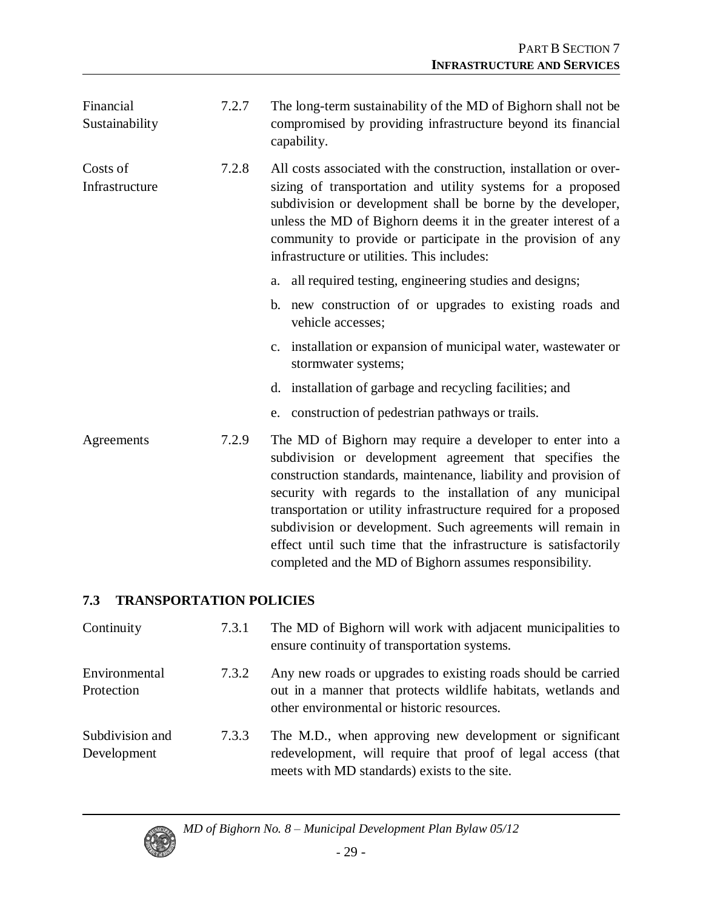| | | |
|---|---|---|
| Financial Sustainability | 7.2.7 | The long-term sustainability of the MD of Bighorn shall not be compromised by providing infrastructure beyond its financial capability. |
| Costs of Infrastructure | 7.2.8 | All costs associated with the construction, installation or over-sizing of transportation and utility systems for a proposed subdivision or development shall be borne by the developer, unless the MD of Bighorn deems it in the greater interest of a community to provide or participate in the provision of any infrastructure or utilities. This includes: a. all required testing, engineering studies and designs; b. new construction of or upgrades to existing roads and vehicle accesses; c. installation or expansion of municipal water, wastewater or stormwater systems; d. installation of garbage and recycling facilities; and e. construction of pedestrian pathways or trails. |
| Agreements | 7.2.9 | The MD of Bighorn may require a developer to enter into a subdivision or development agreement that specifies the construction standards, maintenance, liability and provision of security with regards to the installation of any municipal transportation or utility infrastructure required for a proposed subdivision or development. Such agreements will remain in effect until such time that the infrastructure is satisfactorily completed and the MD of Bighorn assumes responsibility. |

## 7.3 TRANSPORTATION POLICIES

| | | |
|---|---|---|
| Continuity | 7.3.1 | The MD of Bighorn will work with adjacent municipalities to ensure continuity of transportation systems. |
| Environmental Protection | 7.3.2 | Any new roads or upgrades to existing roads should be carried out in a manner that protects wildlife habitats, wetlands and other environmental or historic resources. |
| Subdivision and Development | 7.3.3 | The M.D., when approving new development or significant redevelopment, will require that proof of legal access (that meets with MD standards) exists to the site. |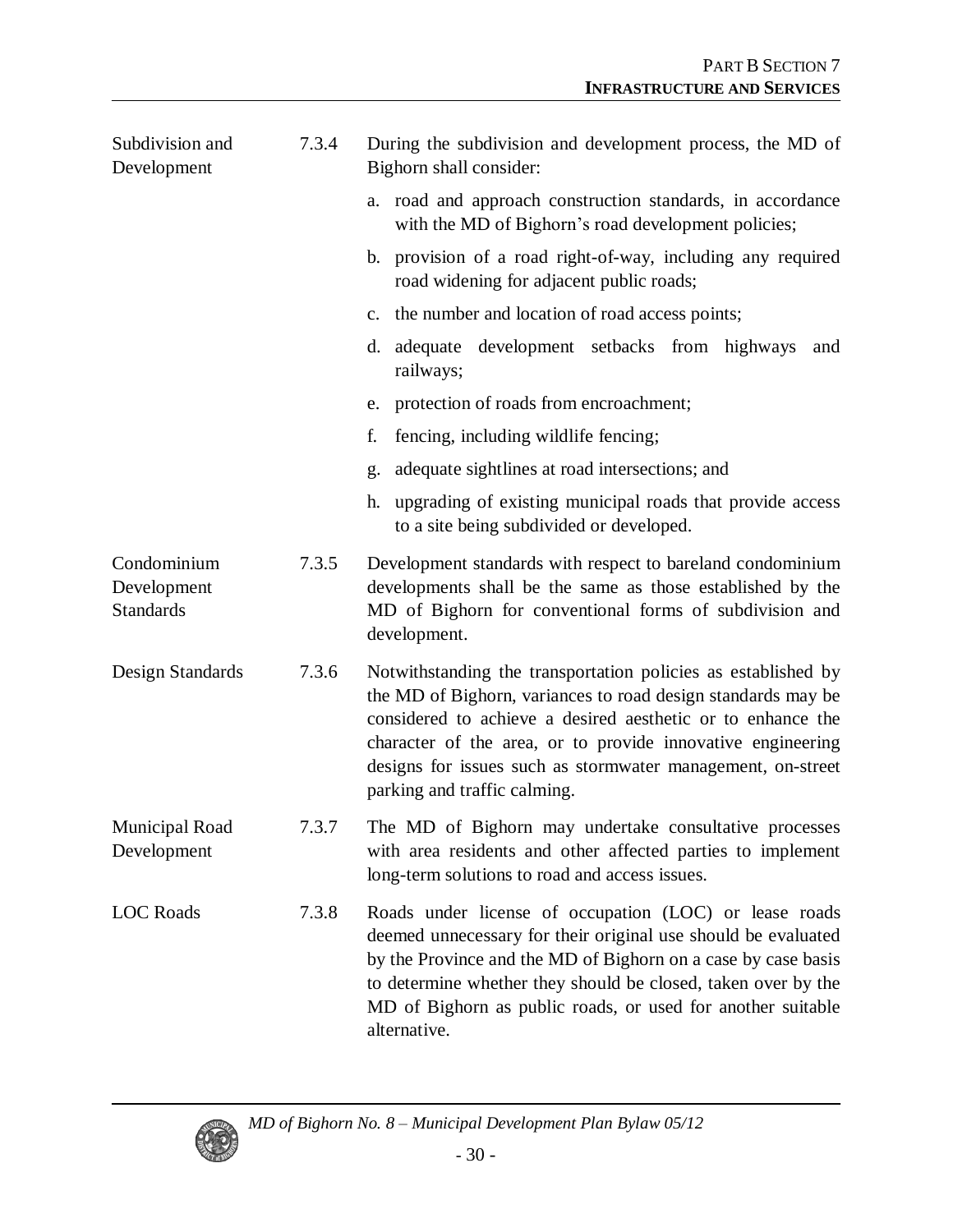**Subdivision and Development**

7.3.4 During the subdivision and development process, the MD of Bighorn shall consider:

a. road and approach construction standards, in accordance with the MD of Bighorn's road development policies;
b. provision of a road right-of-way, including any required road widening for adjacent public roads;
c. the number and location of road access points;
d. adequate development setbacks from highways and railways;
e. protection of roads from encroachment;
f. fencing, including wildlife fencing;
g. adequate sightlines at road intersections; and
h. upgrading of existing municipal roads that provide access to a site being subdivided or developed.

**Condominium Development Standards**

7.3.5 Development standards with respect to bareland condominium developments shall be the same as those established by the MD of Bighorn for conventional forms of subdivision and development.

**Design Standards**

7.3.6 Notwithstanding the transportation policies as established by the MD of Bighorn, variances to road design standards may be considered to achieve a desired aesthetic or to enhance the character of the area, or to provide innovative engineering designs for issues such as stormwater management, on-street parking and traffic calming.

**Municipal Road Development**

7.3.7 The MD of Bighorn may undertake consultative processes with area residents and other affected parties to implement long-term solutions to road and access issues.

**LOC Roads**

7.3.8 Roads under license of occupation (LOC) or lease roads deemed unnecessary for their original use should be evaluated by the Province and the MD of Bighorn on a case by case basis to determine whether they should be closed, taken over by the MD of Bighorn as public roads, or used for another suitable alternative.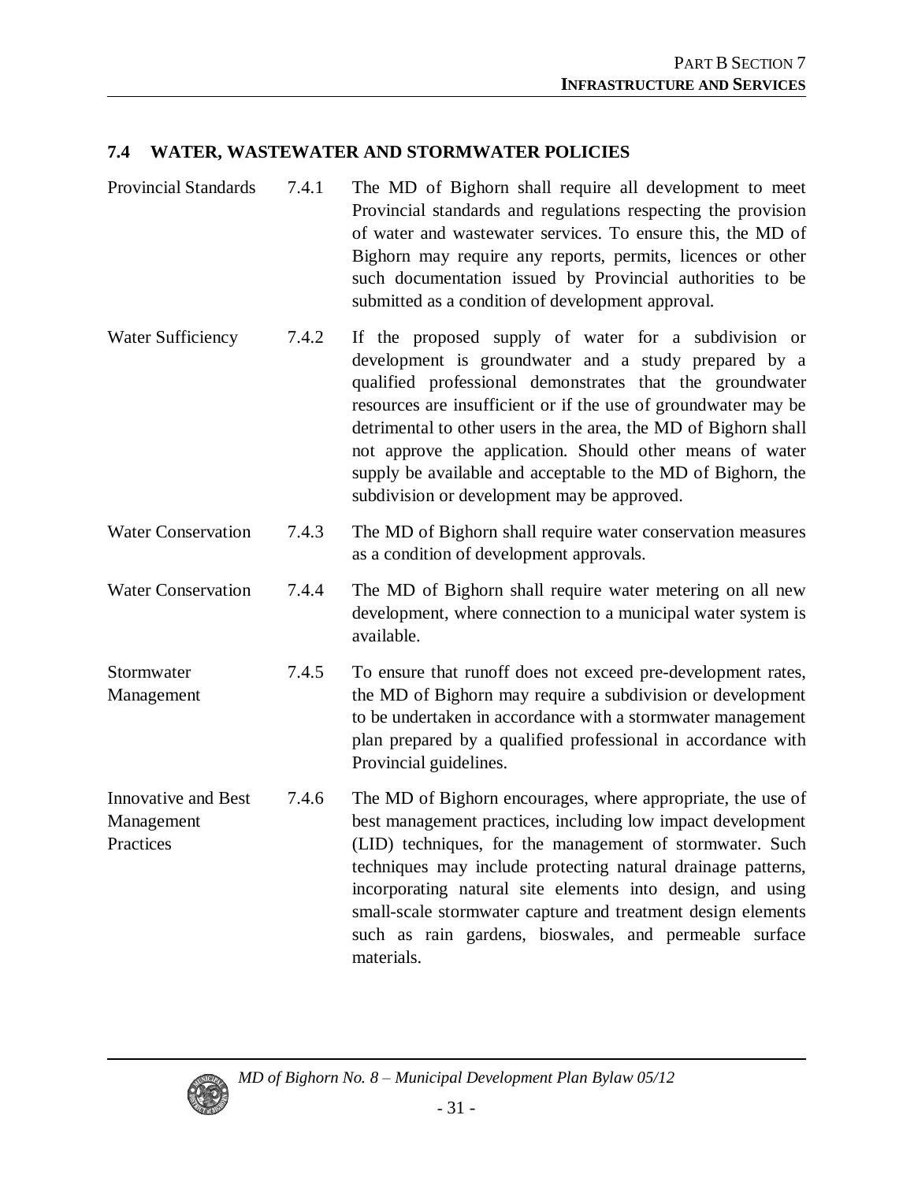## 7.4 WATER, WASTEWATER AND STORMWATER POLICIES

| | | |
|---|---|---|
| Provincial Standards | 7.4.1 | The MD of Bighorn shall require all development to meet Provincial standards and regulations respecting the provision of water and wastewater services. To ensure this, the MD of Bighorn may require any reports, permits, licences or other such documentation issued by Provincial authorities to be submitted as a condition of development approval. |
| Water Sufficiency | 7.4.2 | If the proposed supply of water for a subdivision or development is groundwater and a study prepared by a qualified professional demonstrates that the groundwater resources are insufficient or if the use of groundwater may be detrimental to other users in the area, the MD of Bighorn shall not approve the application. Should other means of water supply be available and acceptable to the MD of Bighorn, the subdivision or development may be approved. |
| Water Conservation | 7.4.3 | The MD of Bighorn shall require water conservation measures as a condition of development approvals. |
| Water Conservation | 7.4.4 | The MD of Bighorn shall require water metering on all new development, where connection to a municipal water system is available. |
| Stormwater Management | 7.4.5 | To ensure that runoff does not exceed pre-development rates, the MD of Bighorn may require a subdivision or development to be undertaken in accordance with a stormwater management plan prepared by a qualified professional in accordance with Provincial guidelines. |
| Innovative and Best Management Practices | 7.4.6 | The MD of Bighorn encourages, where appropriate, the use of best management practices, including low impact development (LID) techniques, for the management of stormwater. Such techniques may include protecting natural drainage patterns, incorporating natural site elements into design, and using small-scale stormwater capture and treatment design elements such as rain gardens, bioswales, and permeable surface materials. |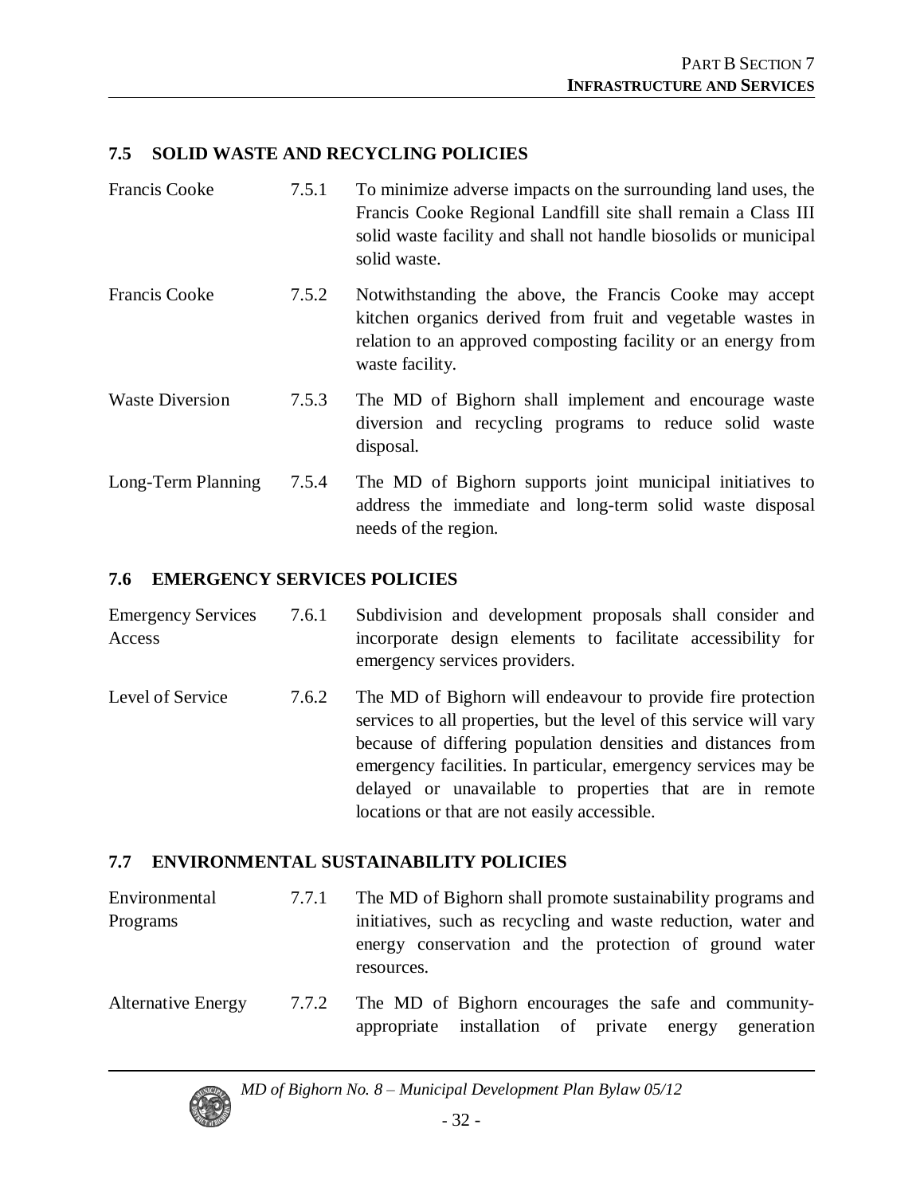## 7.5 SOLID WASTE AND RECYCLING POLICIES

| | | |
|---|---|---|
| Francis Cooke | 7.5.1 | To minimize adverse impacts on the surrounding land uses, the Francis Cooke Regional Landfill site shall remain a Class III solid waste facility and shall not handle biosolids or municipal solid waste. |
| Francis Cooke | 7.5.2 | Notwithstanding the above, the Francis Cooke may accept kitchen organics derived from fruit and vegetable wastes in relation to an approved composting facility or an energy from waste facility. |
| Waste Diversion | 7.5.3 | The MD of Bighorn shall implement and encourage waste diversion and recycling programs to reduce solid waste disposal. |
| Long-Term Planning | 7.5.4 | The MD of Bighorn supports joint municipal initiatives to address the immediate and long-term solid waste disposal needs of the region. |

## 7.6 EMERGENCY SERVICES POLICIES

| | | |
|---|---|---|
| Emergency Services Access | 7.6.1 | Subdivision and development proposals shall consider and incorporate design elements to facilitate accessibility for emergency services providers. |
| Level of Service | 7.6.2 | The MD of Bighorn will endeavour to provide fire protection services to all properties, but the level of this service will vary because of differing population densities and distances from emergency facilities. In particular, emergency services may be delayed or unavailable to properties that are in remote locations or that are not easily accessible. |

## 7.7 ENVIRONMENTAL SUSTAINABILITY POLICIES

| | | |
|---|---|---|
| Environmental Programs | 7.7.1 | The MD of Bighorn shall promote sustainability programs and initiatives, such as recycling and waste reduction, water and energy conservation and the protection of ground water resources. |
| Alternative Energy | 7.7.2 | The MD of Bighorn encourages the safe and community-appropriate installation of private energy generation |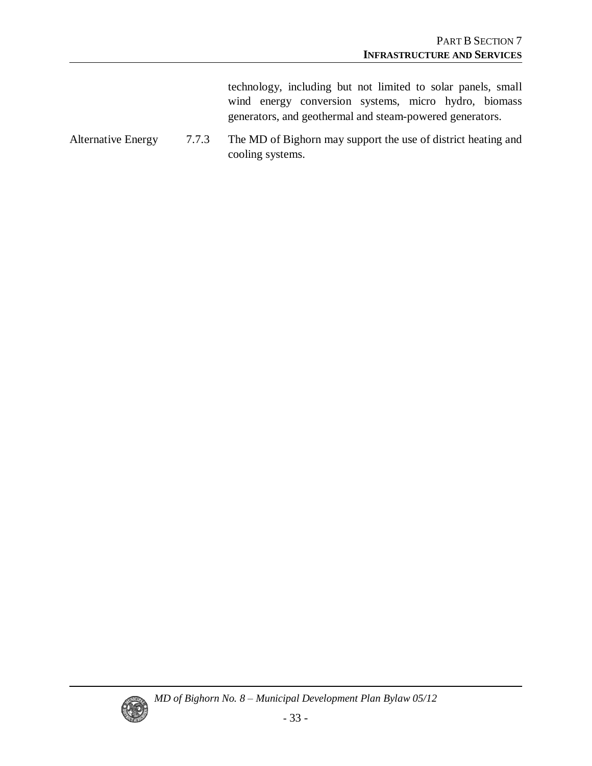technology, including but not limited to solar panels, small wind energy conversion systems, micro hydro, biomass generators, and geothermal and steam-powered generators.

Alternative Energy 7.7.3 The MD of Bighorn may support the use of district heating and cooling systems.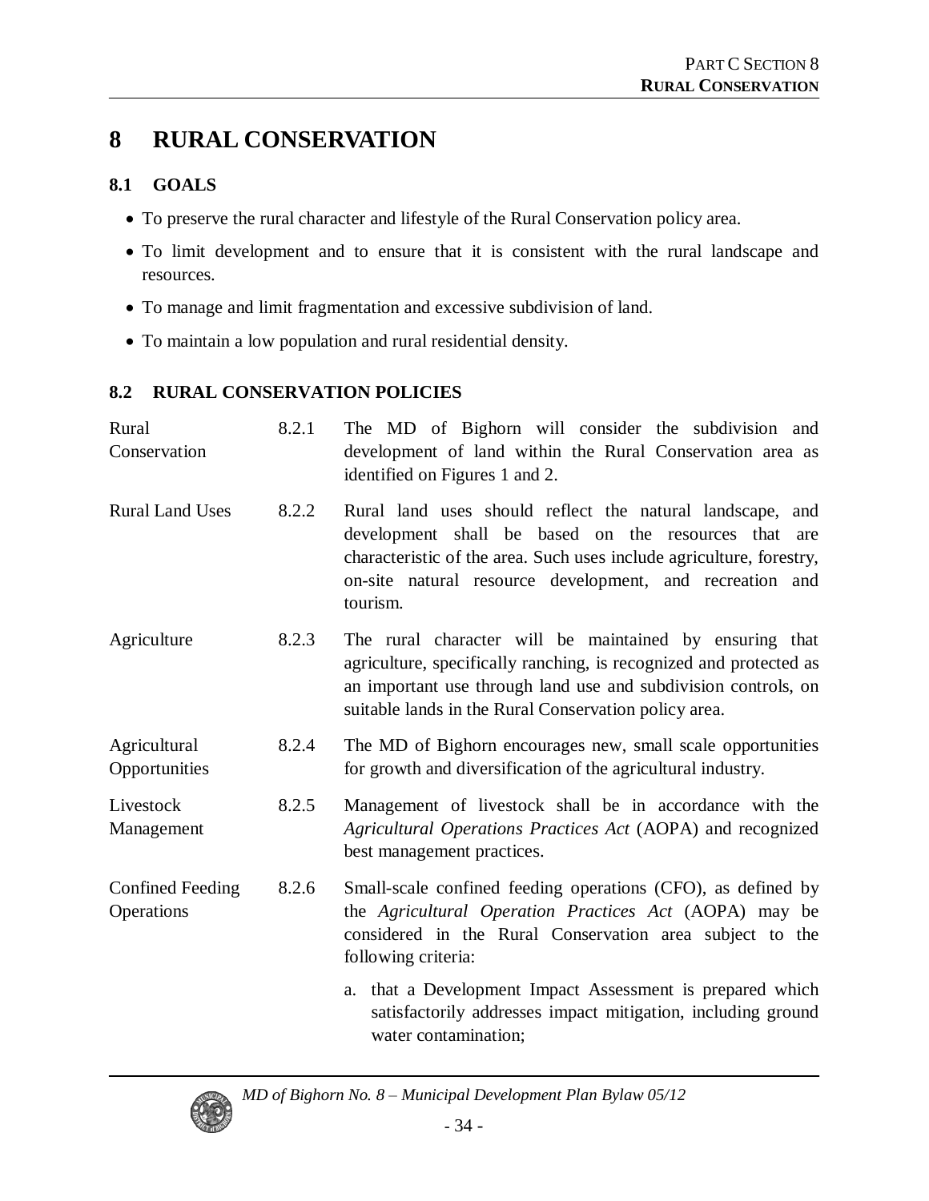# 8 RURAL CONSERVATION

## 8.1 GOALS

- To preserve the rural character and lifestyle of the Rural Conservation policy area.
- To limit development and to ensure that it is consistent with the rural landscape and resources.
- To manage and limit fragmentation and excessive subdivision of land.
- To maintain a low population and rural residential density.

## 8.2 RURAL CONSERVATION POLICIES

| | | |
|---|---|---|
| Rural Conservation | 8.2.1 | The MD of Bighorn will consider the subdivision and development of land within the Rural Conservation area as identified on Figures 1 and 2. |
| Rural Land Uses | 8.2.2 | Rural land uses should reflect the natural landscape, and development shall be based on the resources that are characteristic of the area. Such uses include agriculture, forestry, on-site natural resource development, and recreation and tourism. |
| Agriculture | 8.2.3 | The rural character will be maintained by ensuring that agriculture, specifically ranching, is recognized and protected as an important use through land use and subdivision controls, on suitable lands in the Rural Conservation policy area. |
| Agricultural Opportunities | 8.2.4 | The MD of Bighorn encourages new, small scale opportunities for growth and diversification of the agricultural industry. |
| Livestock Management | 8.2.5 | Management of livestock shall be in accordance with the *Agricultural Operations Practices Act* (AOPA) and recognized best management practices. |
| Confined Feeding Operations | 8.2.6 | Small-scale confined feeding operations (CFO), as defined by the *Agricultural Operation Practices Act* (AOPA) may be considered in the Rural Conservation area subject to the following criteria: |

a. that a Development Impact Assessment is prepared which satisfactorily addresses impact mitigation, including ground water contamination;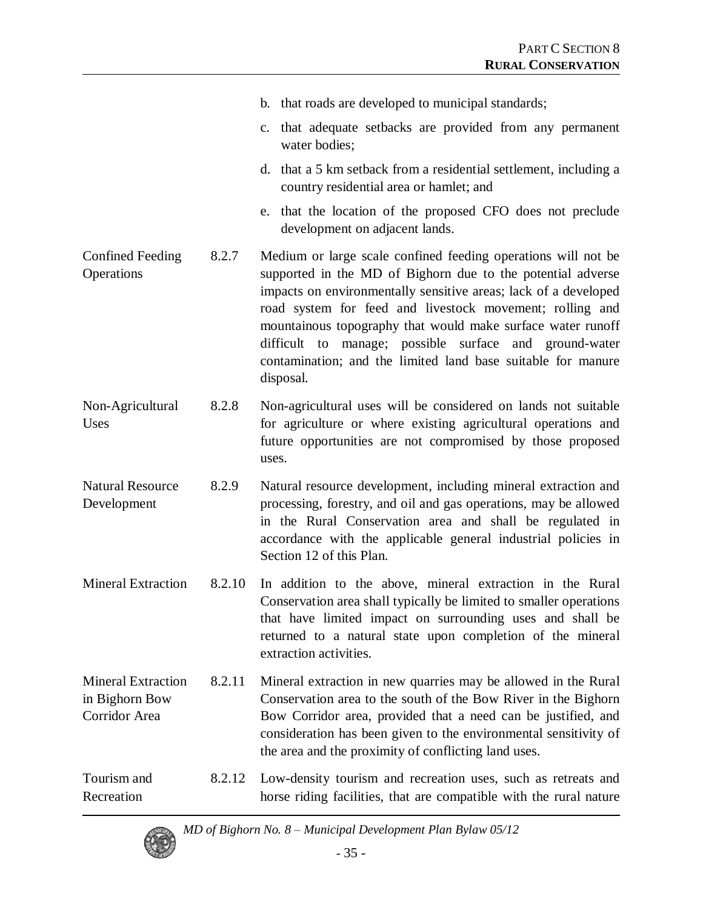b. that roads are developed to municipal standards;

c. that adequate setbacks are provided from any permanent water bodies;

d. that a 5 km setback from a residential settlement, including a country residential area or hamlet; and

e. that the location of the proposed CFO does not preclude development on adjacent lands.

| | | |
|---|---|---|
| Confined Feeding Operations | 8.2.7 | Medium or large scale confined feeding operations will not be supported in the MD of Bighorn due to the potential adverse impacts on environmentally sensitive areas; lack of a developed road system for feed and livestock movement; rolling and mountainous topography that would make surface water runoff difficult to manage; possible surface and ground-water contamination; and the limited land base suitable for manure disposal. |
| Non-Agricultural Uses | 8.2.8 | Non-agricultural uses will be considered on lands not suitable for agriculture or where existing agricultural operations and future opportunities are not compromised by those proposed uses. |
| Natural Resource Development | 8.2.9 | Natural resource development, including mineral extraction and processing, forestry, and oil and gas operations, may be allowed in the Rural Conservation area and shall be regulated in accordance with the applicable general industrial policies in Section 12 of this Plan. |
| Mineral Extraction | 8.2.10 | In addition to the above, mineral extraction in the Rural Conservation area shall typically be limited to smaller operations that have limited impact on surrounding uses and shall be returned to a natural state upon completion of the mineral extraction activities. |
| Mineral Extraction in Bighorn Bow Corridor Area | 8.2.11 | Mineral extraction in new quarries may be allowed in the Rural Conservation area to the south of the Bow River in the Bighorn Bow Corridor area, provided that a need can be justified, and consideration has been given to the environmental sensitivity of the area and the proximity of conflicting land uses. |
| Tourism and Recreation | 8.2.12 | Low-density tourism and recreation uses, such as retreats and horse riding facilities, that are compatible with the rural nature |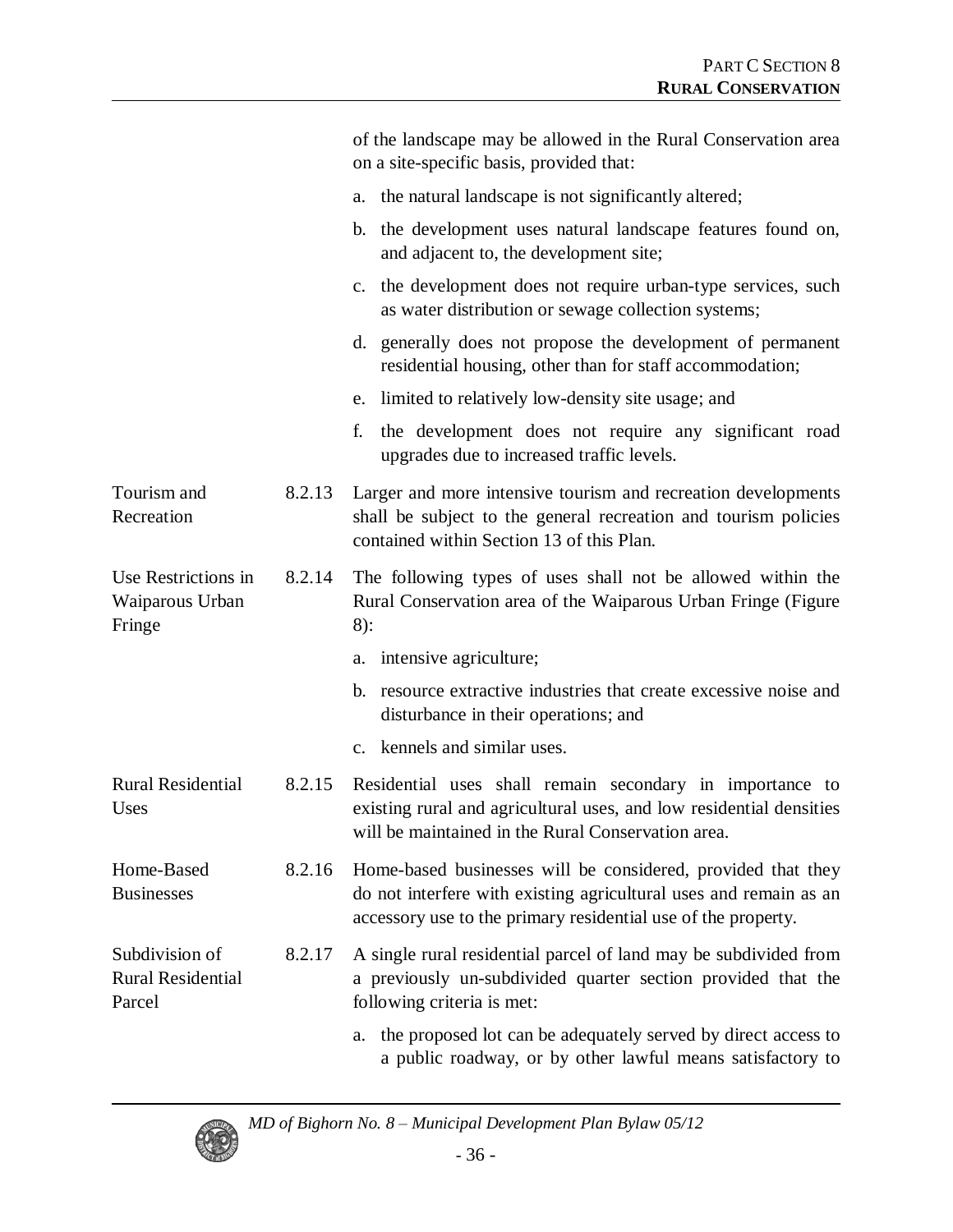of the landscape may be allowed in the Rural Conservation area on a site-specific basis, provided that:

a. the natural landscape is not significantly altered;

b. the development uses natural landscape features found on, and adjacent to, the development site;

c. the development does not require urban-type services, such as water distribution or sewage collection systems;

d. generally does not propose the development of permanent residential housing, other than for staff accommodation;

e. limited to relatively low-density site usage; and

f. the development does not require any significant road upgrades due to increased traffic levels.

**Tourism and Recreation**

8.2.13 Larger and more intensive tourism and recreation developments shall be subject to the general recreation and tourism policies contained within Section 13 of this Plan.

**Use Restrictions in Waiparous Urban Fringe**

8.2.14 The following types of uses shall not be allowed within the Rural Conservation area of the Waiparous Urban Fringe (Figure 8):

a. intensive agriculture;

b. resource extractive industries that create excessive noise and disturbance in their operations; and

c. kennels and similar uses.

**Rural Residential Uses**

8.2.15 Residential uses shall remain secondary in importance to existing rural and agricultural uses, and low residential densities will be maintained in the Rural Conservation area.

**Home-Based Businesses**

8.2.16 Home-based businesses will be considered, provided that they do not interfere with existing agricultural uses and remain as an accessory use to the primary residential use of the property.

**Subdivision of Rural Residential Parcel**

8.2.17 A single rural residential parcel of land may be subdivided from a previously un-subdivided quarter section provided that the following criteria is met:

a. the proposed lot can be adequately served by direct access to a public roadway, or by other lawful means satisfactory to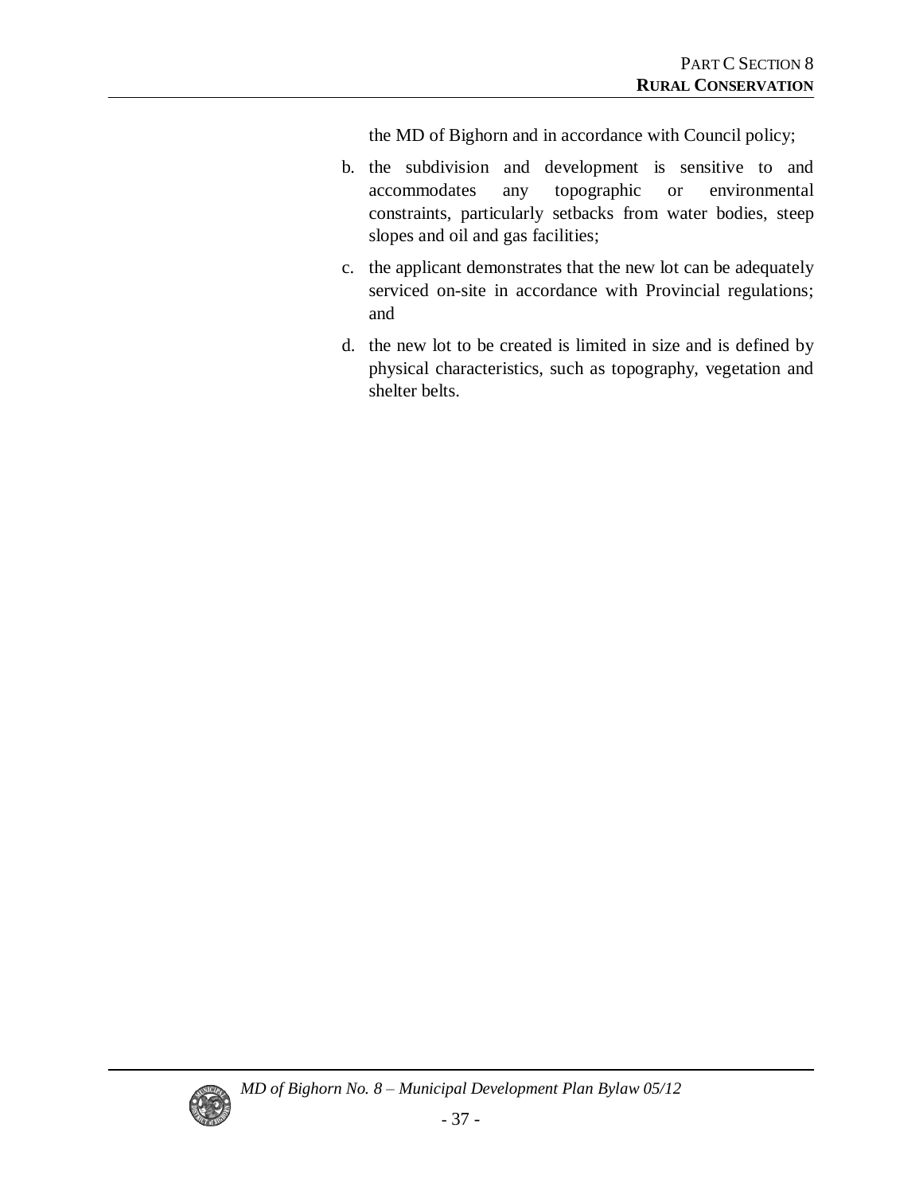the MD of Bighorn and in accordance with Council policy;

b. the subdivision and development is sensitive to and accommodates any topographic or environmental constraints, particularly setbacks from water bodies, steep slopes and oil and gas facilities;

c. the applicant demonstrates that the new lot can be adequately serviced on-site in accordance with Provincial regulations; and

d. the new lot to be created is limited in size and is defined by physical characteristics, such as topography, vegetation and shelter belts.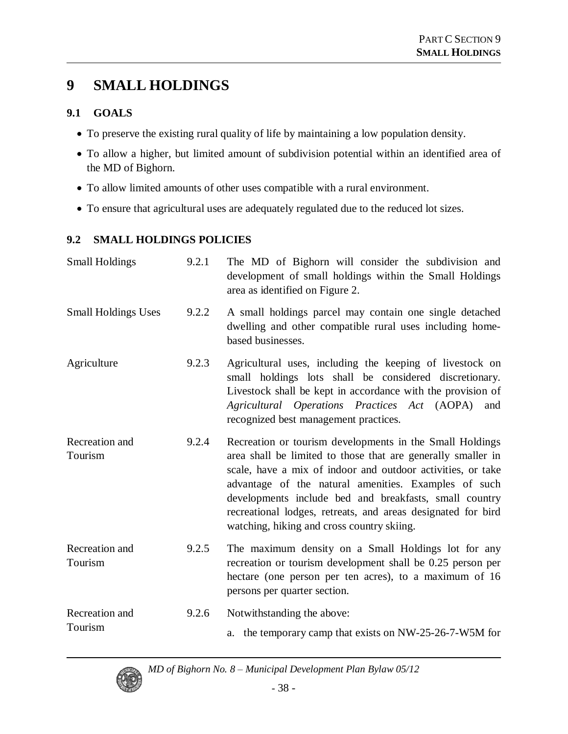# 9 SMALL HOLDINGS

## 9.1 GOALS

- To preserve the existing rural quality of life by maintaining a low population density.
- To allow a higher, but limited amount of subdivision potential within an identified area of the MD of Bighorn.
- To allow limited amounts of other uses compatible with a rural environment.
- To ensure that agricultural uses are adequately regulated due to the reduced lot sizes.

## 9.2 SMALL HOLDINGS POLICIES

| | | |
|---|---|---|
| Small Holdings | 9.2.1 | The MD of Bighorn will consider the subdivision and development of small holdings within the Small Holdings area as identified on Figure 2. |
| Small Holdings Uses | 9.2.2 | A small holdings parcel may contain one single detached dwelling and other compatible rural uses including home-based businesses. |
| Agriculture | 9.2.3 | Agricultural uses, including the keeping of livestock on small holdings lots shall be considered discretionary. Livestock shall be kept in accordance with the provision of *Agricultural Operations Practices Act* (AOPA) and recognized best management practices. |
| Recreation and Tourism | 9.2.4 | Recreation or tourism developments in the Small Holdings area shall be limited to those that are generally smaller in scale, have a mix of indoor and outdoor activities, or take advantage of the natural amenities. Examples of such developments include bed and breakfasts, small country recreational lodges, retreats, and areas designated for bird watching, hiking and cross country skiing. |
| Recreation and Tourism | 9.2.5 | The maximum density on a Small Holdings lot for any recreation or tourism development shall be 0.25 person per hectare (one person per ten acres), to a maximum of 16 persons per quarter section. |
| Recreation and Tourism | 9.2.6 | Notwithstanding the above:<br>a. the temporary camp that exists on NW-25-26-7-W5M for |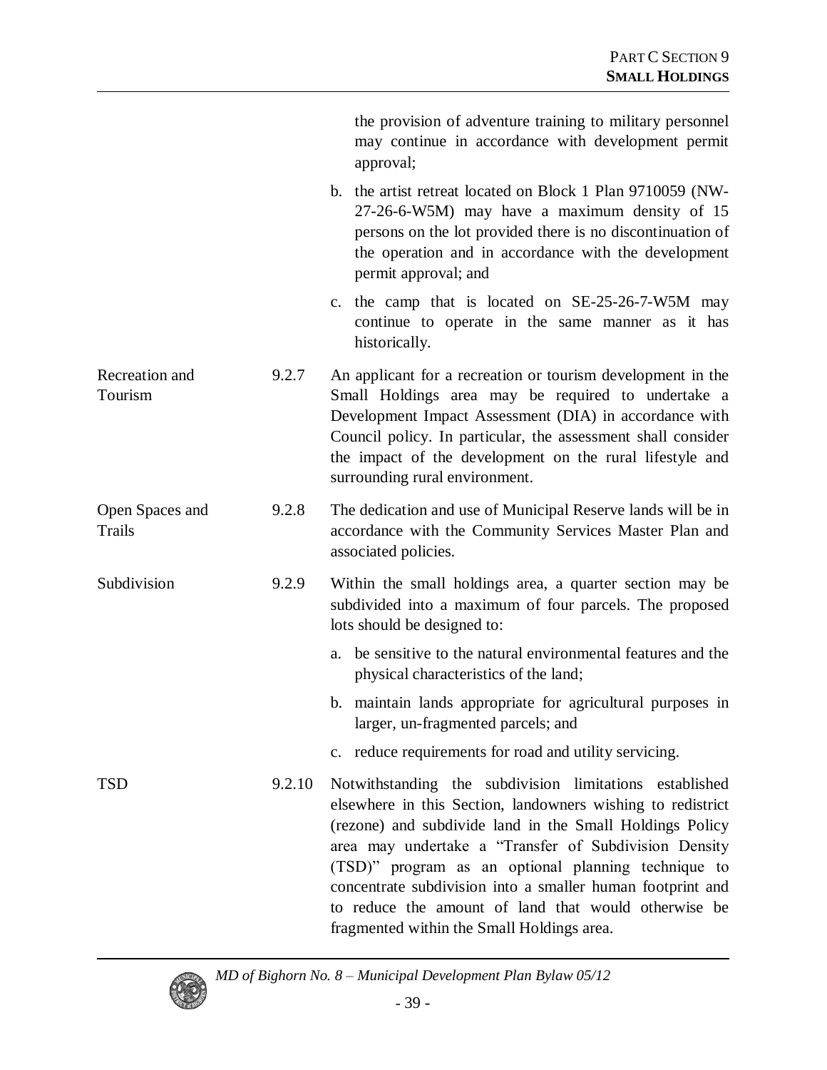the provision of adventure training to military personnel may continue in accordance with development permit approval;

b. the artist retreat located on Block 1 Plan 9710059 (NW-27-26-6-W5M) may have a maximum density of 15 persons on the lot provided there is no discontinuation of the operation and in accordance with the development permit approval; and

c. the camp that is located on SE-25-26-7-W5M may continue to operate in the same manner as it has historically.

**Recreation and Tourism**

9.2.7 An applicant for a recreation or tourism development in the Small Holdings area may be required to undertake a Development Impact Assessment (DIA) in accordance with Council policy. In particular, the assessment shall consider the impact of the development on the rural lifestyle and surrounding rural environment.

**Open Spaces and Trails**

9.2.8 The dedication and use of Municipal Reserve lands will be in accordance with the Community Services Master Plan and associated policies.

**Subdivision**

9.2.9 Within the small holdings area, a quarter section may be subdivided into a maximum of four parcels. The proposed lots should be designed to:

a. be sensitive to the natural environmental features and the physical characteristics of the land;

b. maintain lands appropriate for agricultural purposes in larger, un-fragmented parcels; and

c. reduce requirements for road and utility servicing.

**TSD**

9.2.10 Notwithstanding the subdivision limitations established elsewhere in this Section, landowners wishing to redistrict (rezone) and subdivide land in the Small Holdings Policy area may undertake a "Transfer of Subdivision Density (TSD)" program as an optional planning technique to concentrate subdivision into a smaller human footprint and to reduce the amount of land that would otherwise be fragmented within the Small Holdings area.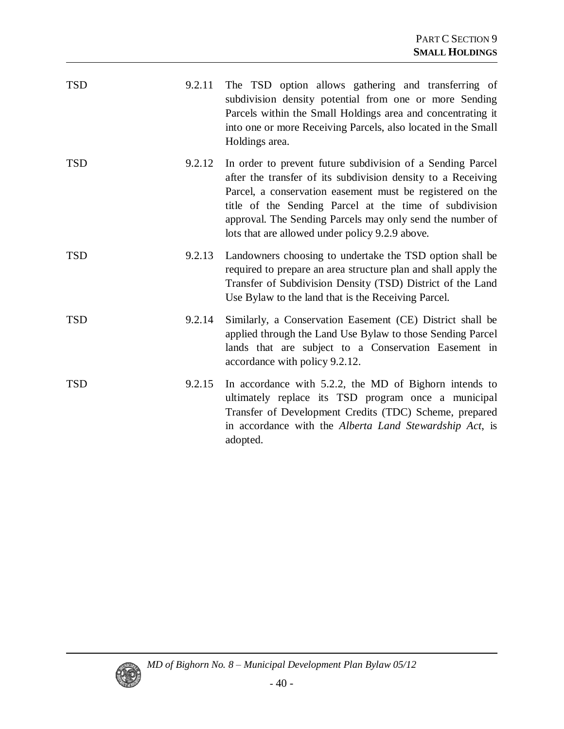TSD 9.2.11 The TSD option allows gathering and transferring of subdivision density potential from one or more Sending Parcels within the Small Holdings area and concentrating it into one or more Receiving Parcels, also located in the Small Holdings area.

TSD 9.2.12 In order to prevent future subdivision of a Sending Parcel after the transfer of its subdivision density to a Receiving Parcel, a conservation easement must be registered on the title of the Sending Parcel at the time of subdivision approval. The Sending Parcels may only send the number of lots that are allowed under policy 9.2.9 above.

TSD 9.2.13 Landowners choosing to undertake the TSD option shall be required to prepare an area structure plan and shall apply the Transfer of Subdivision Density (TSD) District of the Land Use Bylaw to the land that is the Receiving Parcel.

TSD 9.2.14 Similarly, a Conservation Easement (CE) District shall be applied through the Land Use Bylaw to those Sending Parcel lands that are subject to a Conservation Easement in accordance with policy 9.2.12.

TSD 9.2.15 In accordance with 5.2.2, the MD of Bighorn intends to ultimately replace its TSD program once a municipal Transfer of Development Credits (TDC) Scheme, prepared in accordance with the *Alberta Land Stewardship Act*, is adopted.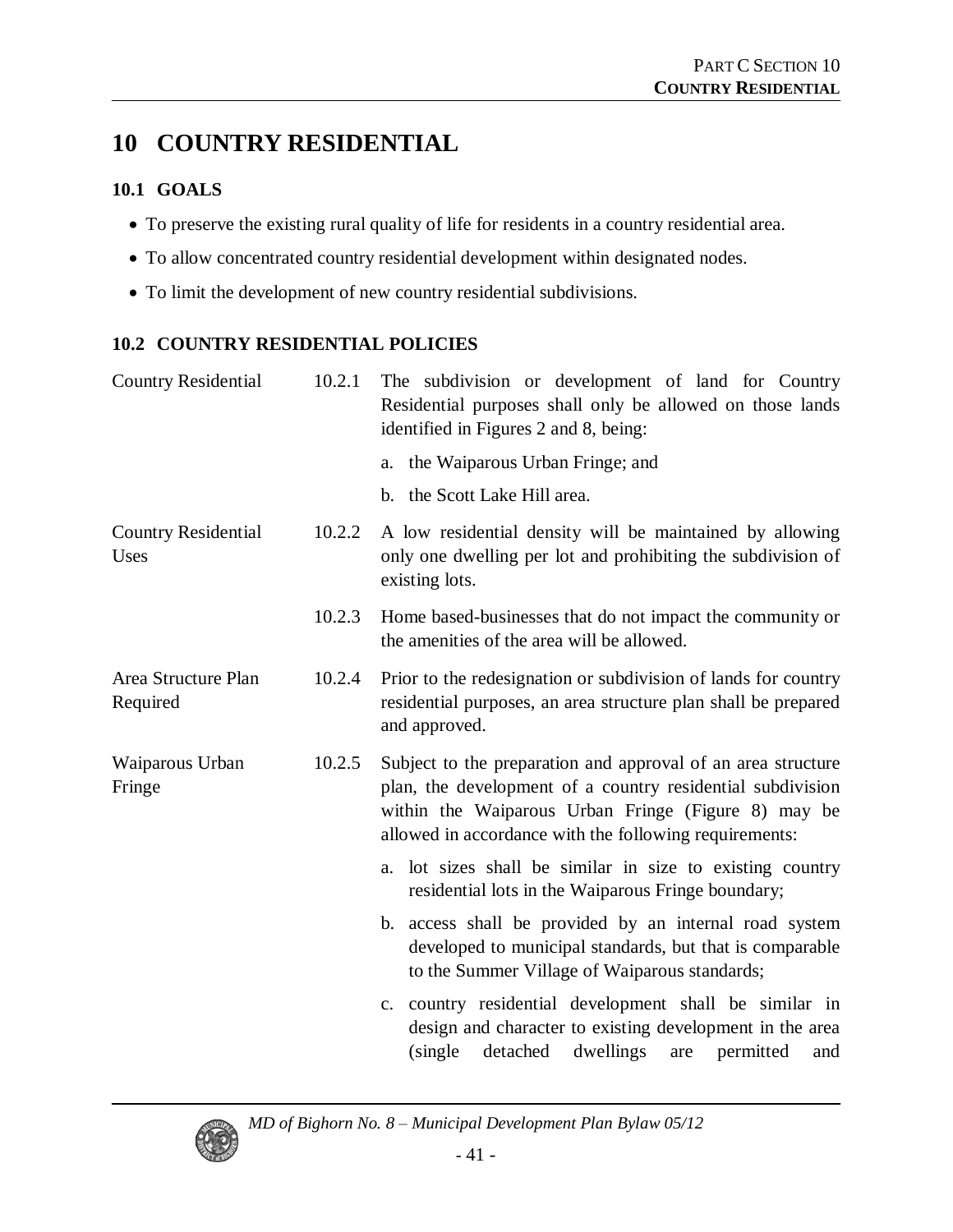# 10 COUNTRY RESIDENTIAL

## 10.1 GOALS

- To preserve the existing rural quality of life for residents in a country residential area.
- To allow concentrated country residential development within designated nodes.
- To limit the development of new country residential subdivisions.

## 10.2 COUNTRY RESIDENTIAL POLICIES

**Country Residential**

10.2.1 The subdivision or development of land for Country Residential purposes shall only be allowed on those lands identified in Figures 2 and 8, being:

a. the Waiparous Urban Fringe; and

b. the Scott Lake Hill area.

**Country Residential Uses**

10.2.2 A low residential density will be maintained by allowing only one dwelling per lot and prohibiting the subdivision of existing lots.

10.2.3 Home based-businesses that do not impact the community or the amenities of the area will be allowed.

**Area Structure Plan Required**

10.2.4 Prior to the redesignation or subdivision of lands for country residential purposes, an area structure plan shall be prepared and approved.

**Waiparous Urban Fringe**

10.2.5 Subject to the preparation and approval of an area structure plan, the development of a country residential subdivision within the Waiparous Urban Fringe (Figure 8) may be allowed in accordance with the following requirements:

a. lot sizes shall be similar in size to existing country residential lots in the Waiparous Fringe boundary;

b. access shall be provided by an internal road system developed to municipal standards, but that is comparable to the Summer Village of Waiparous standards;

c. country residential development shall be similar in design and character to existing development in the area (single detached dwellings are permitted and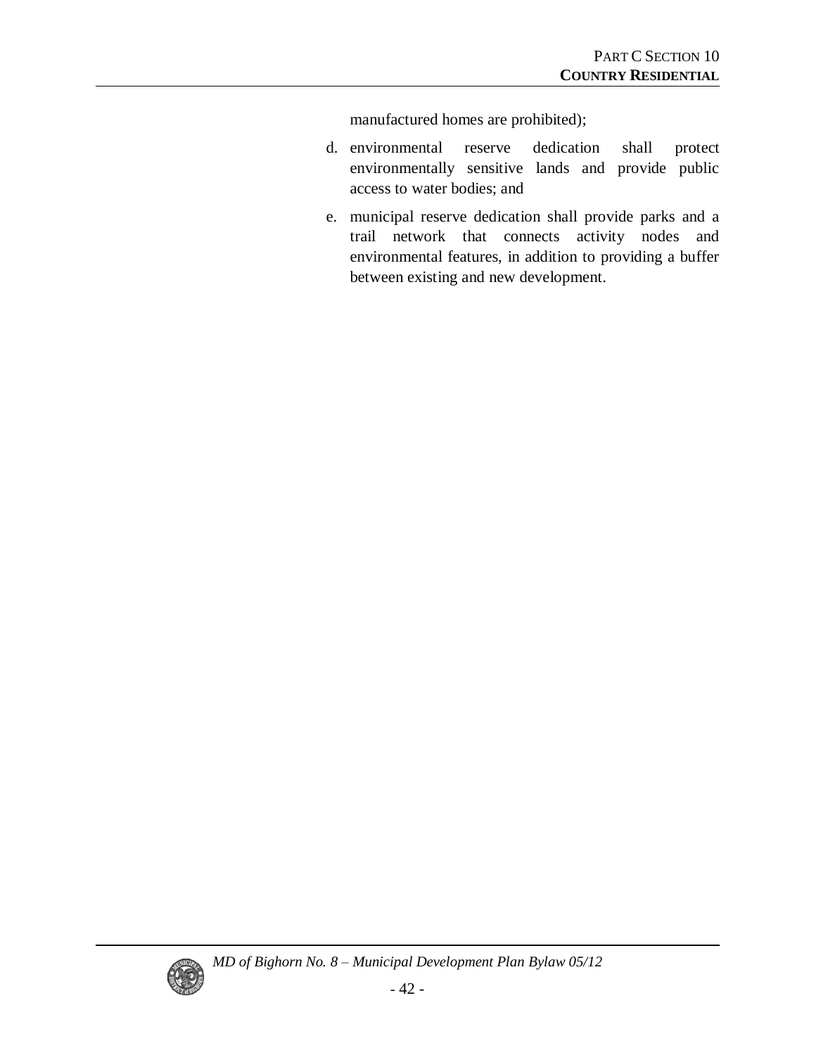manufactured homes are prohibited);

d. environmental reserve dedication shall protect environmentally sensitive lands and provide public access to water bodies; and

e. municipal reserve dedication shall provide parks and a trail network that connects activity nodes and environmental features, in addition to providing a buffer between existing and new development.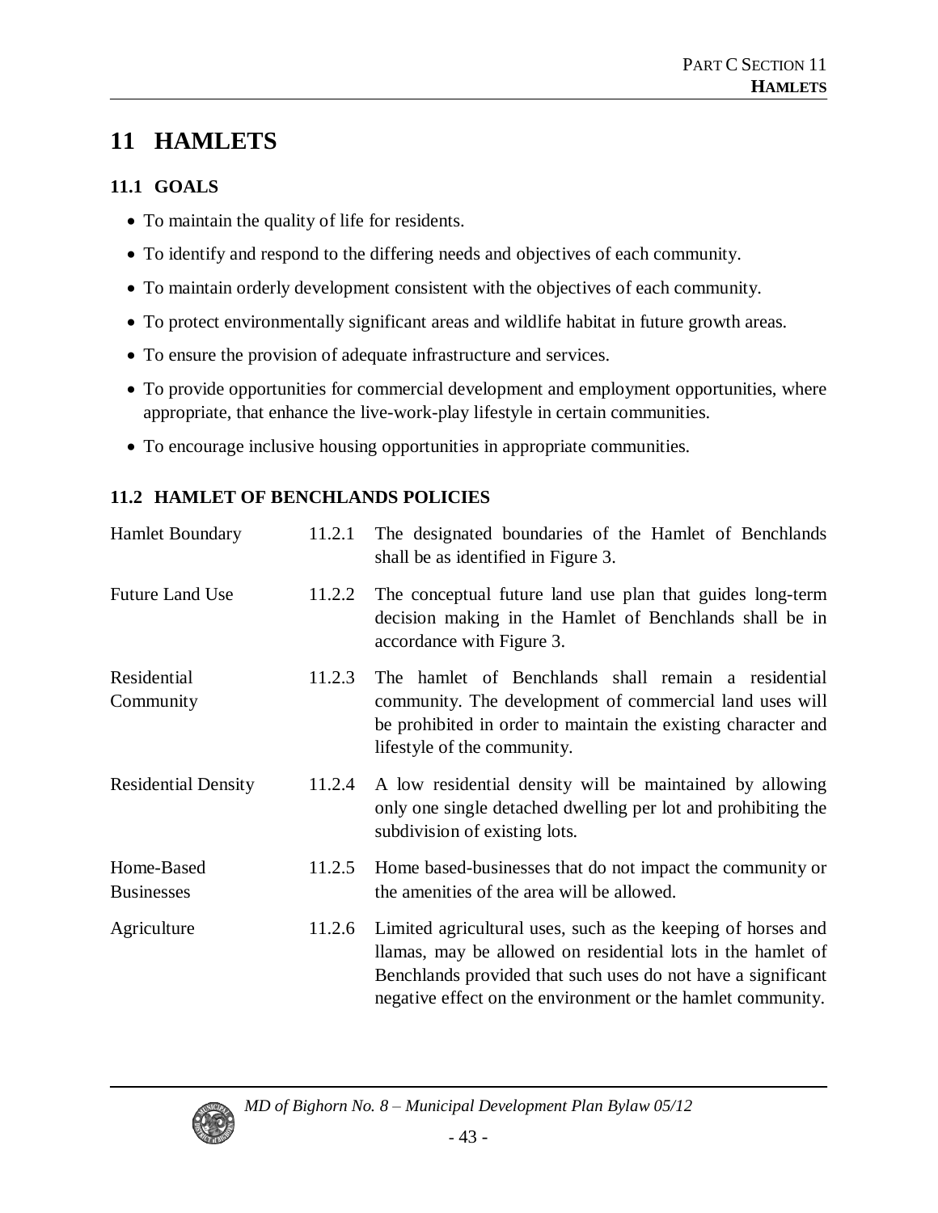# 11 HAMLETS

## 11.1 GOALS

- To maintain the quality of life for residents.
- To identify and respond to the differing needs and objectives of each community.
- To maintain orderly development consistent with the objectives of each community.
- To protect environmentally significant areas and wildlife habitat in future growth areas.
- To ensure the provision of adequate infrastructure and services.
- To provide opportunities for commercial development and employment opportunities, where appropriate, that enhance the live-work-play lifestyle in certain communities.
- To encourage inclusive housing opportunities in appropriate communities.

## 11.2 HAMLET OF BENCHLANDS POLICIES

| | | |
|---|---|---|
| Hamlet Boundary | 11.2.1 | The designated boundaries of the Hamlet of Benchlands shall be as identified in Figure 3. |
| Future Land Use | 11.2.2 | The conceptual future land use plan that guides long-term decision making in the Hamlet of Benchlands shall be in accordance with Figure 3. |
| Residential Community | 11.2.3 | The hamlet of Benchlands shall remain a residential community. The development of commercial land uses will be prohibited in order to maintain the existing character and lifestyle of the community. |
| Residential Density | 11.2.4 | A low residential density will be maintained by allowing only one single detached dwelling per lot and prohibiting the subdivision of existing lots. |
| Home-Based Businesses | 11.2.5 | Home based-businesses that do not impact the community or the amenities of the area will be allowed. |
| Agriculture | 11.2.6 | Limited agricultural uses, such as the keeping of horses and llamas, may be allowed on residential lots in the hamlet of Benchlands provided that such uses do not have a significant negative effect on the environment or the hamlet community. |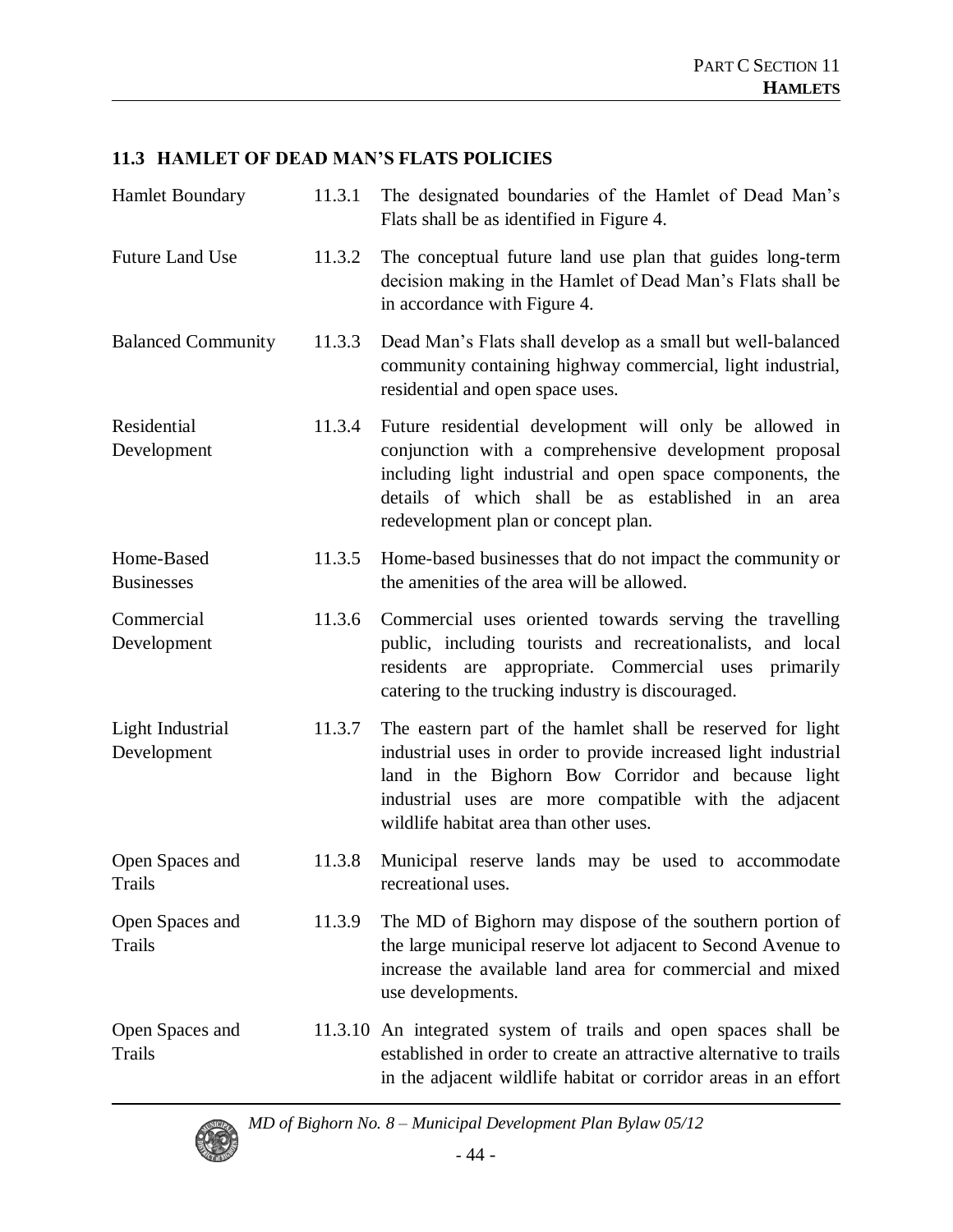### 11.3 HAMLET OF DEAD MAN'S FLATS POLICIES

| | | |
|---|---|---|
| Hamlet Boundary | 11.3.1 | The designated boundaries of the Hamlet of Dead Man's Flats shall be as identified in Figure 4. |
| Future Land Use | 11.3.2 | The conceptual future land use plan that guides long-term decision making in the Hamlet of Dead Man's Flats shall be in accordance with Figure 4. |
| Balanced Community | 11.3.3 | Dead Man's Flats shall develop as a small but well-balanced community containing highway commercial, light industrial, residential and open space uses. |
| Residential Development | 11.3.4 | Future residential development will only be allowed in conjunction with a comprehensive development proposal including light industrial and open space components, the details of which shall be as established in an area redevelopment plan or concept plan. |
| Home-Based Businesses | 11.3.5 | Home-based businesses that do not impact the community or the amenities of the area will be allowed. |
| Commercial Development | 11.3.6 | Commercial uses oriented towards serving the travelling public, including tourists and recreationalists, and local residents are appropriate. Commercial uses primarily catering to the trucking industry is discouraged. |
| Light Industrial Development | 11.3.7 | The eastern part of the hamlet shall be reserved for light industrial uses in order to provide increased light industrial land in the Bighorn Bow Corridor and because light industrial uses are more compatible with the adjacent wildlife habitat area than other uses. |
| Open Spaces and Trails | 11.3.8 | Municipal reserve lands may be used to accommodate recreational uses. |
| Open Spaces and Trails | 11.3.9 | The MD of Bighorn may dispose of the southern portion of the large municipal reserve lot adjacent to Second Avenue to increase the available land area for commercial and mixed use developments. |
| Open Spaces and Trails | 11.3.10 | An integrated system of trails and open spaces shall be established in order to create an attractive alternative to trails in the adjacent wildlife habitat or corridor areas in an effort |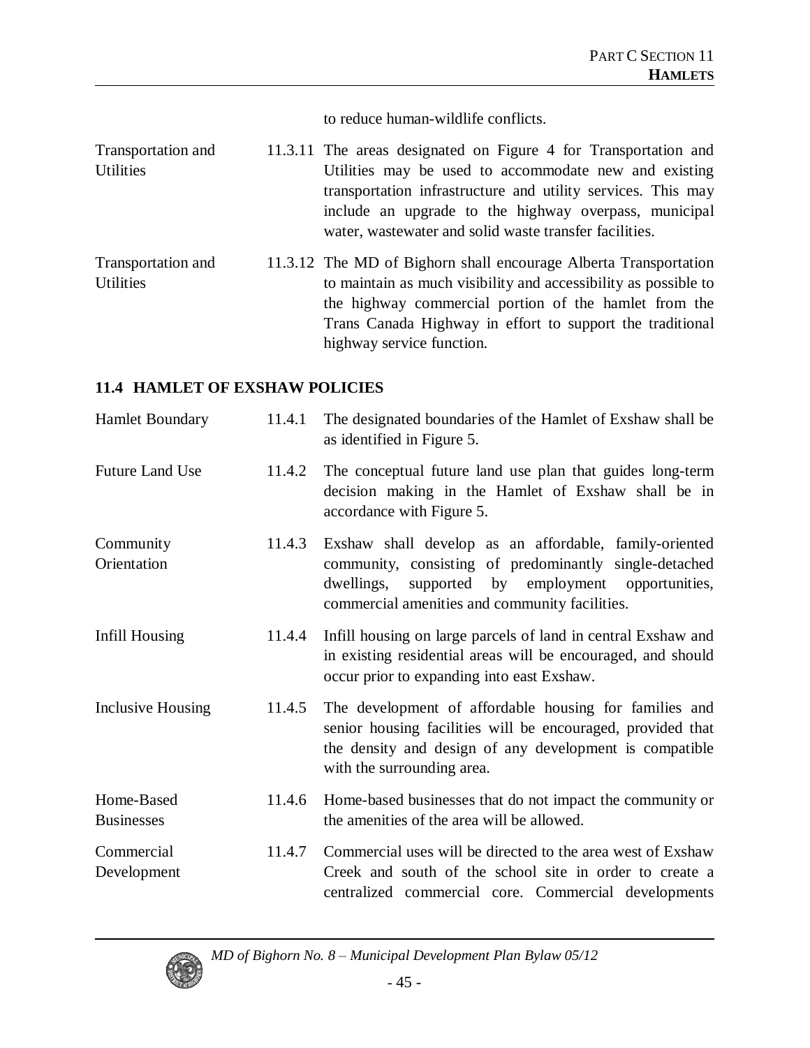to reduce human-wildlife conflicts.

| | | |
|---|---|---|
| Transportation and Utilities | 11.3.11 | The areas designated on Figure 4 for Transportation and Utilities may be used to accommodate new and existing transportation infrastructure and utility services. This may include an upgrade to the highway overpass, municipal water, wastewater and solid waste transfer facilities. |
| Transportation and Utilities | 11.3.12 | The MD of Bighorn shall encourage Alberta Transportation to maintain as much visibility and accessibility as possible to the highway commercial portion of the hamlet from the Trans Canada Highway in effort to support the traditional highway service function. |

## 11.4 HAMLET OF EXSHAW POLICIES

| | | |
|---|---|---|
| Hamlet Boundary | 11.4.1 | The designated boundaries of the Hamlet of Exshaw shall be as identified in Figure 5. |
| Future Land Use | 11.4.2 | The conceptual future land use plan that guides long-term decision making in the Hamlet of Exshaw shall be in accordance with Figure 5. |
| Community Orientation | 11.4.3 | Exshaw shall develop as an affordable, family-oriented community, consisting of predominantly single-detached dwellings, supported by employment opportunities, commercial amenities and community facilities. |
| Infill Housing | 11.4.4 | Infill housing on large parcels of land in central Exshaw and in existing residential areas will be encouraged, and should occur prior to expanding into east Exshaw. |
| Inclusive Housing | 11.4.5 | The development of affordable housing for families and senior housing facilities will be encouraged, provided that the density and design of any development is compatible with the surrounding area. |
| Home-Based Businesses | 11.4.6 | Home-based businesses that do not impact the community or the amenities of the area will be allowed. |
| Commercial Development | 11.4.7 | Commercial uses will be directed to the area west of Exshaw Creek and south of the school site in order to create a centralized commercial core. Commercial developments |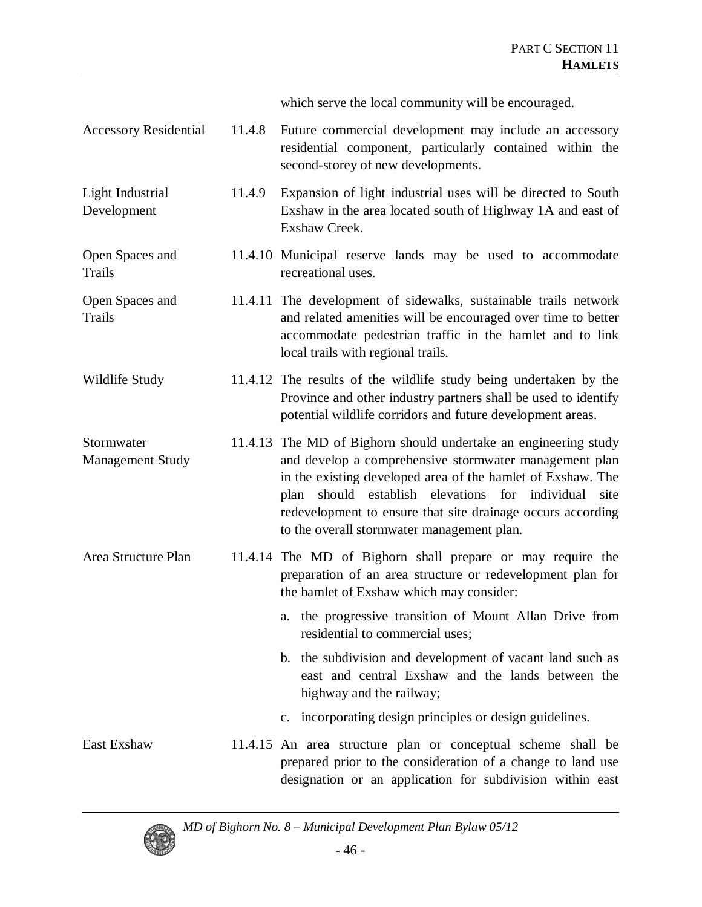which serve the local community will be encouraged.

| | | |
|---|---|---|
| Accessory Residential | 11.4.8 | Future commercial development may include an accessory residential component, particularly contained within the second-storey of new developments. |
| Light Industrial Development | 11.4.9 | Expansion of light industrial uses will be directed to South Exshaw in the area located south of Highway 1A and east of Exshaw Creek. |
| Open Spaces and Trails | 11.4.10 | Municipal reserve lands may be used to accommodate recreational uses. |
| Open Spaces and Trails | 11.4.11 | The development of sidewalks, sustainable trails network and related amenities will be encouraged over time to better accommodate pedestrian traffic in the hamlet and to link local trails with regional trails. |
| Wildlife Study | 11.4.12 | The results of the wildlife study being undertaken by the Province and other industry partners shall be used to identify potential wildlife corridors and future development areas. |
| Stormwater Management Study | 11.4.13 | The MD of Bighorn should undertake an engineering study and develop a comprehensive stormwater management plan in the existing developed area of the hamlet of Exshaw. The plan should establish elevations for individual site redevelopment to ensure that site drainage occurs according to the overall stormwater management plan. |
| Area Structure Plan | 11.4.14 | The MD of Bighorn shall prepare or may require the preparation of an area structure or redevelopment plan for the hamlet of Exshaw which may consider:<br>a. the progressive transition of Mount Allan Drive from residential to commercial uses;<br>b. the subdivision and development of vacant land such as east and central Exshaw and the lands between the highway and the railway;<br>c. incorporating design principles or design guidelines. |
| East Exshaw | 11.4.15 | An area structure plan or conceptual scheme shall be prepared prior to the consideration of a change to land use designation or an application for subdivision within east |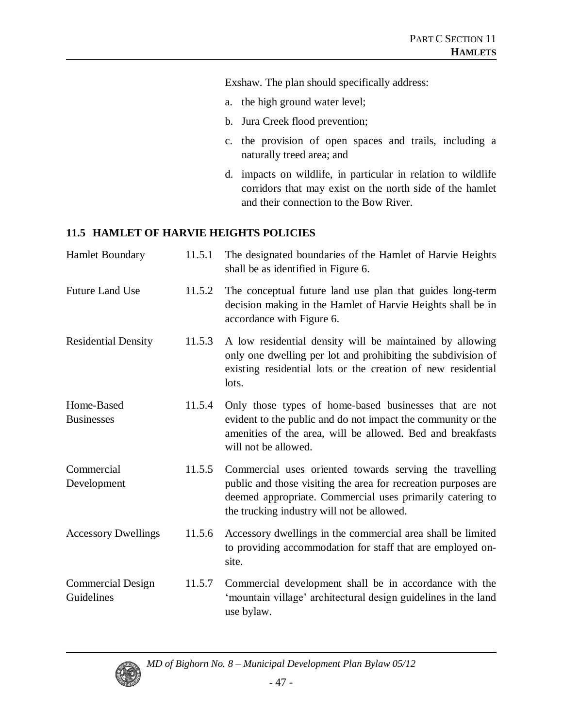Exshaw. The plan should specifically address:

a. the high ground water level;

b. Jura Creek flood prevention;

c. the provision of open spaces and trails, including a naturally treed area; and

d. impacts on wildlife, in particular in relation to wildlife corridors that may exist on the north side of the hamlet and their connection to the Bow River.

### 11.5 HAMLET OF HARVIE HEIGHTS POLICIES

| | | |
|---|---|---|
| Hamlet Boundary | 11.5.1 | The designated boundaries of the Hamlet of Harvie Heights shall be as identified in Figure 6. |
| Future Land Use | 11.5.2 | The conceptual future land use plan that guides long-term decision making in the Hamlet of Harvie Heights shall be in accordance with Figure 6. |
| Residential Density | 11.5.3 | A low residential density will be maintained by allowing only one dwelling per lot and prohibiting the subdivision of existing residential lots or the creation of new residential lots. |
| Home-Based Businesses | 11.5.4 | Only those types of home-based businesses that are not evident to the public and do not impact the community or the amenities of the area, will be allowed. Bed and breakfasts will not be allowed. |
| Commercial Development | 11.5.5 | Commercial uses oriented towards serving the travelling public and those visiting the area for recreation purposes are deemed appropriate. Commercial uses primarily catering to the trucking industry will not be allowed. |
| Accessory Dwellings | 11.5.6 | Accessory dwellings in the commercial area shall be limited to providing accommodation for staff that are employed on-site. |
| Commercial Design Guidelines | 11.5.7 | Commercial development shall be in accordance with the 'mountain village' architectural design guidelines in the land use bylaw. |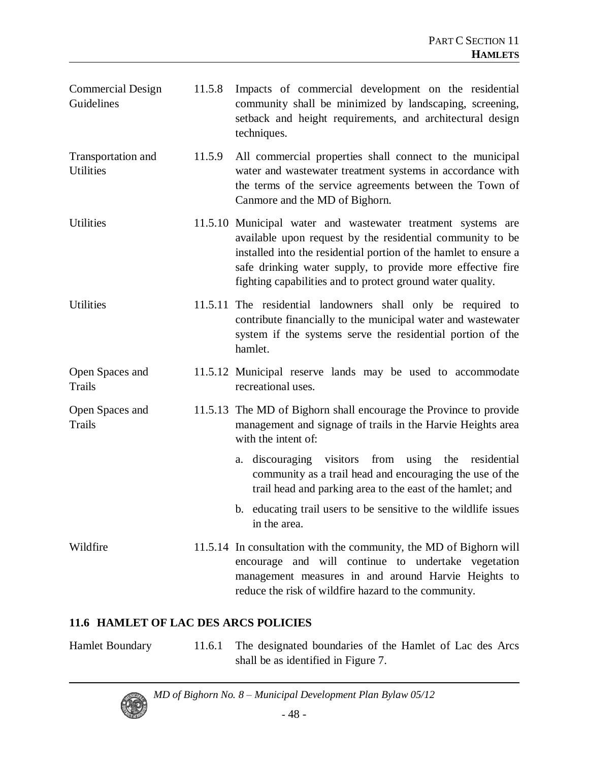| | | |
|---|---|---|
| Commercial Design Guidelines | 11.5.8 | Impacts of commercial development on the residential community shall be minimized by landscaping, screening, setback and height requirements, and architectural design techniques. |
| Transportation and Utilities | 11.5.9 | All commercial properties shall connect to the municipal water and wastewater treatment systems in accordance with the terms of the service agreements between the Town of Canmore and the MD of Bighorn. |
| Utilities | 11.5.10 | Municipal water and wastewater treatment systems are available upon request by the residential community to be installed into the residential portion of the hamlet to ensure a safe drinking water supply, to provide more effective fire fighting capabilities and to protect ground water quality. |
| Utilities | 11.5.11 | The residential landowners shall only be required to contribute financially to the municipal water and wastewater system if the systems serve the residential portion of the hamlet. |
| Open Spaces and Trails | 11.5.12 | Municipal reserve lands may be used to accommodate recreational uses. |
| Open Spaces and Trails | 11.5.13 | The MD of Bighorn shall encourage the Province to provide management and signage of trails in the Harvie Heights area with the intent of:<br><br>a. discouraging visitors from using the residential community as a trail head and encouraging the use of the trail head and parking area to the east of the hamlet; and<br><br>b. educating trail users to be sensitive to the wildlife issues in the area. |
| Wildfire | 11.5.14 | In consultation with the community, the MD of Bighorn will encourage and will continue to undertake vegetation management measures in and around Harvie Heights to reduce the risk of wildfire hazard to the community. |

## 11.6 HAMLET OF LAC DES ARCS POLICIES

| | | |
|---|---|---|
| Hamlet Boundary | 11.6.1 | The designated boundaries of the Hamlet of Lac des Arcs shall be as identified in Figure 7. |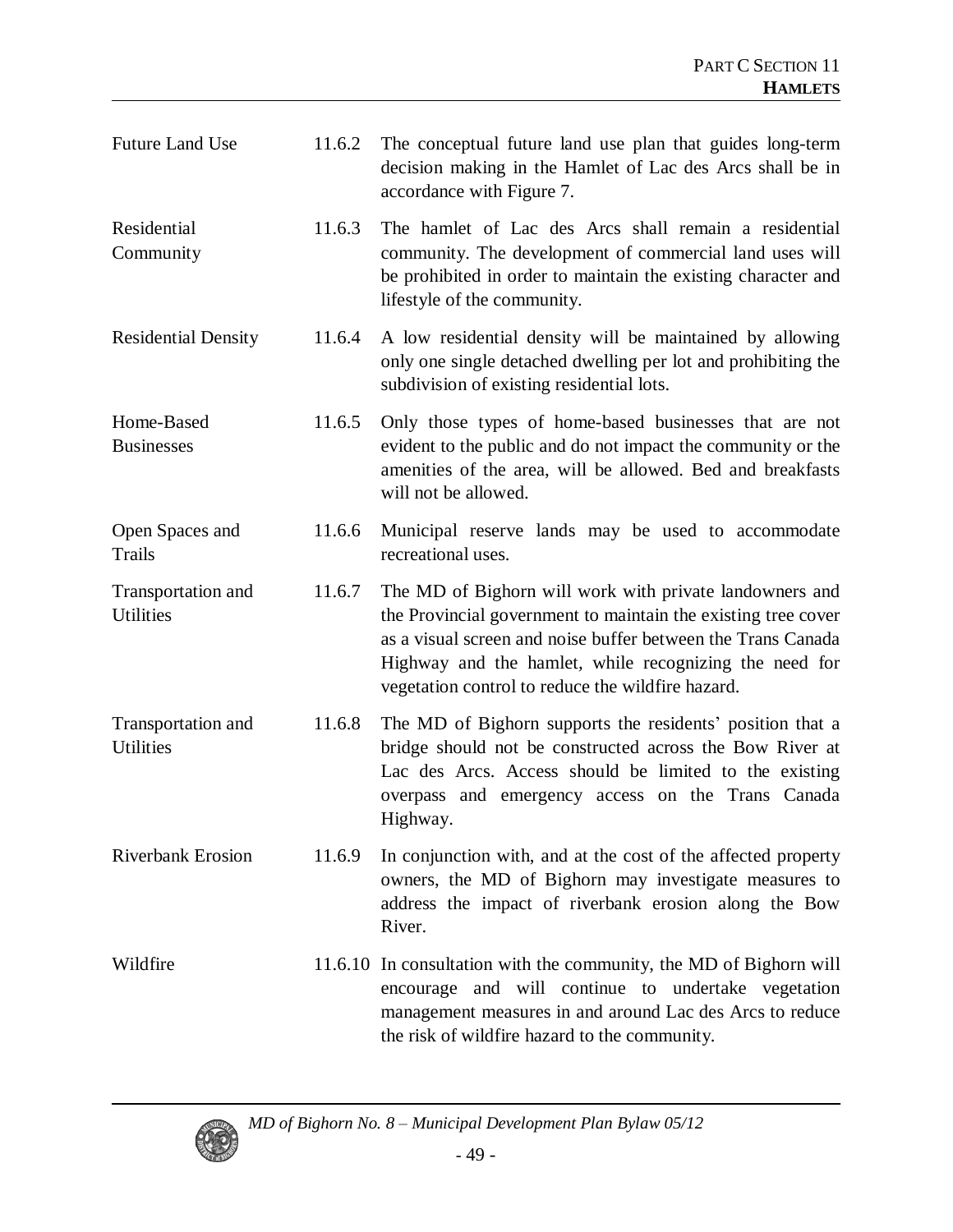| | | |
|---|---|---|
| Future Land Use | 11.6.2 | The conceptual future land use plan that guides long-term decision making in the Hamlet of Lac des Arcs shall be in accordance with Figure 7. |
| Residential Community | 11.6.3 | The hamlet of Lac des Arcs shall remain a residential community. The development of commercial land uses will be prohibited in order to maintain the existing character and lifestyle of the community. |
| Residential Density | 11.6.4 | A low residential density will be maintained by allowing only one single detached dwelling per lot and prohibiting the subdivision of existing residential lots. |
| Home-Based Businesses | 11.6.5 | Only those types of home-based businesses that are not evident to the public and do not impact the community or the amenities of the area, will be allowed. Bed and breakfasts will not be allowed. |
| Open Spaces and Trails | 11.6.6 | Municipal reserve lands may be used to accommodate recreational uses. |
| Transportation and Utilities | 11.6.7 | The MD of Bighorn will work with private landowners and the Provincial government to maintain the existing tree cover as a visual screen and noise buffer between the Trans Canada Highway and the hamlet, while recognizing the need for vegetation control to reduce the wildfire hazard. |
| Transportation and Utilities | 11.6.8 | The MD of Bighorn supports the residents' position that a bridge should not be constructed across the Bow River at Lac des Arcs. Access should be limited to the existing overpass and emergency access on the Trans Canada Highway. |
| Riverbank Erosion | 11.6.9 | In conjunction with, and at the cost of the affected property owners, the MD of Bighorn may investigate measures to address the impact of riverbank erosion along the Bow River. |
| Wildfire | 11.6.10 | In consultation with the community, the MD of Bighorn will encourage and will continue to undertake vegetation management measures in and around Lac des Arcs to reduce the risk of wildfire hazard to the community. |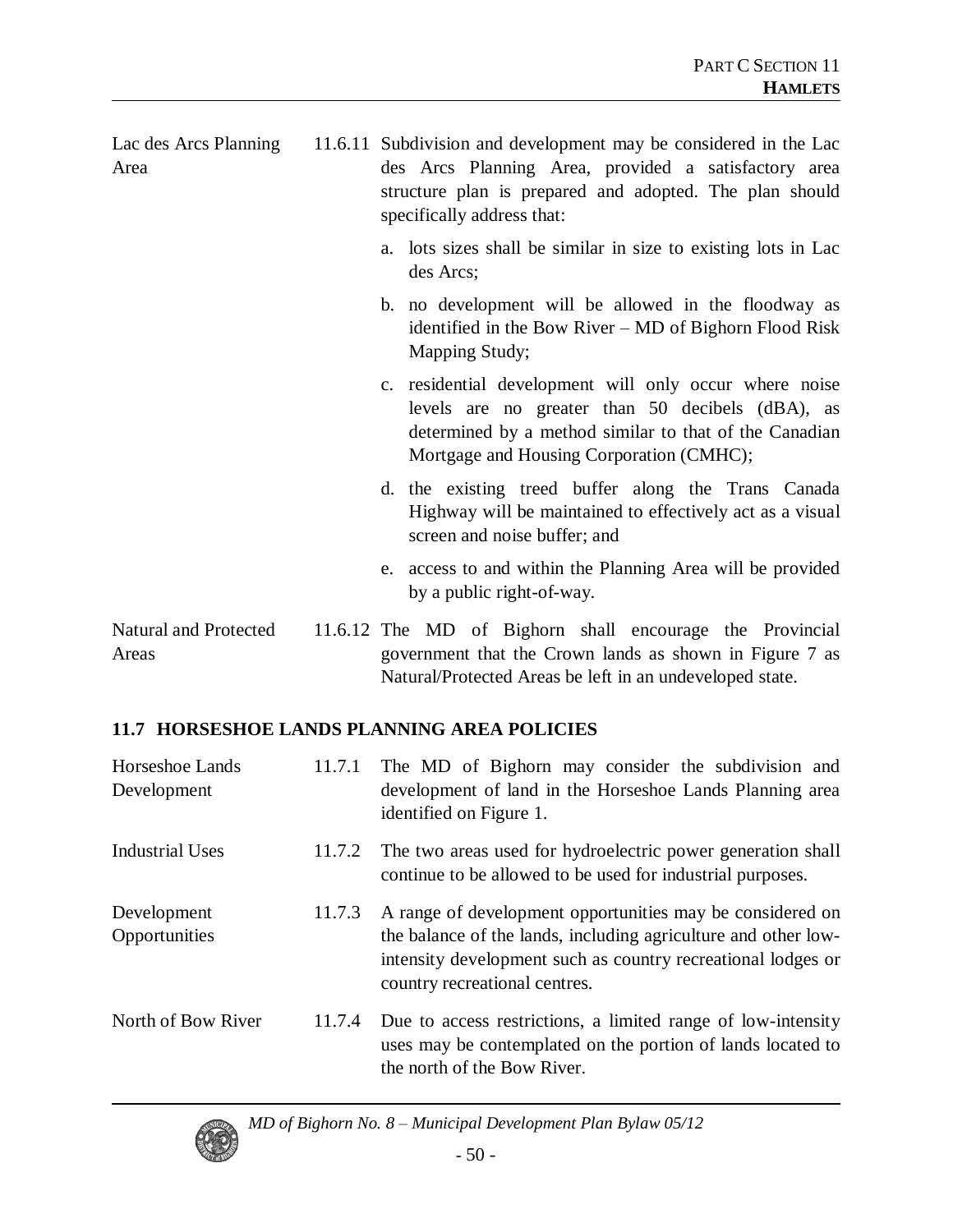Lac des Arcs Planning Area

11.6.11 Subdivision and development may be considered in the Lac des Arcs Planning Area, provided a satisfactory area structure plan is prepared and adopted. The plan should specifically address that:

a. lots sizes shall be similar in size to existing lots in Lac des Arcs;

b. no development will be allowed in the floodway as identified in the Bow River – MD of Bighorn Flood Risk Mapping Study;

c. residential development will only occur where noise levels are no greater than 50 decibels (dBA), as determined by a method similar to that of the Canadian Mortgage and Housing Corporation (CMHC);

d. the existing treed buffer along the Trans Canada Highway will be maintained to effectively act as a visual screen and noise buffer; and

e. access to and within the Planning Area will be provided by a public right-of-way.

Natural and Protected Areas

11.6.12 The MD of Bighorn shall encourage the Provincial government that the Crown lands as shown in Figure 7 as Natural/Protected Areas be left in an undeveloped state.

## 11.7 HORSESHOE LANDS PLANNING AREA POLICIES

Horseshoe Lands Development

11.7.1 The MD of Bighorn may consider the subdivision and development of land in the Horseshoe Lands Planning area identified on Figure 1.

Industrial Uses

11.7.2 The two areas used for hydroelectric power generation shall continue to be allowed to be used for industrial purposes.

Development Opportunities

11.7.3 A range of development opportunities may be considered on the balance of the lands, including agriculture and other low-intensity development such as country recreational lodges or country recreational centres.

North of Bow River

11.7.4 Due to access restrictions, a limited range of low-intensity uses may be contemplated on the portion of lands located to the north of the Bow River.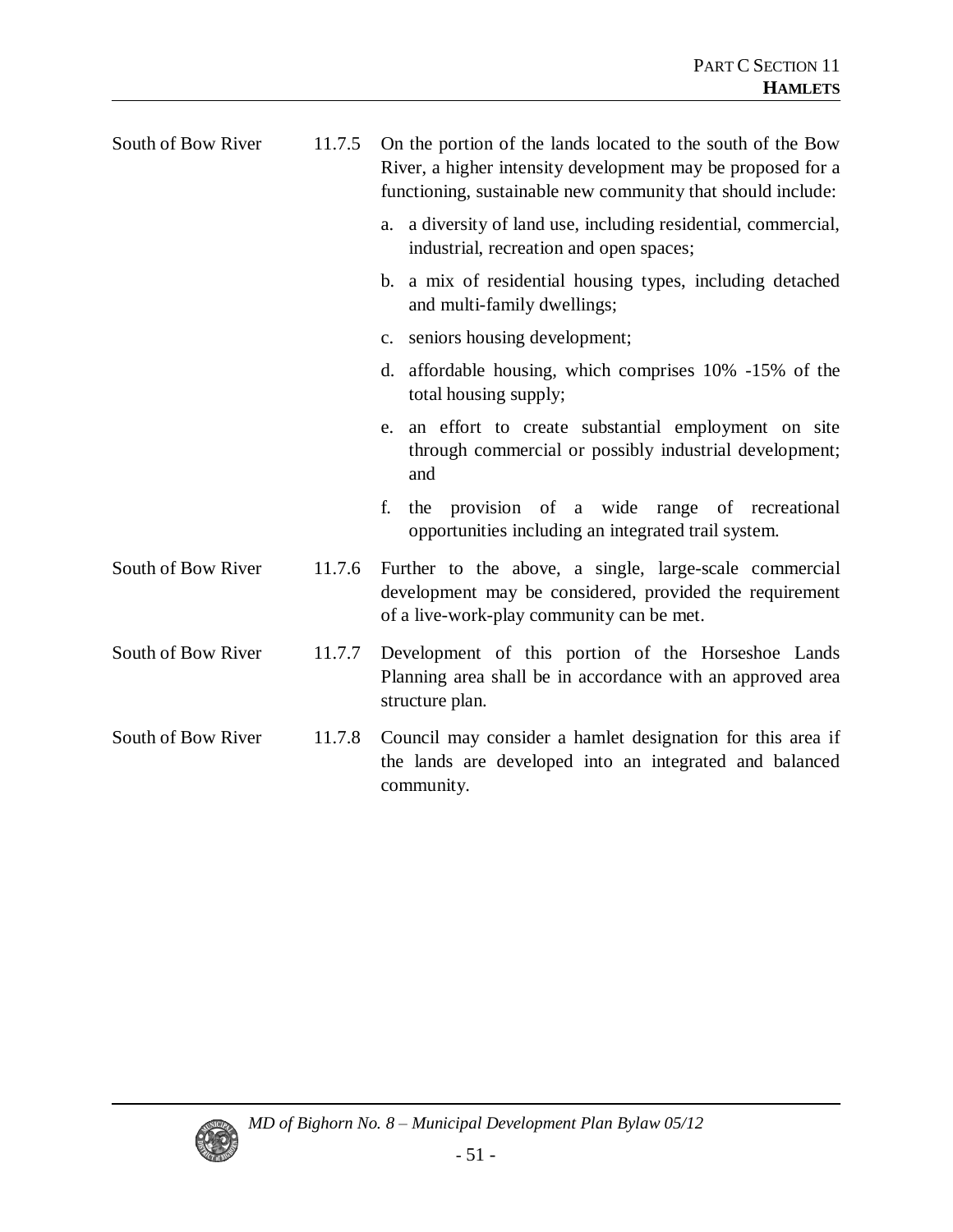South of Bow River 11.7.5 On the portion of the lands located to the south of the Bow River, a higher intensity development may be proposed for a functioning, sustainable new community that should include:

a. a diversity of land use, including residential, commercial, industrial, recreation and open spaces;

b. a mix of residential housing types, including detached and multi-family dwellings;

c. seniors housing development;

d. affordable housing, which comprises 10% -15% of the total housing supply;

e. an effort to create substantial employment on site through commercial or possibly industrial development; and

f. the provision of a wide range of recreational opportunities including an integrated trail system.

South of Bow River 11.7.6 Further to the above, a single, large-scale commercial development may be considered, provided the requirement of a live-work-play community can be met.

South of Bow River 11.7.7 Development of this portion of the Horseshoe Lands Planning area shall be in accordance with an approved area structure plan.

South of Bow River 11.7.8 Council may consider a hamlet designation for this area if the lands are developed into an integrated and balanced community.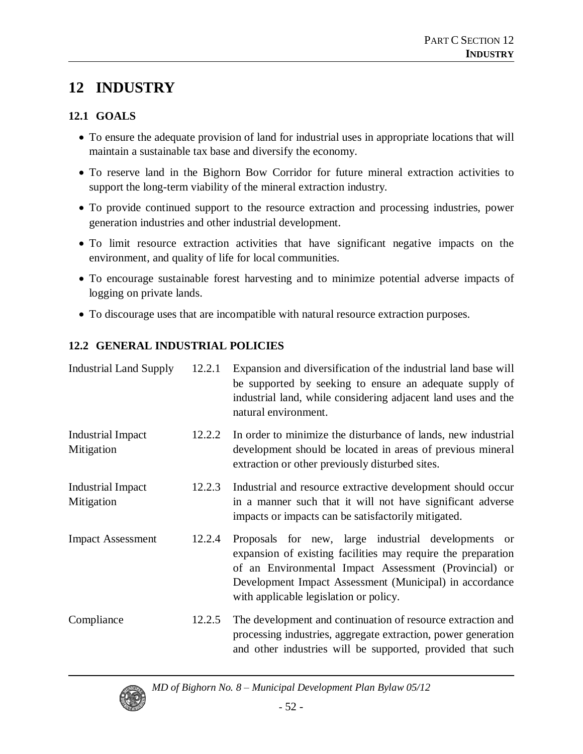# 12 INDUSTRY

## 12.1 GOALS

- To ensure the adequate provision of land for industrial uses in appropriate locations that will maintain a sustainable tax base and diversify the economy.
- To reserve land in the Bighorn Bow Corridor for future mineral extraction activities to support the long-term viability of the mineral extraction industry.
- To provide continued support to the resource extraction and processing industries, power generation industries and other industrial development.
- To limit resource extraction activities that have significant negative impacts on the environment, and quality of life for local communities.
- To encourage sustainable forest harvesting and to minimize potential adverse impacts of logging on private lands.
- To discourage uses that are incompatible with natural resource extraction purposes.

## 12.2 GENERAL INDUSTRIAL POLICIES

| | | |
|---|---|---|
| Industrial Land Supply | 12.2.1 | Expansion and diversification of the industrial land base will be supported by seeking to ensure an adequate supply of industrial land, while considering adjacent land uses and the natural environment. |
| Industrial Impact Mitigation | 12.2.2 | In order to minimize the disturbance of lands, new industrial development should be located in areas of previous mineral extraction or other previously disturbed sites. |
| Industrial Impact Mitigation | 12.2.3 | Industrial and resource extractive development should occur in a manner such that it will not have significant adverse impacts or impacts can be satisfactorily mitigated. |
| Impact Assessment | 12.2.4 | Proposals for new, large industrial developments or expansion of existing facilities may require the preparation of an Environmental Impact Assessment (Provincial) or Development Impact Assessment (Municipal) in accordance with applicable legislation or policy. |
| Compliance | 12.2.5 | The development and continuation of resource extraction and processing industries, aggregate extraction, power generation and other industries will be supported, provided that such |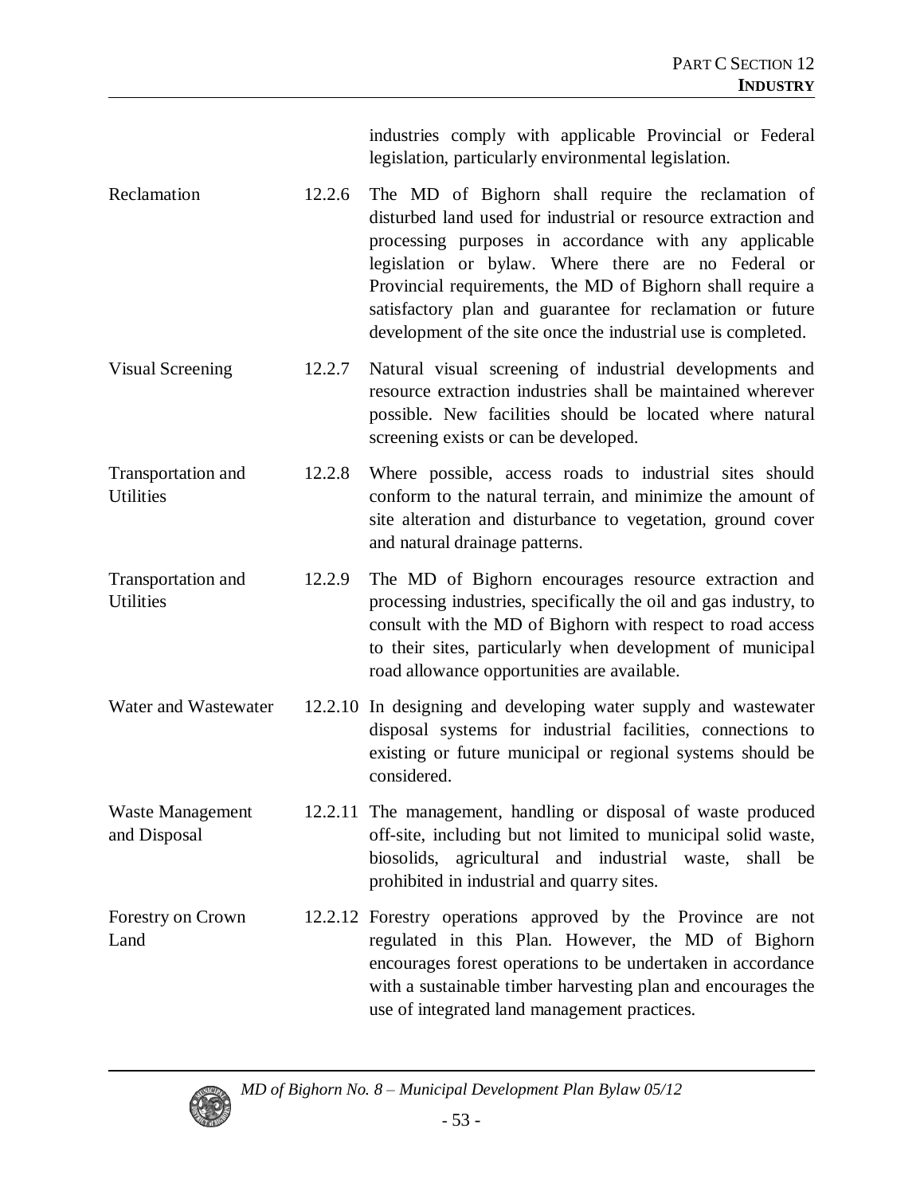industries comply with applicable Provincial or Federal legislation, particularly environmental legislation.

| | | |
|---|---|---|
| Reclamation | 12.2.6 | The MD of Bighorn shall require the reclamation of disturbed land used for industrial or resource extraction and processing purposes in accordance with any applicable legislation or bylaw. Where there are no Federal or Provincial requirements, the MD of Bighorn shall require a satisfactory plan and guarantee for reclamation or future development of the site once the industrial use is completed. |
| Visual Screening | 12.2.7 | Natural visual screening of industrial developments and resource extraction industries shall be maintained wherever possible. New facilities should be located where natural screening exists or can be developed. |
| Transportation and Utilities | 12.2.8 | Where possible, access roads to industrial sites should conform to the natural terrain, and minimize the amount of site alteration and disturbance to vegetation, ground cover and natural drainage patterns. |
| Transportation and Utilities | 12.2.9 | The MD of Bighorn encourages resource extraction and processing industries, specifically the oil and gas industry, to consult with the MD of Bighorn with respect to road access to their sites, particularly when development of municipal road allowance opportunities are available. |
| Water and Wastewater | 12.2.10 | In designing and developing water supply and wastewater disposal systems for industrial facilities, connections to existing or future municipal or regional systems should be considered. |
| Waste Management and Disposal | 12.2.11 | The management, handling or disposal of waste produced off-site, including but not limited to municipal solid waste, biosolids, agricultural and industrial waste, shall be prohibited in industrial and quarry sites. |
| Forestry on Crown Land | 12.2.12 | Forestry operations approved by the Province are not regulated in this Plan. However, the MD of Bighorn encourages forest operations to be undertaken in accordance with a sustainable timber harvesting plan and encourages the use of integrated land management practices. |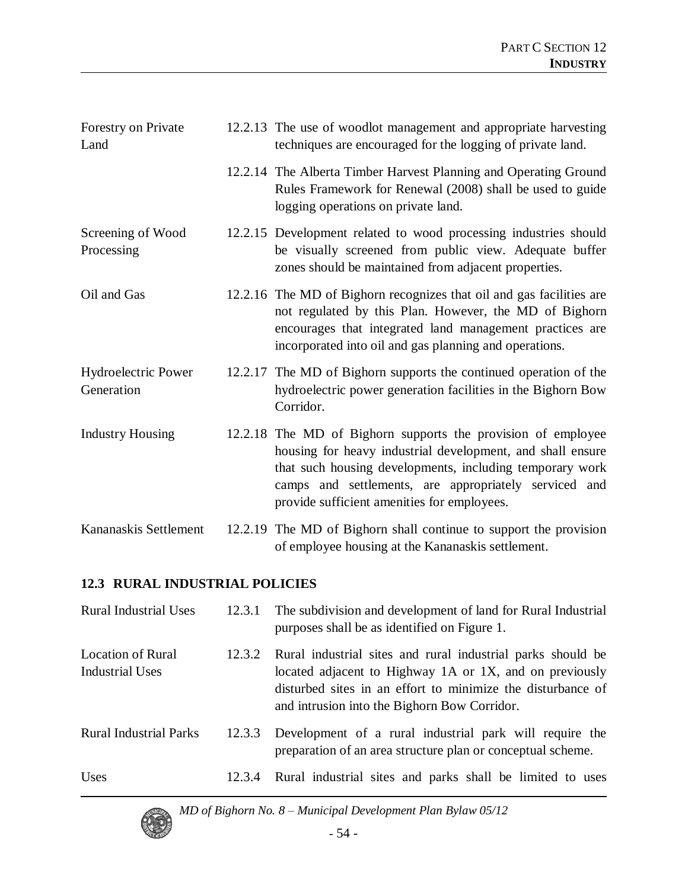| | | |
|---|---|---|
| Forestry on Private Land | 12.2.13 | The use of woodlot management and appropriate harvesting techniques are encouraged for the logging of private land. |
| | 12.2.14 | The Alberta Timber Harvest Planning and Operating Ground Rules Framework for Renewal (2008) shall be used to guide logging operations on private land. |
| Screening of Wood Processing | 12.2.15 | Development related to wood processing industries should be visually screened from public view. Adequate buffer zones should be maintained from adjacent properties. |
| Oil and Gas | 12.2.16 | The MD of Bighorn recognizes that oil and gas facilities are not regulated by this Plan. However, the MD of Bighorn encourages that integrated land management practices are incorporated into oil and gas planning and operations. |
| Hydroelectric Power Generation | 12.2.17 | The MD of Bighorn supports the continued operation of the hydroelectric power generation facilities in the Bighorn Bow Corridor. |
| Industry Housing | 12.2.18 | The MD of Bighorn supports the provision of employee housing for heavy industrial development, and shall ensure that such housing developments, including temporary work camps and settlements, are appropriately serviced and provide sufficient amenities for employees. |
| Kananaskis Settlement | 12.2.19 | The MD of Bighorn shall continue to support the provision of employee housing at the Kananaskis settlement. |

## 12.3 RURAL INDUSTRIAL POLICIES

| | | |
|---|---|---|
| Rural Industrial Uses | 12.3.1 | The subdivision and development of land for Rural Industrial purposes shall be as identified on Figure 1. |
| Location of Rural Industrial Uses | 12.3.2 | Rural industrial sites and rural industrial parks should be located adjacent to Highway 1A or 1X, and on previously disturbed sites in an effort to minimize the disturbance of and intrusion into the Bighorn Bow Corridor. |
| Rural Industrial Parks | 12.3.3 | Development of a rural industrial park will require the preparation of an area structure plan or conceptual scheme. |
| Uses | 12.3.4 | Rural industrial sites and parks shall be limited to uses |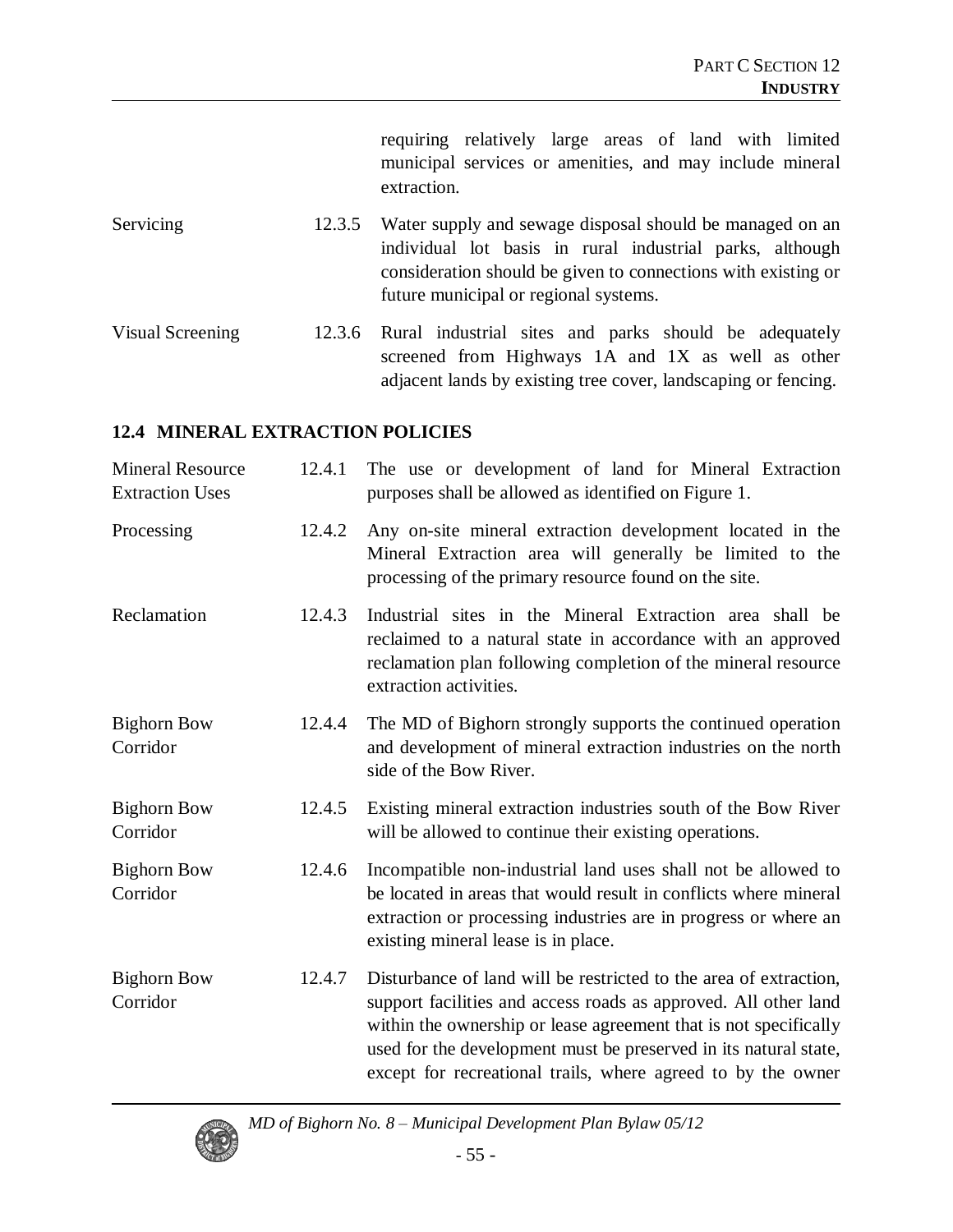requiring relatively large areas of land with limited municipal services or amenities, and may include mineral extraction.

| | | |
|---|---|---|
| Servicing | 12.3.5 | Water supply and sewage disposal should be managed on an individual lot basis in rural industrial parks, although consideration should be given to connections with existing or future municipal or regional systems. |
| Visual Screening | 12.3.6 | Rural industrial sites and parks should be adequately screened from Highways 1A and 1X as well as other adjacent lands by existing tree cover, landscaping or fencing. |

### 12.4 MINERAL EXTRACTION POLICIES

| | | |
|---|---|---|
| Mineral Resource Extraction Uses | 12.4.1 | The use or development of land for Mineral Extraction purposes shall be allowed as identified on Figure 1. |
| Processing | 12.4.2 | Any on-site mineral extraction development located in the Mineral Extraction area will generally be limited to the processing of the primary resource found on the site. |
| Reclamation | 12.4.3 | Industrial sites in the Mineral Extraction area shall be reclaimed to a natural state in accordance with an approved reclamation plan following completion of the mineral resource extraction activities. |
| Bighorn Bow Corridor | 12.4.4 | The MD of Bighorn strongly supports the continued operation and development of mineral extraction industries on the north side of the Bow River. |
| Bighorn Bow Corridor | 12.4.5 | Existing mineral extraction industries south of the Bow River will be allowed to continue their existing operations. |
| Bighorn Bow Corridor | 12.4.6 | Incompatible non-industrial land uses shall not be allowed to be located in areas that would result in conflicts where mineral extraction or processing industries are in progress or where an existing mineral lease is in place. |
| Bighorn Bow Corridor | 12.4.7 | Disturbance of land will be restricted to the area of extraction, support facilities and access roads as approved. All other land within the ownership or lease agreement that is not specifically used for the development must be preserved in its natural state, except for recreational trails, where agreed to by the owner |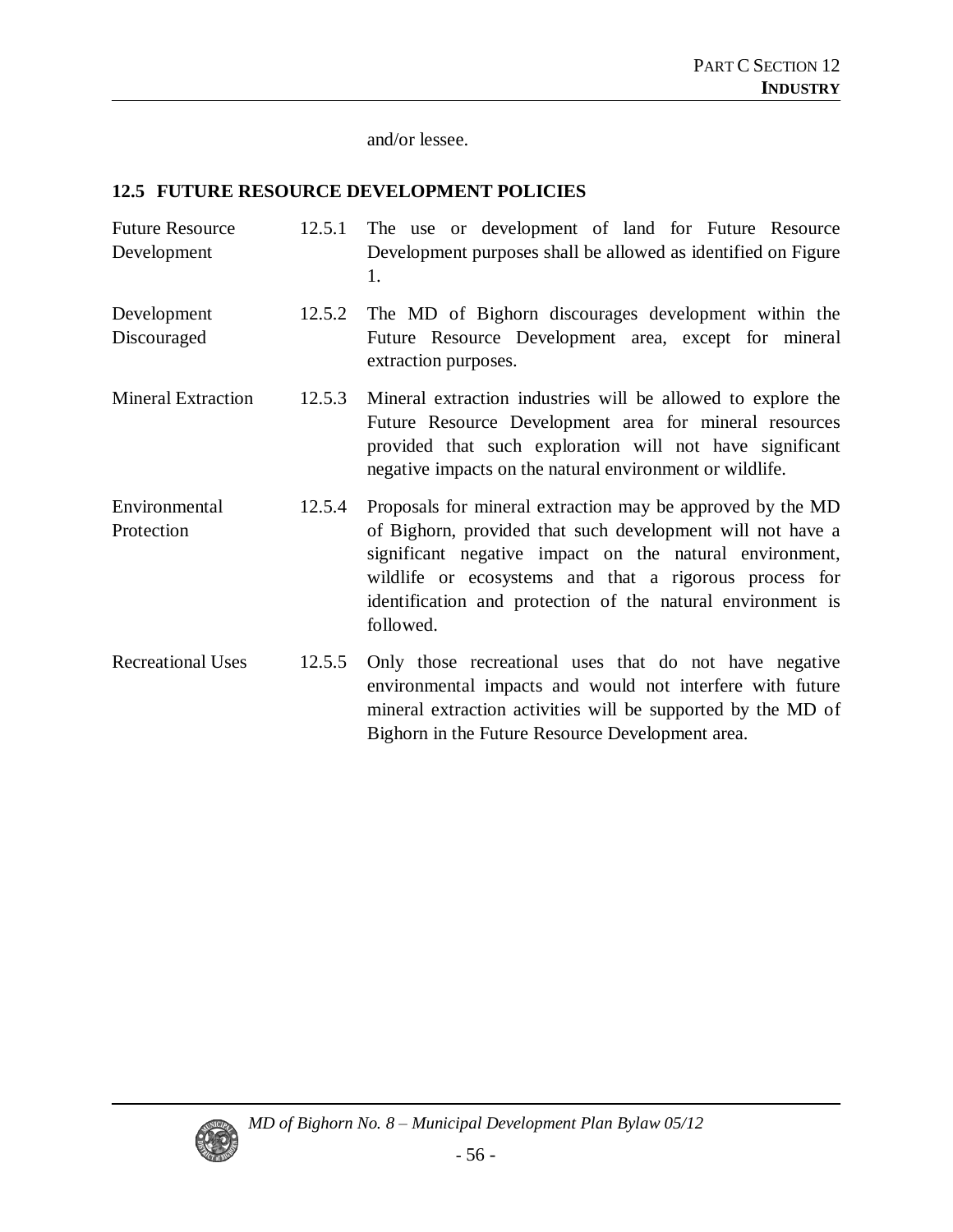and/or lessee.

## 12.5 FUTURE RESOURCE DEVELOPMENT POLICIES

| | | |
|---|---|---|
| Future Resource Development | 12.5.1 | The use or development of land for Future Resource Development purposes shall be allowed as identified on Figure 1. |
| Development Discouraged | 12.5.2 | The MD of Bighorn discourages development within the Future Resource Development area, except for mineral extraction purposes. |
| Mineral Extraction | 12.5.3 | Mineral extraction industries will be allowed to explore the Future Resource Development area for mineral resources provided that such exploration will not have significant negative impacts on the natural environment or wildlife. |
| Environmental Protection | 12.5.4 | Proposals for mineral extraction may be approved by the MD of Bighorn, provided that such development will not have a significant negative impact on the natural environment, wildlife or ecosystems and that a rigorous process for identification and protection of the natural environment is followed. |
| Recreational Uses | 12.5.5 | Only those recreational uses that do not have negative environmental impacts and would not interfere with future mineral extraction activities will be supported by the MD of Bighorn in the Future Resource Development area. |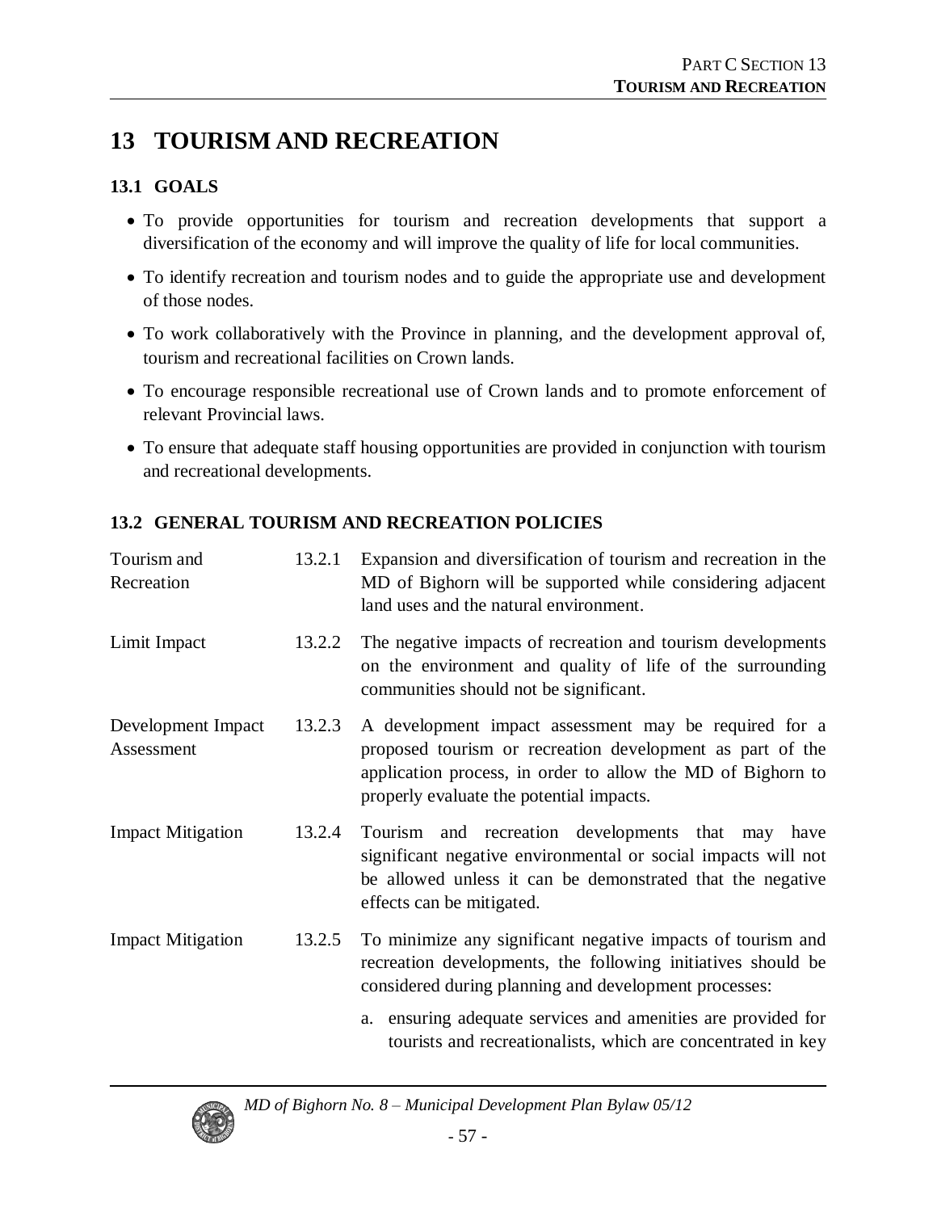# 13 TOURISM AND RECREATION

## 13.1 GOALS

- To provide opportunities for tourism and recreation developments that support a diversification of the economy and will improve the quality of life for local communities.
- To identify recreation and tourism nodes and to guide the appropriate use and development of those nodes.
- To work collaboratively with the Province in planning, and the development approval of, tourism and recreational facilities on Crown lands.
- To encourage responsible recreational use of Crown lands and to promote enforcement of relevant Provincial laws.
- To ensure that adequate staff housing opportunities are provided in conjunction with tourism and recreational developments.

## 13.2 GENERAL TOURISM AND RECREATION POLICIES

| | | |
|---|---|---|
| Tourism and Recreation | 13.2.1 | Expansion and diversification of tourism and recreation in the MD of Bighorn will be supported while considering adjacent land uses and the natural environment. |
| Limit Impact | 13.2.2 | The negative impacts of recreation and tourism developments on the environment and quality of life of the surrounding communities should not be significant. |
| Development Impact Assessment | 13.2.3 | A development impact assessment may be required for a proposed tourism or recreation development as part of the application process, in order to allow the MD of Bighorn to properly evaluate the potential impacts. |
| Impact Mitigation | 13.2.4 | Tourism and recreation developments that may have significant negative environmental or social impacts will not be allowed unless it can be demonstrated that the negative effects can be mitigated. |
| Impact Mitigation | 13.2.5 | To minimize any significant negative impacts of tourism and recreation developments, the following initiatives should be considered during planning and development processes:<br><br>a. ensuring adequate services and amenities are provided for tourists and recreationalists, which are concentrated in key |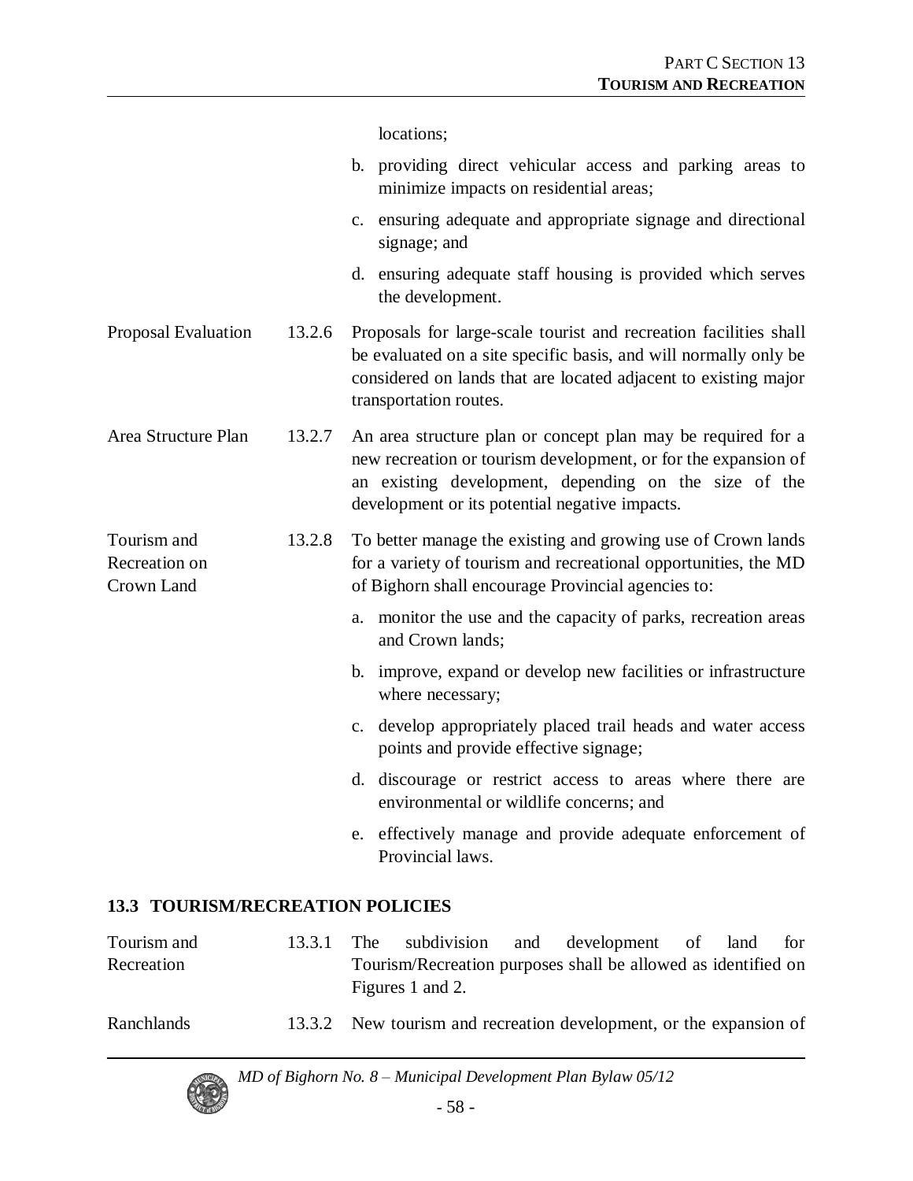locations;

b. providing direct vehicular access and parking areas to minimize impacts on residential areas;

c. ensuring adequate and appropriate signage and directional signage; and

d. ensuring adequate staff housing is provided which serves the development.

Proposal Evaluation — 13.2.6 Proposals for large-scale tourist and recreation facilities shall be evaluated on a site specific basis, and will normally only be considered on lands that are located adjacent to existing major transportation routes.

Area Structure Plan — 13.2.7 An area structure plan or concept plan may be required for a new recreation or tourism development, or for the expansion of an existing development, depending on the size of the development or its potential negative impacts.

Tourism and Recreation on Crown Land — 13.2.8 To better manage the existing and growing use of Crown lands for a variety of tourism and recreational opportunities, the MD of Bighorn shall encourage Provincial agencies to:

a. monitor the use and the capacity of parks, recreation areas and Crown lands;

b. improve, expand or develop new facilities or infrastructure where necessary;

c. develop appropriately placed trail heads and water access points and provide effective signage;

d. discourage or restrict access to areas where there are environmental or wildlife concerns; and

e. effectively manage and provide adequate enforcement of Provincial laws.

## 13.3 TOURISM/RECREATION POLICIES

Tourism and Recreation — 13.3.1 The subdivision and development of land for Tourism/Recreation purposes shall be allowed as identified on Figures 1 and 2.

Ranchlands — 13.3.2 New tourism and recreation development, or the expansion of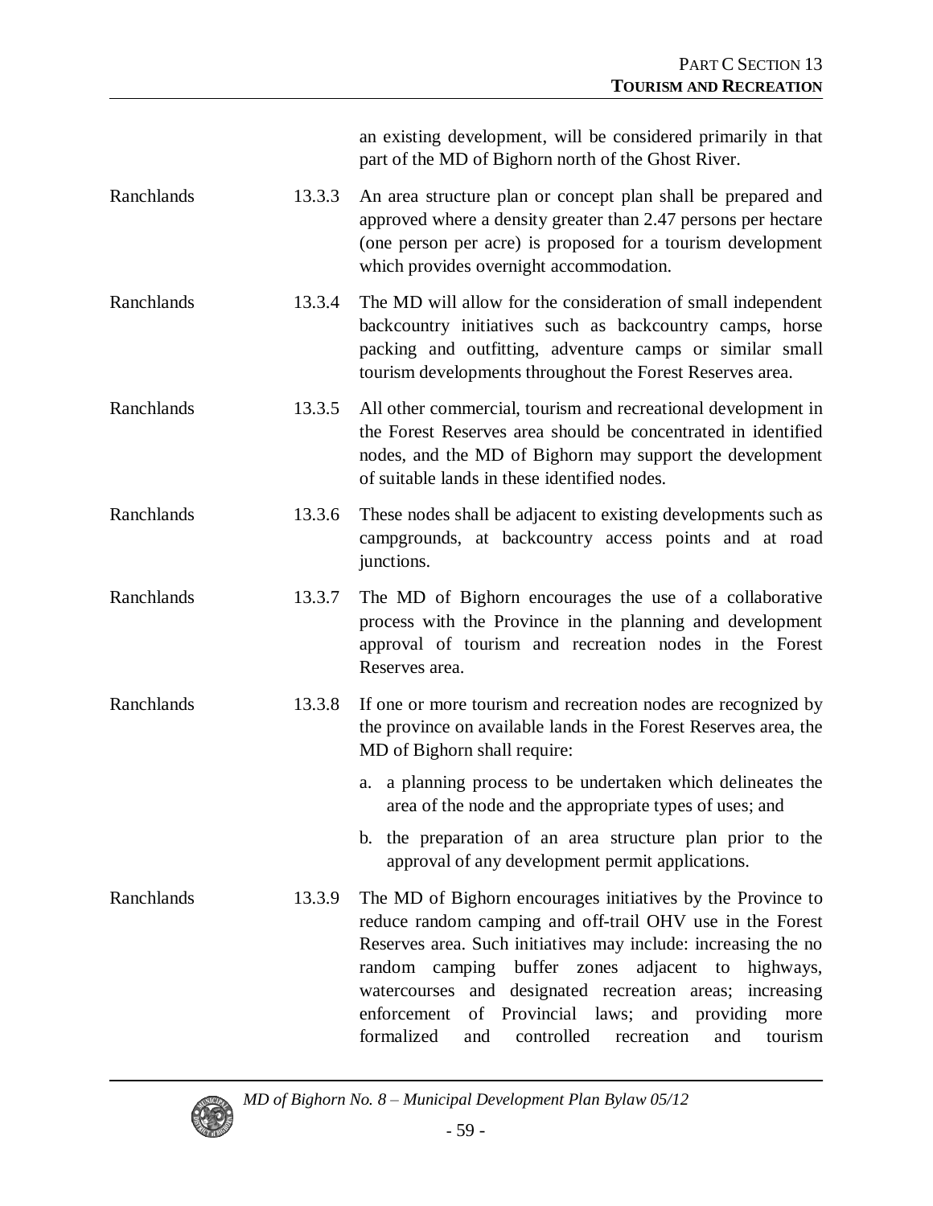an existing development, will be considered primarily in that part of the MD of Bighorn north of the Ghost River.

Ranchlands 13.3.3 An area structure plan or concept plan shall be prepared and approved where a density greater than 2.47 persons per hectare (one person per acre) is proposed for a tourism development which provides overnight accommodation.

Ranchlands 13.3.4 The MD will allow for the consideration of small independent backcountry initiatives such as backcountry camps, horse packing and outfitting, adventure camps or similar small tourism developments throughout the Forest Reserves area.

Ranchlands 13.3.5 All other commercial, tourism and recreational development in the Forest Reserves area should be concentrated in identified nodes, and the MD of Bighorn may support the development of suitable lands in these identified nodes.

Ranchlands 13.3.6 These nodes shall be adjacent to existing developments such as campgrounds, at backcountry access points and at road junctions.

Ranchlands 13.3.7 The MD of Bighorn encourages the use of a collaborative process with the Province in the planning and development approval of tourism and recreation nodes in the Forest Reserves area.

Ranchlands 13.3.8 If one or more tourism and recreation nodes are recognized by the province on available lands in the Forest Reserves area, the MD of Bighorn shall require:

a. a planning process to be undertaken which delineates the area of the node and the appropriate types of uses; and

b. the preparation of an area structure plan prior to the approval of any development permit applications.

Ranchlands 13.3.9 The MD of Bighorn encourages initiatives by the Province to reduce random camping and off-trail OHV use in the Forest Reserves area. Such initiatives may include: increasing the no random camping buffer zones adjacent to highways, watercourses and designated recreation areas; increasing enforcement of Provincial laws; and providing more formalized and controlled recreation and tourism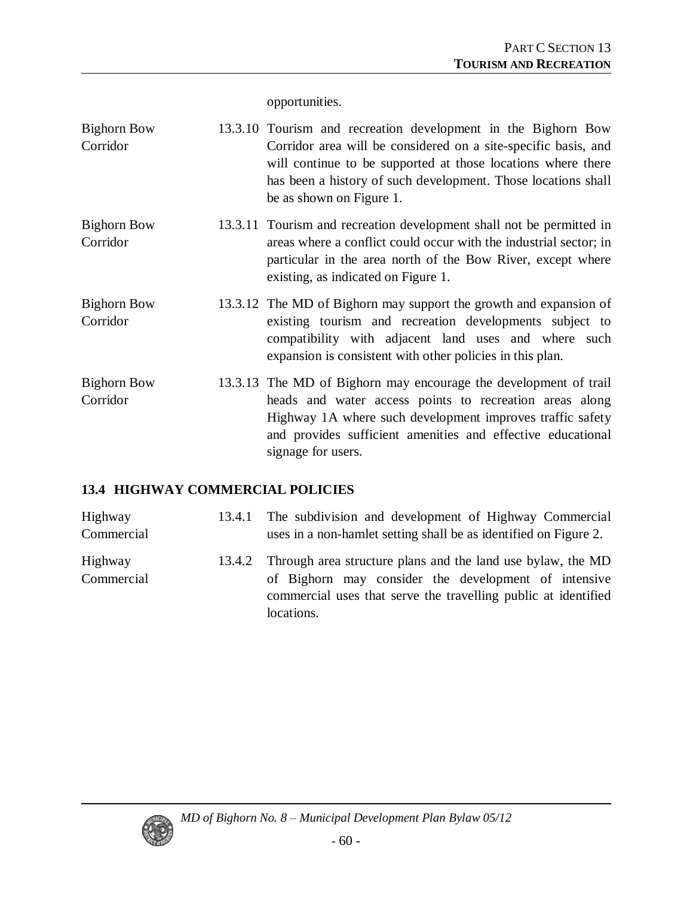opportunities.

| | | |
|---|---|---|
| Bighorn Bow Corridor | 13.3.10 | Tourism and recreation development in the Bighorn Bow Corridor area will be considered on a site-specific basis, and will continue to be supported at those locations where there has been a history of such development. Those locations shall be as shown on Figure 1. |
| Bighorn Bow Corridor | 13.3.11 | Tourism and recreation development shall not be permitted in areas where a conflict could occur with the industrial sector; in particular in the area north of the Bow River, except where existing, as indicated on Figure 1. |
| Bighorn Bow Corridor | 13.3.12 | The MD of Bighorn may support the growth and expansion of existing tourism and recreation developments subject to compatibility with adjacent land uses and where such expansion is consistent with other policies in this plan. |
| Bighorn Bow Corridor | 13.3.13 | The MD of Bighorn may encourage the development of trail heads and water access points to recreation areas along Highway 1A where such development improves traffic safety and provides sufficient amenities and effective educational signage for users. |

## 13.4 HIGHWAY COMMERCIAL POLICIES

| | | |
|---|---|---|
| Highway Commercial | 13.4.1 | The subdivision and development of Highway Commercial uses in a non-hamlet setting shall be as identified on Figure 2. |
| Highway Commercial | 13.4.2 | Through area structure plans and the land use bylaw, the MD of Bighorn may consider the development of intensive commercial uses that serve the travelling public at identified locations. |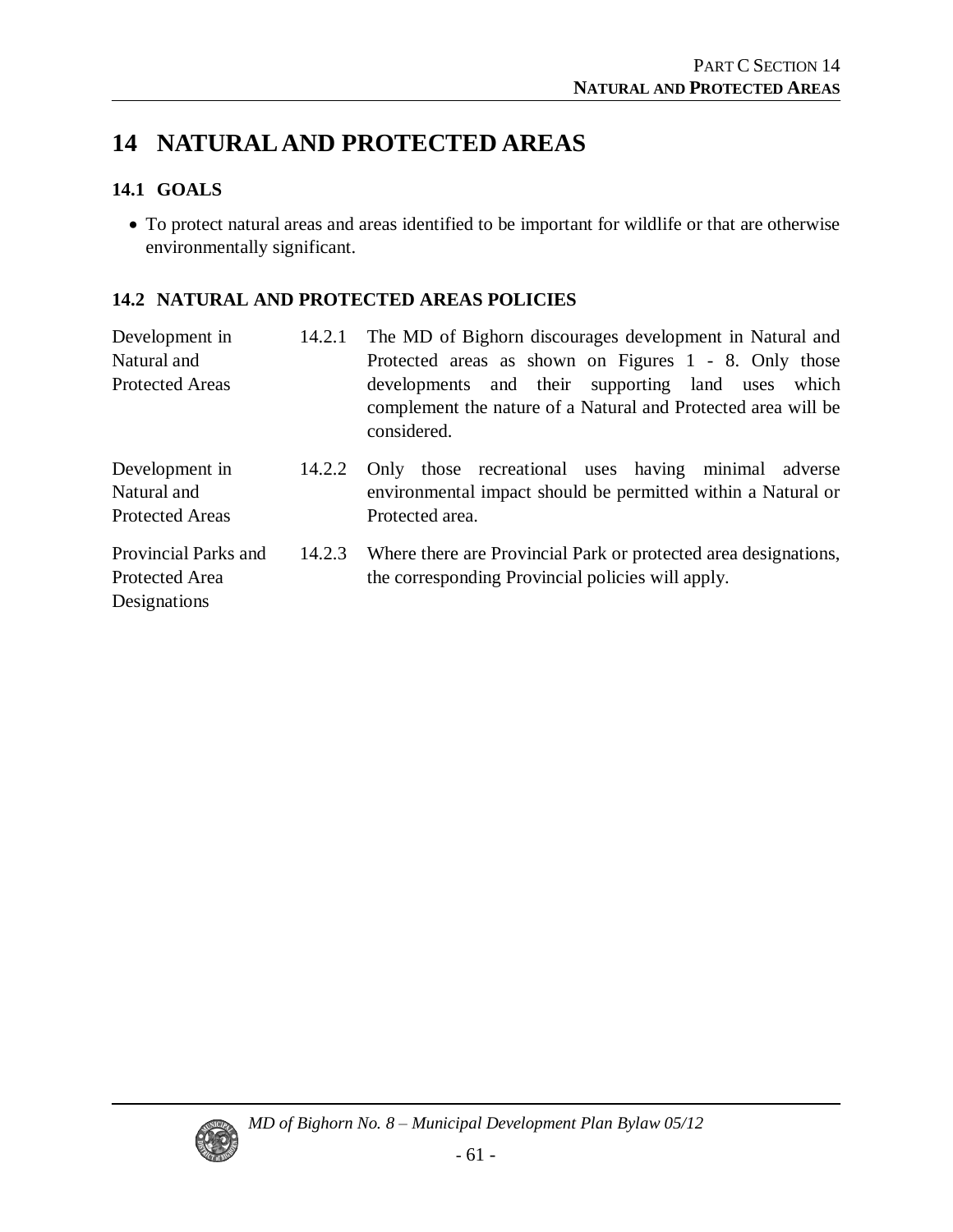# 14 NATURAL AND PROTECTED AREAS

## 14.1 GOALS

- To protect natural areas and areas identified to be important for wildlife or that are otherwise environmentally significant.

## 14.2 NATURAL AND PROTECTED AREAS POLICIES

| | | |
|---|---|---|
| Development in Natural and Protected Areas | 14.2.1 | The MD of Bighorn discourages development in Natural and Protected areas as shown on Figures 1 - 8. Only those developments and their supporting land uses which complement the nature of a Natural and Protected area will be considered. |
| Development in Natural and Protected Areas | 14.2.2 | Only those recreational uses having minimal adverse environmental impact should be permitted within a Natural or Protected area. |
| Provincial Parks and Protected Area Designations | 14.2.3 | Where there are Provincial Park or protected area designations, the corresponding Provincial policies will apply. |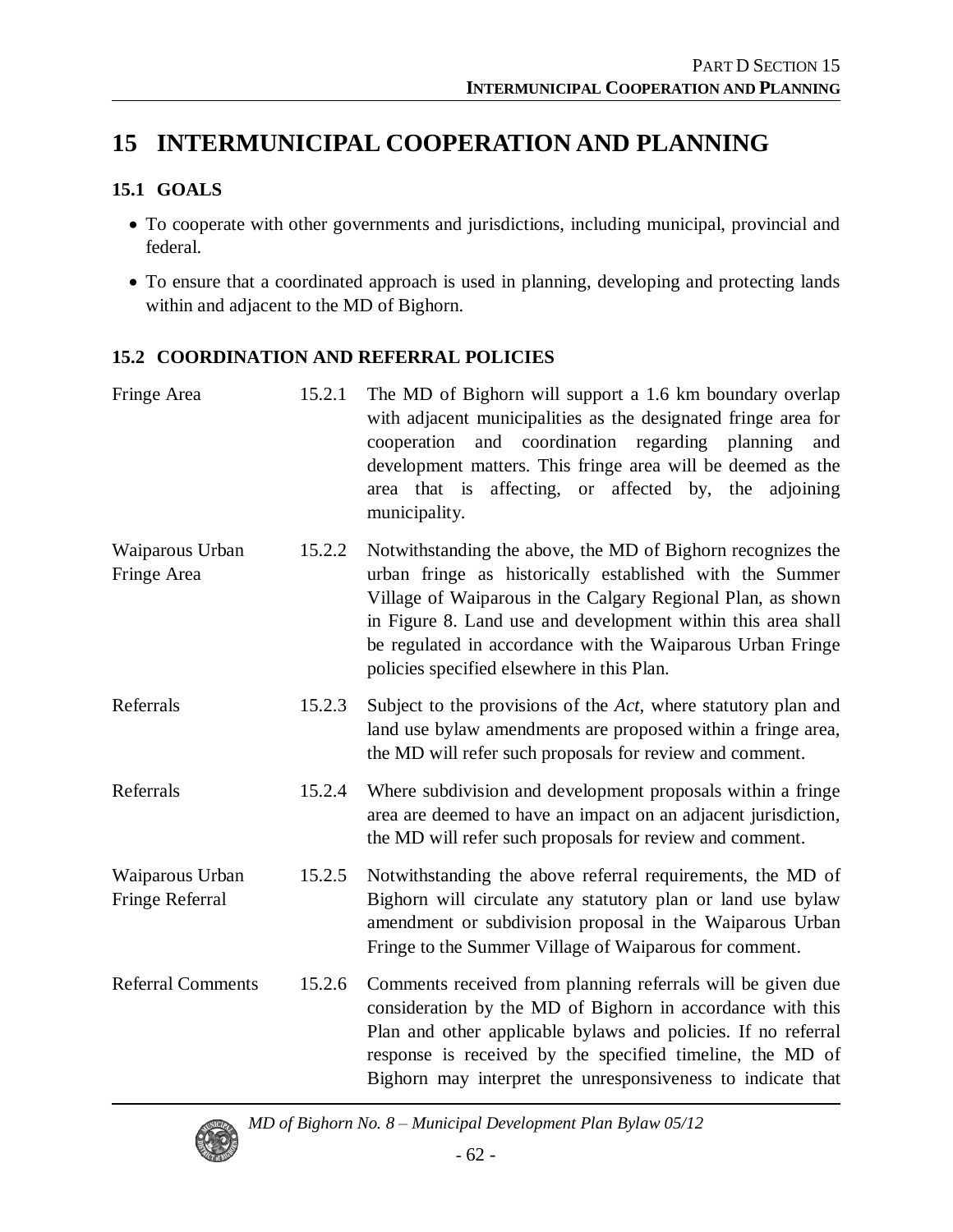# 15 INTERMUNICIPAL COOPERATION AND PLANNING

## 15.1 GOALS

- To cooperate with other governments and jurisdictions, including municipal, provincial and federal.
- To ensure that a coordinated approach is used in planning, developing and protecting lands within and adjacent to the MD of Bighorn.

## 15.2 COORDINATION AND REFERRAL POLICIES

| | | |
|---|---|---|
| Fringe Area | 15.2.1 | The MD of Bighorn will support a 1.6 km boundary overlap with adjacent municipalities as the designated fringe area for cooperation and coordination regarding planning and development matters. This fringe area will be deemed as the area that is affecting, or affected by, the adjoining municipality. |
| Waiparous Urban Fringe Area | 15.2.2 | Notwithstanding the above, the MD of Bighorn recognizes the urban fringe as historically established with the Summer Village of Waiparous in the Calgary Regional Plan, as shown in Figure 8. Land use and development within this area shall be regulated in accordance with the Waiparous Urban Fringe policies specified elsewhere in this Plan. |
| Referrals | 15.2.3 | Subject to the provisions of the *Act*, where statutory plan and land use bylaw amendments are proposed within a fringe area, the MD will refer such proposals for review and comment. |
| Referrals | 15.2.4 | Where subdivision and development proposals within a fringe area are deemed to have an impact on an adjacent jurisdiction, the MD will refer such proposals for review and comment. |
| Waiparous Urban Fringe Referral | 15.2.5 | Notwithstanding the above referral requirements, the MD of Bighorn will circulate any statutory plan or land use bylaw amendment or subdivision proposal in the Waiparous Urban Fringe to the Summer Village of Waiparous for comment. |
| Referral Comments | 15.2.6 | Comments received from planning referrals will be given due consideration by the MD of Bighorn in accordance with this Plan and other applicable bylaws and policies. If no referral response is received by the specified timeline, the MD of Bighorn may interpret the unresponsiveness to indicate that |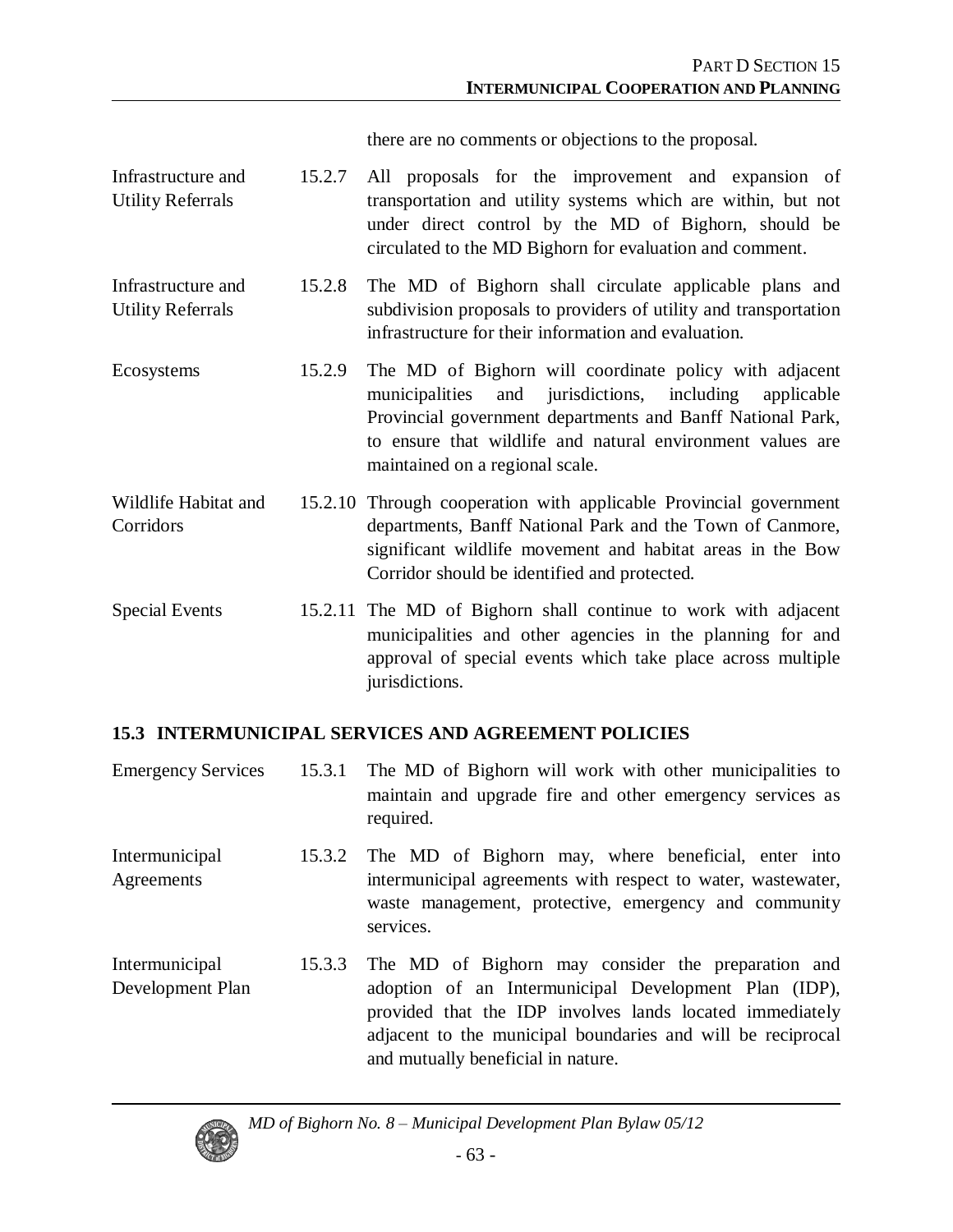there are no comments or objections to the proposal.

| | | |
|---|---|---|
| Infrastructure and Utility Referrals | 15.2.7 | All proposals for the improvement and expansion of transportation and utility systems which are within, but not under direct control by the MD of Bighorn, should be circulated to the MD Bighorn for evaluation and comment. |
| Infrastructure and Utility Referrals | 15.2.8 | The MD of Bighorn shall circulate applicable plans and subdivision proposals to providers of utility and transportation infrastructure for their information and evaluation. |
| Ecosystems | 15.2.9 | The MD of Bighorn will coordinate policy with adjacent municipalities and jurisdictions, including applicable Provincial government departments and Banff National Park, to ensure that wildlife and natural environment values are maintained on a regional scale. |
| Wildlife Habitat and Corridors | 15.2.10 | Through cooperation with applicable Provincial government departments, Banff National Park and the Town of Canmore, significant wildlife movement and habitat areas in the Bow Corridor should be identified and protected. |
| Special Events | 15.2.11 | The MD of Bighorn shall continue to work with adjacent municipalities and other agencies in the planning for and approval of special events which take place across multiple jurisdictions. |

## 15.3 INTERMUNICIPAL SERVICES AND AGREEMENT POLICIES

| | | |
|---|---|---|
| Emergency Services | 15.3.1 | The MD of Bighorn will work with other municipalities to maintain and upgrade fire and other emergency services as required. |
| Intermunicipal Agreements | 15.3.2 | The MD of Bighorn may, where beneficial, enter into intermunicipal agreements with respect to water, wastewater, waste management, protective, emergency and community services. |
| Intermunicipal Development Plan | 15.3.3 | The MD of Bighorn may consider the preparation and adoption of an Intermunicipal Development Plan (IDP), provided that the IDP involves lands located immediately adjacent to the municipal boundaries and will be reciprocal and mutually beneficial in nature. |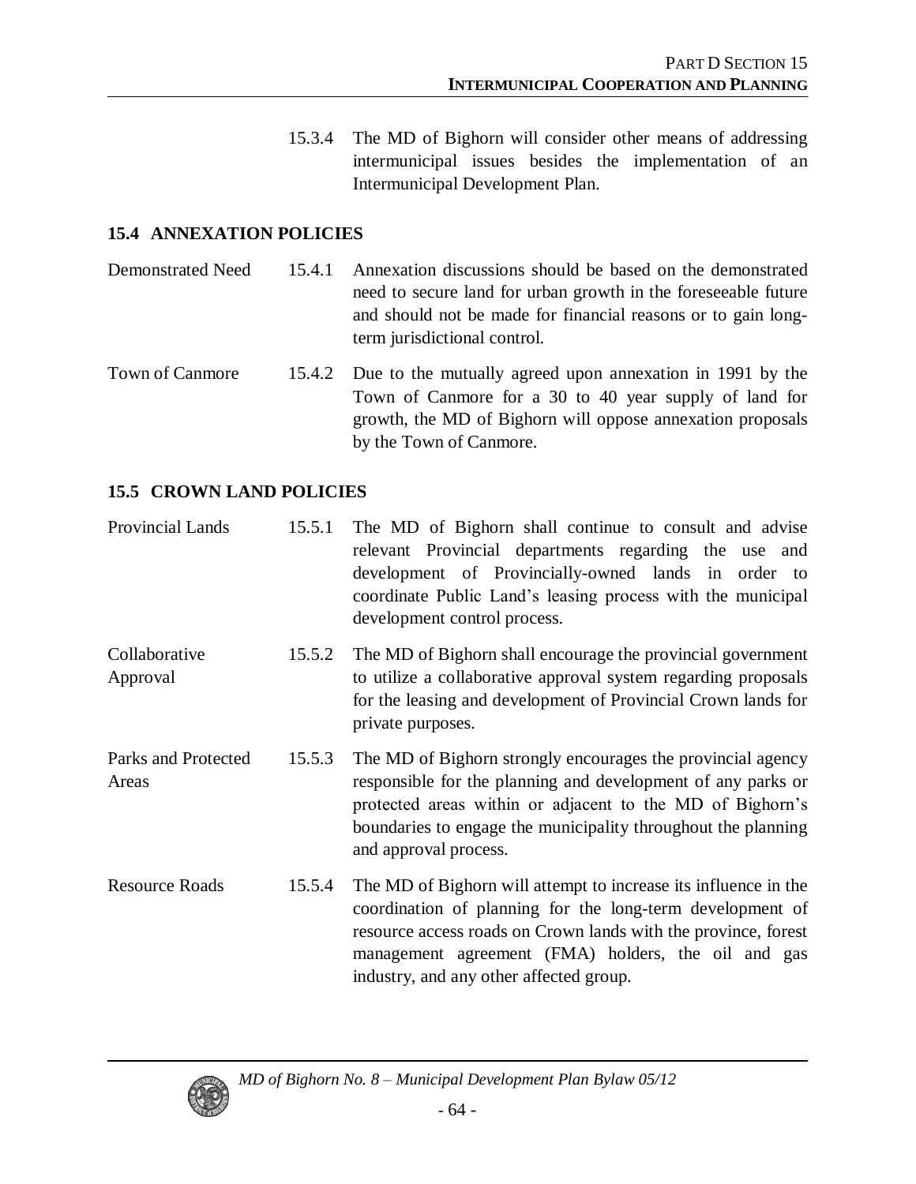15.3.4 The MD of Bighorn will consider other means of addressing intermunicipal issues besides the implementation of an Intermunicipal Development Plan.

## 15.4 ANNEXATION POLICIES

**Demonstrated Need**

15.4.1 Annexation discussions should be based on the demonstrated need to secure land for urban growth in the foreseeable future and should not be made for financial reasons or to gain long-term jurisdictional control.

**Town of Canmore**

15.4.2 Due to the mutually agreed upon annexation in 1991 by the Town of Canmore for a 30 to 40 year supply of land for growth, the MD of Bighorn will oppose annexation proposals by the Town of Canmore.

## 15.5 CROWN LAND POLICIES

**Provincial Lands**

15.5.1 The MD of Bighorn shall continue to consult and advise relevant Provincial departments regarding the use and development of Provincially-owned lands in order to coordinate Public Land's leasing process with the municipal development control process.

**Collaborative Approval**

15.5.2 The MD of Bighorn shall encourage the provincial government to utilize a collaborative approval system regarding proposals for the leasing and development of Provincial Crown lands for private purposes.

**Parks and Protected Areas**

15.5.3 The MD of Bighorn strongly encourages the provincial agency responsible for the planning and development of any parks or protected areas within or adjacent to the MD of Bighorn's boundaries to engage the municipality throughout the planning and approval process.

**Resource Roads**

15.5.4 The MD of Bighorn will attempt to increase its influence in the coordination of planning for the long-term development of resource access roads on Crown lands with the province, forest management agreement (FMA) holders, the oil and gas industry, and any other affected group.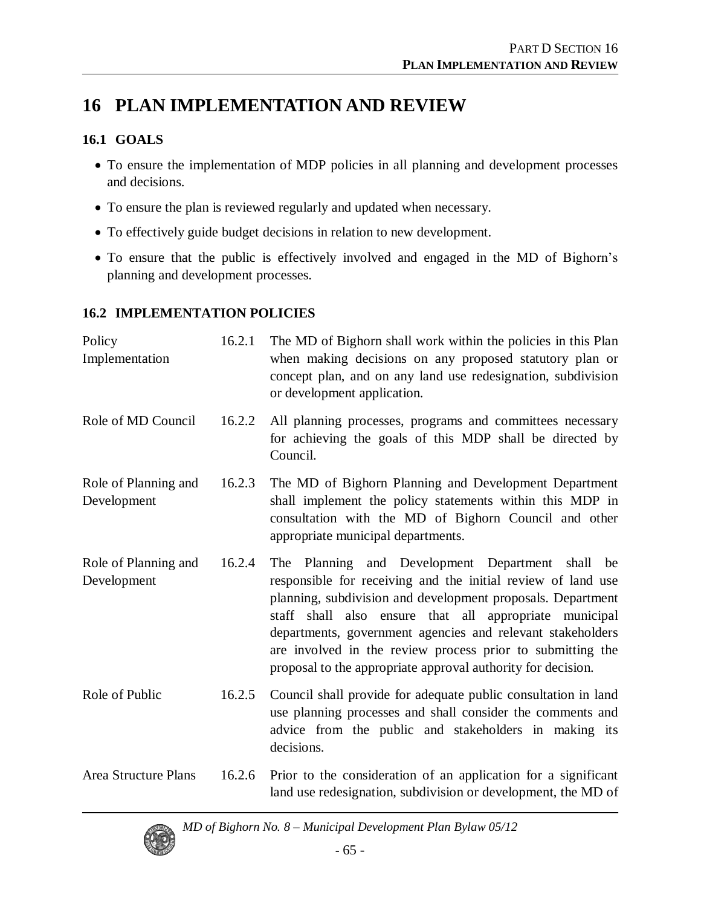# 16 PLAN IMPLEMENTATION AND REVIEW

## 16.1 GOALS

- To ensure the implementation of MDP policies in all planning and development processes and decisions.
- To ensure the plan is reviewed regularly and updated when necessary.
- To effectively guide budget decisions in relation to new development.
- To ensure that the public is effectively involved and engaged in the MD of Bighorn's planning and development processes.

## 16.2 IMPLEMENTATION POLICIES

| | | |
|---|---|---|
| Policy Implementation | 16.2.1 | The MD of Bighorn shall work within the policies in this Plan when making decisions on any proposed statutory plan or concept plan, and on any land use redesignation, subdivision or development application. |
| Role of MD Council | 16.2.2 | All planning processes, programs and committees necessary for achieving the goals of this MDP shall be directed by Council. |
| Role of Planning and Development | 16.2.3 | The MD of Bighorn Planning and Development Department shall implement the policy statements within this MDP in consultation with the MD of Bighorn Council and other appropriate municipal departments. |
| Role of Planning and Development | 16.2.4 | The Planning and Development Department shall be responsible for receiving and the initial review of land use planning, subdivision and development proposals. Department staff shall also ensure that all appropriate municipal departments, government agencies and relevant stakeholders are involved in the review process prior to submitting the proposal to the appropriate approval authority for decision. |
| Role of Public | 16.2.5 | Council shall provide for adequate public consultation in land use planning processes and shall consider the comments and advice from the public and stakeholders in making its decisions. |
| Area Structure Plans | 16.2.6 | Prior to the consideration of an application for a significant land use redesignation, subdivision or development, the MD of |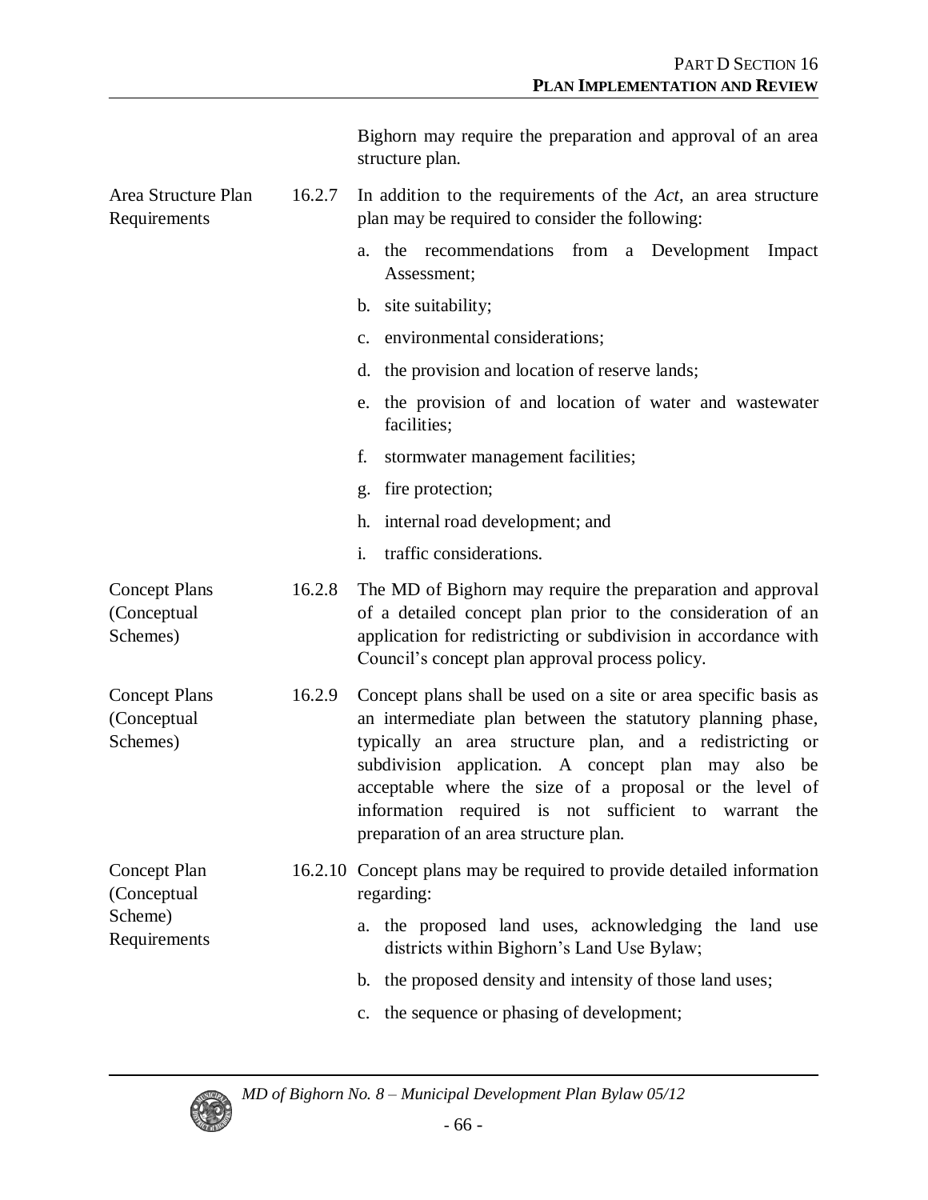Bighorn may require the preparation and approval of an area structure plan.

**Area Structure Plan Requirements**

16.2.7 In addition to the requirements of the *Act*, an area structure plan may be required to consider the following:

a. the recommendations from a Development Impact Assessment;

b. site suitability;

c. environmental considerations;

d. the provision and location of reserve lands;

e. the provision of and location of water and wastewater facilities;

f. stormwater management facilities;

g. fire protection;

h. internal road development; and

i. traffic considerations.

**Concept Plans (Conceptual Schemes)**

16.2.8 The MD of Bighorn may require the preparation and approval of a detailed concept plan prior to the consideration of an application for redistricting or subdivision in accordance with Council's concept plan approval process policy.

**Concept Plans (Conceptual Schemes)**

16.2.9 Concept plans shall be used on a site or area specific basis as an intermediate plan between the statutory planning phase, typically an area structure plan, and a redistricting or subdivision application. A concept plan may also be acceptable where the size of a proposal or the level of information required is not sufficient to warrant the preparation of an area structure plan.

**Concept Plan (Conceptual Scheme) Requirements**

16.2.10 Concept plans may be required to provide detailed information regarding:

a. the proposed land uses, acknowledging the land use districts within Bighorn's Land Use Bylaw;

b. the proposed density and intensity of those land uses;

c. the sequence or phasing of development;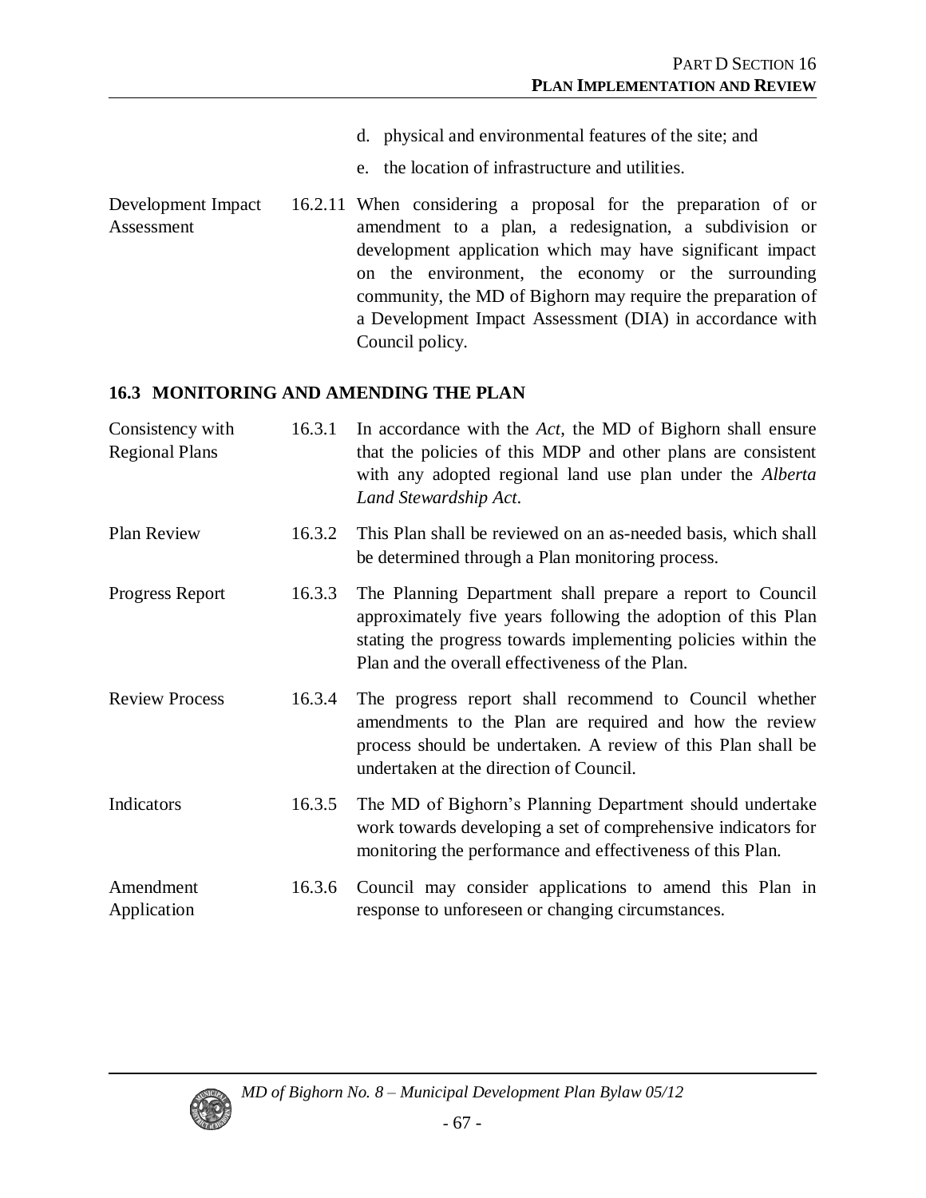d. physical and environmental features of the site; and

e. the location of infrastructure and utilities.

| | | |
|---|---|---|
| Development Impact Assessment | 16.2.11 | When considering a proposal for the preparation of or amendment to a plan, a redesignation, a subdivision or development application which may have significant impact on the environment, the economy or the surrounding community, the MD of Bighorn may require the preparation of a Development Impact Assessment (DIA) in accordance with Council policy. |

### 16.3 MONITORING AND AMENDING THE PLAN

| | | |
|---|---|---|
| Consistency with Regional Plans | 16.3.1 | In accordance with the *Act*, the MD of Bighorn shall ensure that the policies of this MDP and other plans are consistent with any adopted regional land use plan under the *Alberta Land Stewardship Act*. |
| Plan Review | 16.3.2 | This Plan shall be reviewed on an as-needed basis, which shall be determined through a Plan monitoring process. |
| Progress Report | 16.3.3 | The Planning Department shall prepare a report to Council approximately five years following the adoption of this Plan stating the progress towards implementing policies within the Plan and the overall effectiveness of the Plan. |
| Review Process | 16.3.4 | The progress report shall recommend to Council whether amendments to the Plan are required and how the review process should be undertaken. A review of this Plan shall be undertaken at the direction of Council. |
| Indicators | 16.3.5 | The MD of Bighorn's Planning Department should undertake work towards developing a set of comprehensive indicators for monitoring the performance and effectiveness of this Plan. |
| Amendment Application | 16.3.6 | Council may consider applications to amend this Plan in response to unforeseen or changing circumstances. |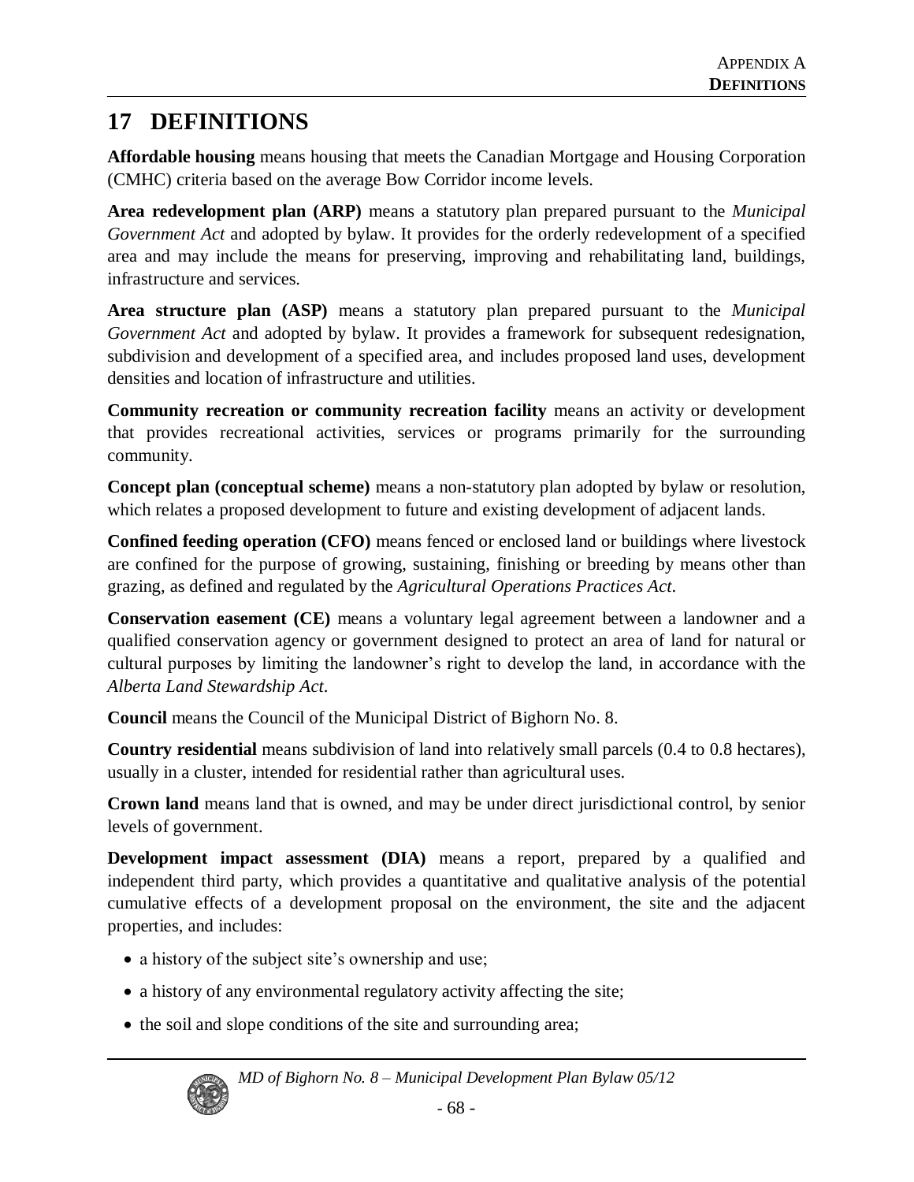# 17 DEFINITIONS

**Affordable housing** means housing that meets the Canadian Mortgage and Housing Corporation (CMHC) criteria based on the average Bow Corridor income levels.

**Area redevelopment plan (ARP)** means a statutory plan prepared pursuant to the *Municipal Government Act* and adopted by bylaw. It provides for the orderly redevelopment of a specified area and may include the means for preserving, improving and rehabilitating land, buildings, infrastructure and services.

**Area structure plan (ASP)** means a statutory plan prepared pursuant to the *Municipal Government Act* and adopted by bylaw. It provides a framework for subsequent redesignation, subdivision and development of a specified area, and includes proposed land uses, development densities and location of infrastructure and utilities.

**Community recreation or community recreation facility** means an activity or development that provides recreational activities, services or programs primarily for the surrounding community.

**Concept plan (conceptual scheme)** means a non-statutory plan adopted by bylaw or resolution, which relates a proposed development to future and existing development of adjacent lands.

**Confined feeding operation (CFO)** means fenced or enclosed land or buildings where livestock are confined for the purpose of growing, sustaining, finishing or breeding by means other than grazing, as defined and regulated by the *Agricultural Operations Practices Act*.

**Conservation easement (CE)** means a voluntary legal agreement between a landowner and a qualified conservation agency or government designed to protect an area of land for natural or cultural purposes by limiting the landowner's right to develop the land, in accordance with the *Alberta Land Stewardship Act*.

**Council** means the Council of the Municipal District of Bighorn No. 8.

**Country residential** means subdivision of land into relatively small parcels (0.4 to 0.8 hectares), usually in a cluster, intended for residential rather than agricultural uses.

**Crown land** means land that is owned, and may be under direct jurisdictional control, by senior levels of government.

**Development impact assessment (DIA)** means a report, prepared by a qualified and independent third party, which provides a quantitative and qualitative analysis of the potential cumulative effects of a development proposal on the environment, the site and the adjacent properties, and includes:

- a history of the subject site's ownership and use;
- a history of any environmental regulatory activity affecting the site;
- the soil and slope conditions of the site and surrounding area;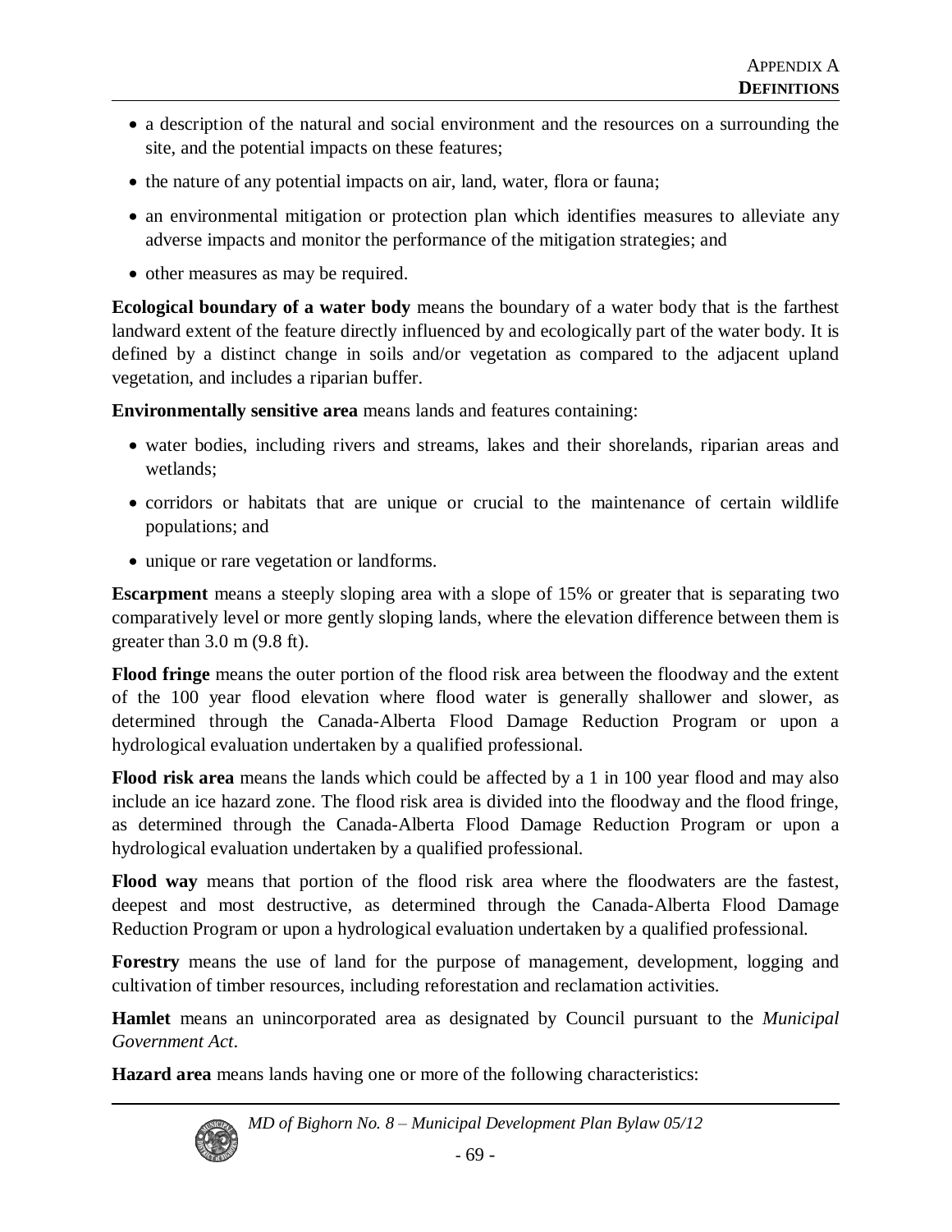- a description of the natural and social environment and the resources on a surrounding the site, and the potential impacts on these features;
- the nature of any potential impacts on air, land, water, flora or fauna;
- an environmental mitigation or protection plan which identifies measures to alleviate any adverse impacts and monitor the performance of the mitigation strategies; and
- other measures as may be required.

**Ecological boundary of a water body** means the boundary of a water body that is the farthest landward extent of the feature directly influenced by and ecologically part of the water body. It is defined by a distinct change in soils and/or vegetation as compared to the adjacent upland vegetation, and includes a riparian buffer.

**Environmentally sensitive area** means lands and features containing:

- water bodies, including rivers and streams, lakes and their shorelands, riparian areas and wetlands;
- corridors or habitats that are unique or crucial to the maintenance of certain wildlife populations; and
- unique or rare vegetation or landforms.

**Escarpment** means a steeply sloping area with a slope of 15% or greater that is separating two comparatively level or more gently sloping lands, where the elevation difference between them is greater than 3.0 m (9.8 ft).

**Flood fringe** means the outer portion of the flood risk area between the floodway and the extent of the 100 year flood elevation where flood water is generally shallower and slower, as determined through the Canada-Alberta Flood Damage Reduction Program or upon a hydrological evaluation undertaken by a qualified professional.

**Flood risk area** means the lands which could be affected by a 1 in 100 year flood and may also include an ice hazard zone. The flood risk area is divided into the floodway and the flood fringe, as determined through the Canada-Alberta Flood Damage Reduction Program or upon a hydrological evaluation undertaken by a qualified professional.

**Flood way** means that portion of the flood risk area where the floodwaters are the fastest, deepest and most destructive, as determined through the Canada-Alberta Flood Damage Reduction Program or upon a hydrological evaluation undertaken by a qualified professional.

**Forestry** means the use of land for the purpose of management, development, logging and cultivation of timber resources, including reforestation and reclamation activities.

**Hamlet** means an unincorporated area as designated by Council pursuant to the *Municipal Government Act*.

**Hazard area** means lands having one or more of the following characteristics: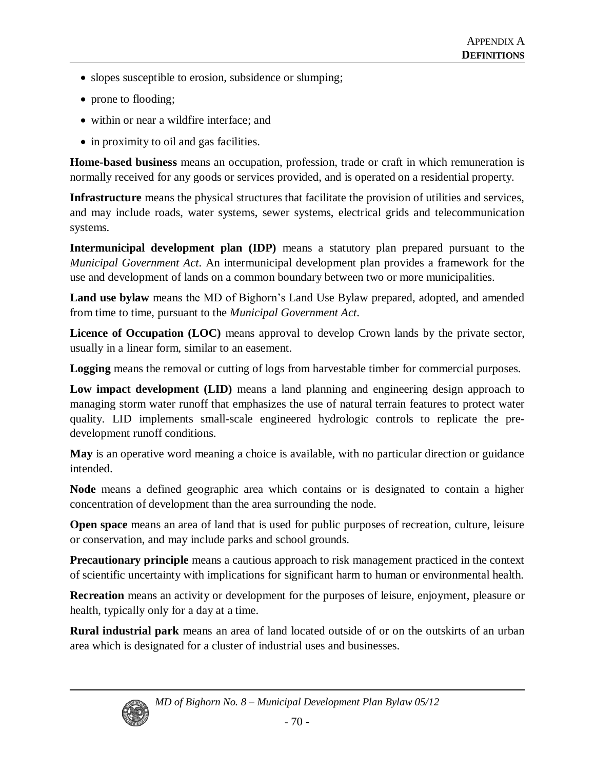- slopes susceptible to erosion, subsidence or slumping;
- prone to flooding;
- within or near a wildfire interface; and
- in proximity to oil and gas facilities.

**Home-based business** means an occupation, profession, trade or craft in which remuneration is normally received for any goods or services provided, and is operated on a residential property.

**Infrastructure** means the physical structures that facilitate the provision of utilities and services, and may include roads, water systems, sewer systems, electrical grids and telecommunication systems.

**Intermunicipal development plan (IDP)** means a statutory plan prepared pursuant to the *Municipal Government Act*. An intermunicipal development plan provides a framework for the use and development of lands on a common boundary between two or more municipalities.

**Land use bylaw** means the MD of Bighorn's Land Use Bylaw prepared, adopted, and amended from time to time, pursuant to the *Municipal Government Act*.

**Licence of Occupation (LOC)** means approval to develop Crown lands by the private sector, usually in a linear form, similar to an easement.

**Logging** means the removal or cutting of logs from harvestable timber for commercial purposes.

**Low impact development (LID)** means a land planning and engineering design approach to managing storm water runoff that emphasizes the use of natural terrain features to protect water quality. LID implements small-scale engineered hydrologic controls to replicate the pre-development runoff conditions.

**May** is an operative word meaning a choice is available, with no particular direction or guidance intended.

**Node** means a defined geographic area which contains or is designated to contain a higher concentration of development than the area surrounding the node.

**Open space** means an area of land that is used for public purposes of recreation, culture, leisure or conservation, and may include parks and school grounds.

**Precautionary principle** means a cautious approach to risk management practiced in the context of scientific uncertainty with implications for significant harm to human or environmental health.

**Recreation** means an activity or development for the purposes of leisure, enjoyment, pleasure or health, typically only for a day at a time.

**Rural industrial park** means an area of land located outside of or on the outskirts of an urban area which is designated for a cluster of industrial uses and businesses.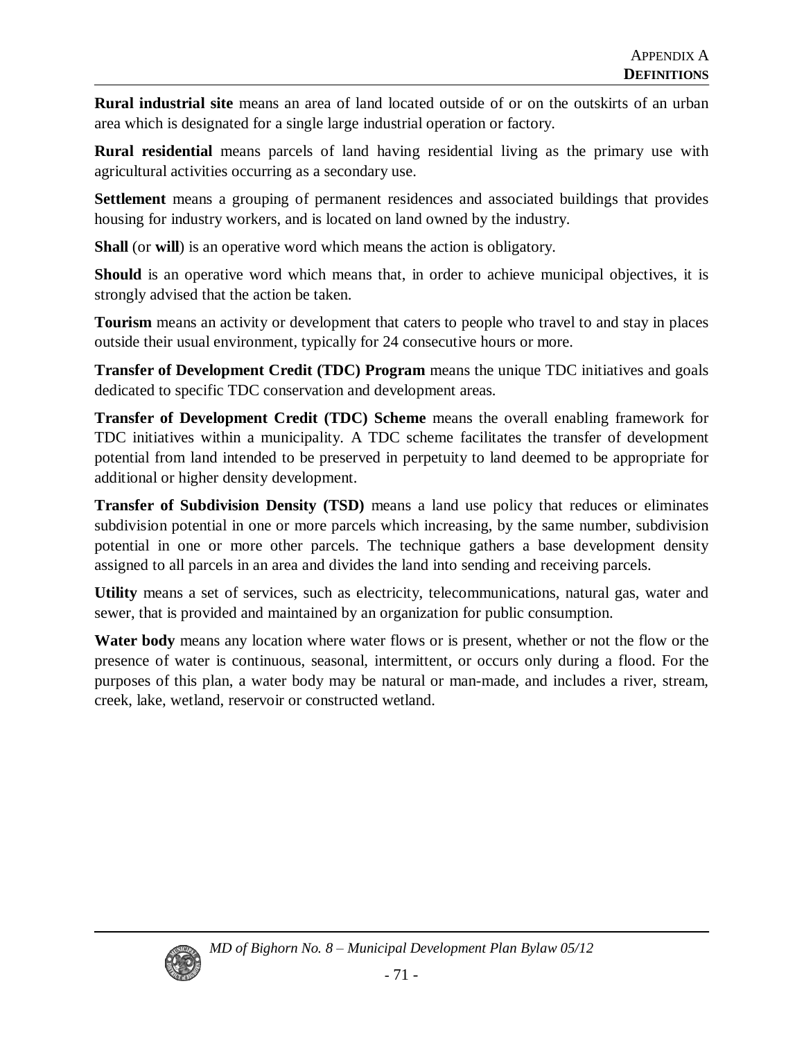**Rural industrial site** means an area of land located outside of or on the outskirts of an urban area which is designated for a single large industrial operation or factory.

**Rural residential** means parcels of land having residential living as the primary use with agricultural activities occurring as a secondary use.

**Settlement** means a grouping of permanent residences and associated buildings that provides housing for industry workers, and is located on land owned by the industry.

**Shall** (or **will**) is an operative word which means the action is obligatory.

**Should** is an operative word which means that, in order to achieve municipal objectives, it is strongly advised that the action be taken.

**Tourism** means an activity or development that caters to people who travel to and stay in places outside their usual environment, typically for 24 consecutive hours or more.

**Transfer of Development Credit (TDC) Program** means the unique TDC initiatives and goals dedicated to specific TDC conservation and development areas.

**Transfer of Development Credit (TDC) Scheme** means the overall enabling framework for TDC initiatives within a municipality. A TDC scheme facilitates the transfer of development potential from land intended to be preserved in perpetuity to land deemed to be appropriate for additional or higher density development.

**Transfer of Subdivision Density (TSD)** means a land use policy that reduces or eliminates subdivision potential in one or more parcels which increasing, by the same number, subdivision potential in one or more other parcels. The technique gathers a base development density assigned to all parcels in an area and divides the land into sending and receiving parcels.

**Utility** means a set of services, such as electricity, telecommunications, natural gas, water and sewer, that is provided and maintained by an organization for public consumption.

**Water body** means any location where water flows or is present, whether or not the flow or the presence of water is continuous, seasonal, intermittent, or occurs only during a flood. For the purposes of this plan, a water body may be natural or man-made, and includes a river, stream, creek, lake, wetland, reservoir or constructed wetland.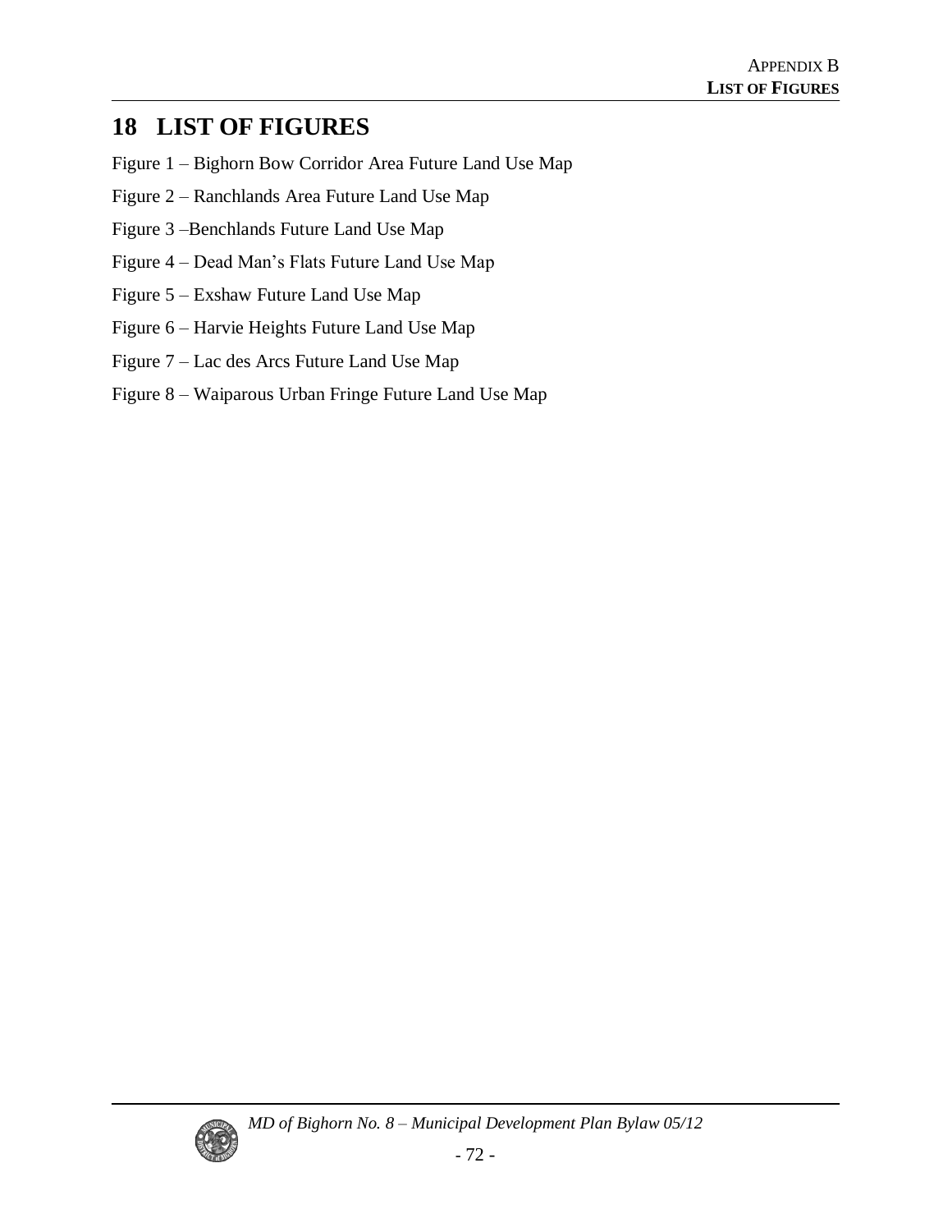# 18 LIST OF FIGURES

Figure 1 – Bighorn Bow Corridor Area Future Land Use Map

Figure 2 – Ranchlands Area Future Land Use Map

Figure 3 –Benchlands Future Land Use Map

Figure 4 – Dead Man's Flats Future Land Use Map

Figure 5 – Exshaw Future Land Use Map

Figure 6 – Harvie Heights Future Land Use Map

Figure 7 – Lac des Arcs Future Land Use Map

Figure 8 – Waiparous Urban Fringe Future Land Use Map